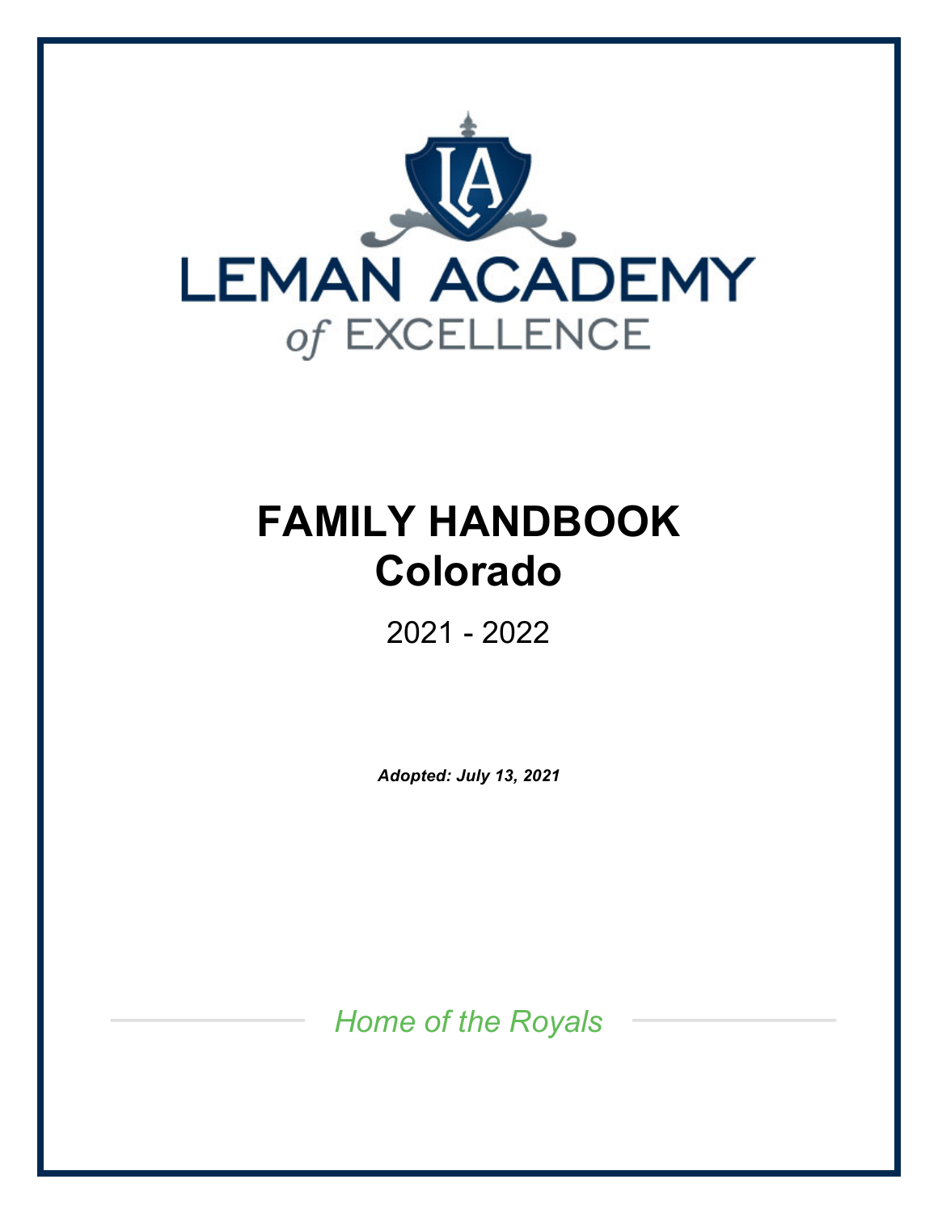LEMAN ACADEMY

*of* EXCELLENCE

# FAMILY HANDBOOK
# Colorado

2021 - 2022

***Adopted: July 13, 2021***

*Home of the Royals*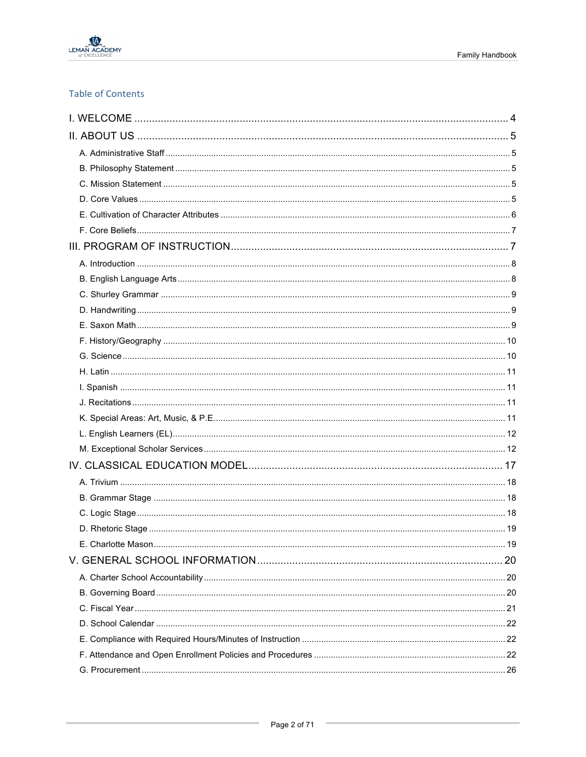## Table of Contents

- I. WELCOME ... 4
- II. ABOUT US ... 5
  - A. Administrative Staff ... 5
  - B. Philosophy Statement ... 5
  - C. Mission Statement ... 5
  - D. Core Values ... 5
  - E. Cultivation of Character Attributes ... 6
  - F. Core Beliefs ... 7
- III. PROGRAM OF INSTRUCTION ... 7
  - A. Introduction ... 8
  - B. English Language Arts ... 8
  - C. Shurley Grammar ... 9
  - D. Handwriting ... 9
  - E. Saxon Math ... 9
  - F. History/Geography ... 10
  - G. Science ... 10
  - H. Latin ... 11
  - I. Spanish ... 11
  - J. Recitations ... 11
  - K. Special Areas: Art, Music, & P.E. ... 11
  - L. English Learners (EL) ... 12
  - M. Exceptional Scholar Services ... 12
- IV. CLASSICAL EDUCATION MODEL ... 17
  - A. Trivium ... 18
  - B. Grammar Stage ... 18
  - C. Logic Stage ... 18
  - D. Rhetoric Stage ... 19
  - E. Charlotte Mason ... 19
- V. GENERAL SCHOOL INFORMATION ... 20
  - A. Charter School Accountability ... 20
  - B. Governing Board ... 20
  - C. Fiscal Year ... 21
  - D. School Calendar ... 22
  - E. Compliance with Required Hours/Minutes of Instruction ... 22
  - F. Attendance and Open Enrollment Policies and Procedures ... 22
  - G. Procurement ... 26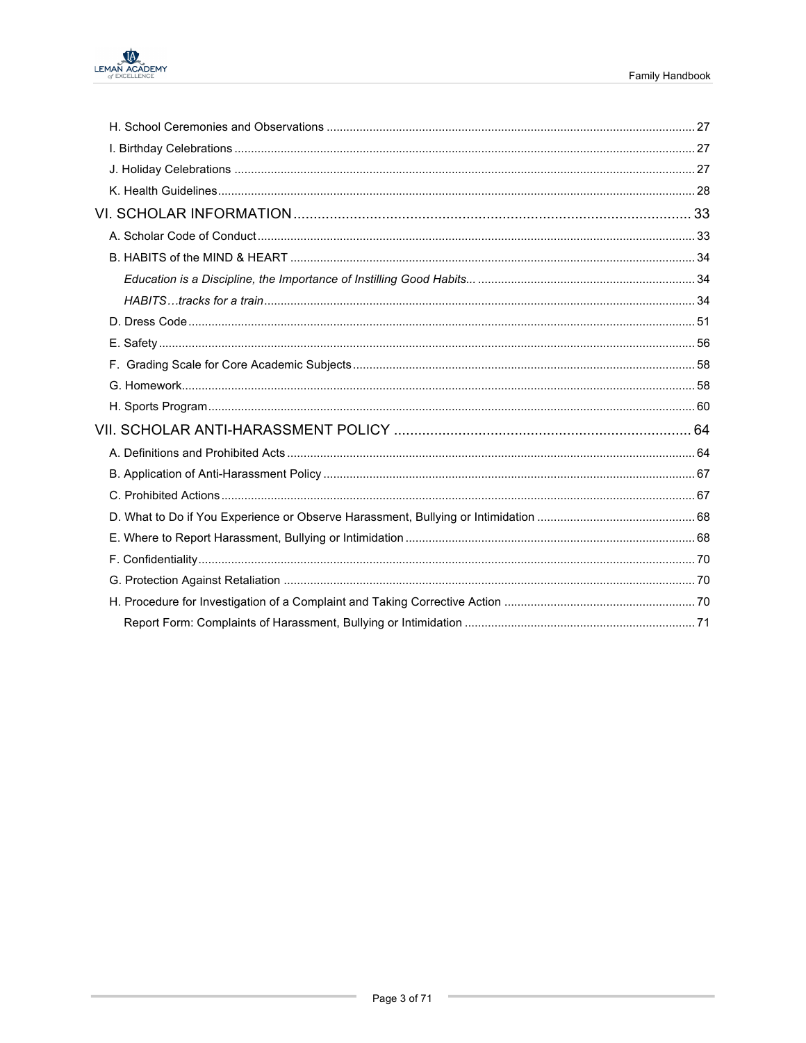H. School Ceremonies and Observations ............ 27
I. Birthday Celebrations ............ 27
J. Holiday Celebrations ............ 27
K. Health Guidelines ............ 28

VI. SCHOLAR INFORMATION ............ 33

A. Scholar Code of Conduct ............ 33
B. HABITS of the MIND & HEART ............ 34
*Education is a Discipline, the Importance of Instilling Good Habits...* ............ 34
*HABITS…tracks for a train* ............ 34
D. Dress Code ............ 51
E. Safety ............ 56
F. Grading Scale for Core Academic Subjects ............ 58
G. Homework ............ 58
H. Sports Program ............ 60

VII. SCHOLAR ANTI-HARASSMENT POLICY ............ 64

A. Definitions and Prohibited Acts ............ 64
B. Application of Anti-Harassment Policy ............ 67
C. Prohibited Actions ............ 67
D. What to Do if You Experience or Observe Harassment, Bullying or Intimidation ............ 68
E. Where to Report Harassment, Bullying or Intimidation ............ 68
F. Confidentiality ............ 70
G. Protection Against Retaliation ............ 70
H. Procedure for Investigation of a Complaint and Taking Corrective Action ............ 70
Report Form: Complaints of Harassment, Bullying or Intimidation ............ 71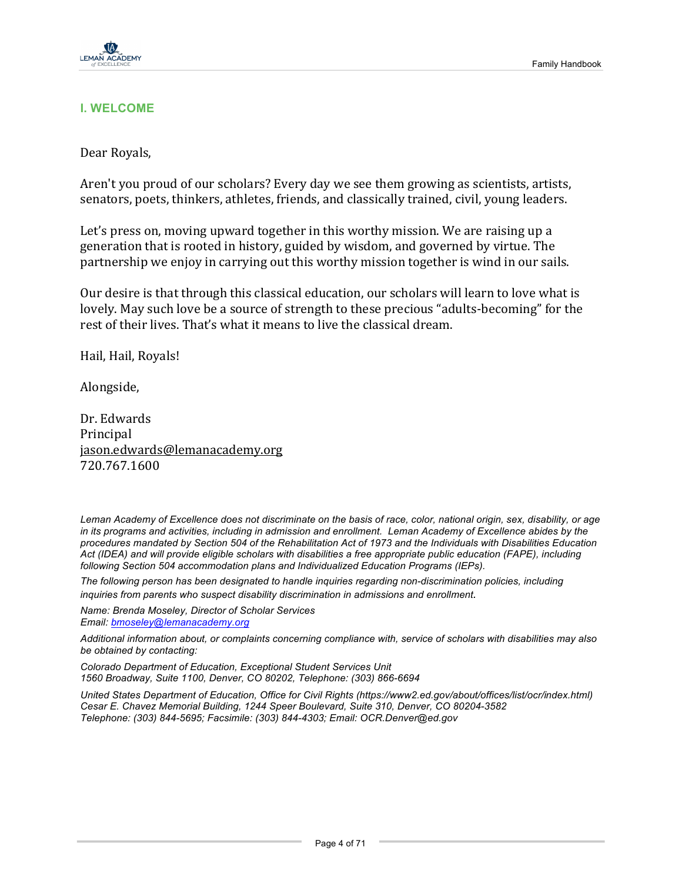## I. WELCOME

Dear Royals,

Aren't you proud of our scholars? Every day we see them growing as scientists, artists, senators, poets, thinkers, athletes, friends, and classically trained, civil, young leaders.

Let's press on, moving upward together in this worthy mission. We are raising up a generation that is rooted in history, guided by wisdom, and governed by virtue. The partnership we enjoy in carrying out this worthy mission together is wind in our sails.

Our desire is that through this classical education, our scholars will learn to love what is lovely. May such love be a source of strength to these precious "adults-becoming" for the rest of their lives. That's what it means to live the classical dream.

Hail, Hail, Royals!

Alongside,

Dr. Edwards
Principal
jason.edwards@lemanacademy.org
720.767.1600

*Leman Academy of Excellence does not discriminate on the basis of race, color, national origin, sex, disability, or age in its programs and activities, including in admission and enrollment. Leman Academy of Excellence abides by the procedures mandated by Section 504 of the Rehabilitation Act of 1973 and the Individuals with Disabilities Education Act (IDEA) and will provide eligible scholars with disabilities a free appropriate public education (FAPE), including following Section 504 accommodation plans and Individualized Education Programs (IEPs).*

*The following person has been designated to handle inquiries regarding non-discrimination policies, including inquiries from parents who suspect disability discrimination in admissions and enrollment.*

*Name: Brenda Moseley, Director of Scholar Services*
*Email: bmoseley@lemanacademy.org*

*Additional information about, or complaints concerning compliance with, service of scholars with disabilities may also be obtained by contacting:*

*Colorado Department of Education, Exceptional Student Services Unit*
*1560 Broadway, Suite 1100, Denver, CO 80202, Telephone: (303) 866-6694*

*United States Department of Education, Office for Civil Rights (https://www2.ed.gov/about/offices/list/ocr/index.html)*
*Cesar E. Chavez Memorial Building, 1244 Speer Boulevard, Suite 310, Denver, CO 80204-3582*
*Telephone: (303) 844-5695; Facsimile: (303) 844-4303; Email: OCR.Denver@ed.gov*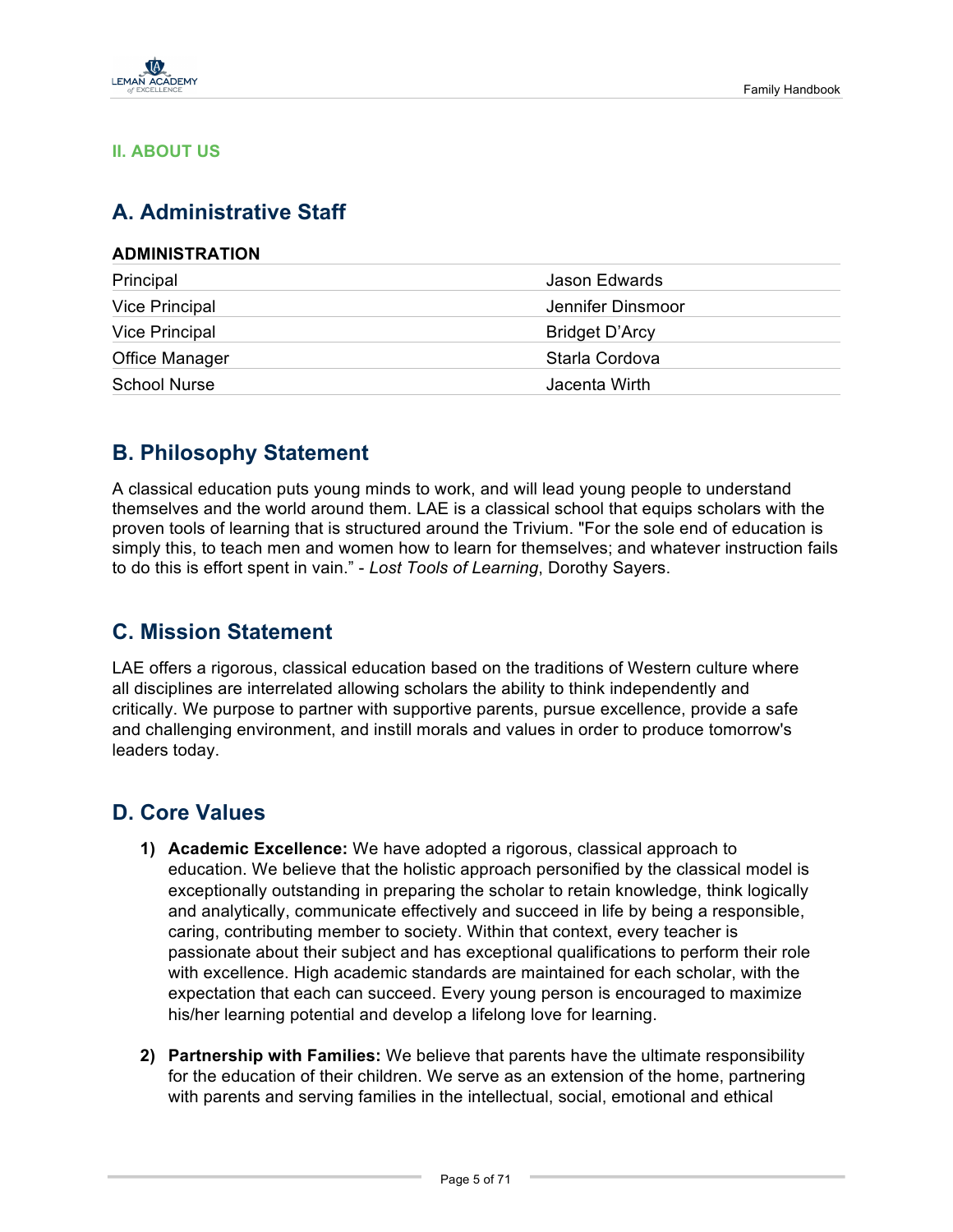## II. ABOUT US

## A. Administrative Staff

| ADMINISTRATION | |
|---|---|
| Principal | Jason Edwards |
| Vice Principal | Jennifer Dinsmoor |
| Vice Principal | Bridget D'Arcy |
| Office Manager | Starla Cordova |
| School Nurse | Jacenta Wirth |

## B. Philosophy Statement

A classical education puts young minds to work, and will lead young people to understand themselves and the world around them. LAE is a classical school that equips scholars with the proven tools of learning that is structured around the Trivium. "For the sole end of education is simply this, to teach men and women how to learn for themselves; and whatever instruction fails to do this is effort spent in vain." - *Lost Tools of Learning*, Dorothy Sayers.

## C. Mission Statement

LAE offers a rigorous, classical education based on the traditions of Western culture where all disciplines are interrelated allowing scholars the ability to think independently and critically. We purpose to partner with supportive parents, pursue excellence, provide a safe and challenging environment, and instill morals and values in order to produce tomorrow's leaders today.

## D. Core Values

1) **Academic Excellence:** We have adopted a rigorous, classical approach to education. We believe that the holistic approach personified by the classical model is exceptionally outstanding in preparing the scholar to retain knowledge, think logically and analytically, communicate effectively and succeed in life by being a responsible, caring, contributing member to society. Within that context, every teacher is passionate about their subject and has exceptional qualifications to perform their role with excellence. High academic standards are maintained for each scholar, with the expectation that each can succeed. Every young person is encouraged to maximize his/her learning potential and develop a lifelong love for learning.

2) **Partnership with Families:** We believe that parents have the ultimate responsibility for the education of their children. We serve as an extension of the home, partnering with parents and serving families in the intellectual, social, emotional and ethical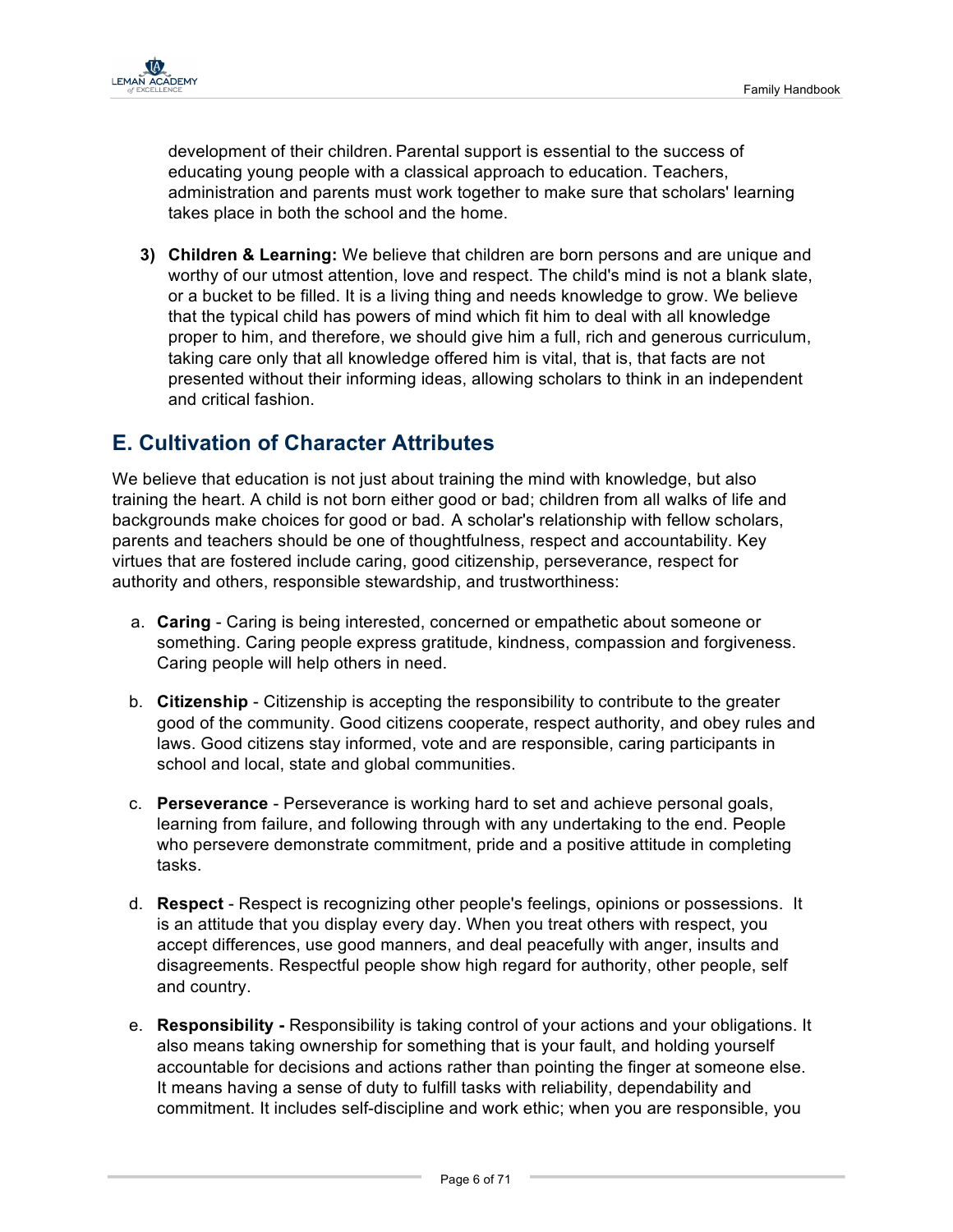development of their children. Parental support is essential to the success of educating young people with a classical approach to education. Teachers, administration and parents must work together to make sure that scholars' learning takes place in both the school and the home.

3) **Children & Learning:** We believe that children are born persons and are unique and worthy of our utmost attention, love and respect. The child's mind is not a blank slate, or a bucket to be filled. It is a living thing and needs knowledge to grow. We believe that the typical child has powers of mind which fit him to deal with all knowledge proper to him, and therefore, we should give him a full, rich and generous curriculum, taking care only that all knowledge offered him is vital, that is, that facts are not presented without their informing ideas, allowing scholars to think in an independent and critical fashion.

## E. Cultivation of Character Attributes

We believe that education is not just about training the mind with knowledge, but also training the heart. A child is not born either good or bad; children from all walks of life and backgrounds make choices for good or bad. A scholar's relationship with fellow scholars, parents and teachers should be one of thoughtfulness, respect and accountability. Key virtues that are fostered include caring, good citizenship, perseverance, respect for authority and others, responsible stewardship, and trustworthiness:

a. **Caring** - Caring is being interested, concerned or empathetic about someone or something. Caring people express gratitude, kindness, compassion and forgiveness. Caring people will help others in need.

b. **Citizenship** - Citizenship is accepting the responsibility to contribute to the greater good of the community. Good citizens cooperate, respect authority, and obey rules and laws. Good citizens stay informed, vote and are responsible, caring participants in school and local, state and global communities.

c. **Perseverance** - Perseverance is working hard to set and achieve personal goals, learning from failure, and following through with any undertaking to the end. People who persevere demonstrate commitment, pride and a positive attitude in completing tasks.

d. **Respect** - Respect is recognizing other people's feelings, opinions or possessions. It is an attitude that you display every day. When you treat others with respect, you accept differences, use good manners, and deal peacefully with anger, insults and disagreements. Respectful people show high regard for authority, other people, self and country.

e. **Responsibility -** Responsibility is taking control of your actions and your obligations. It also means taking ownership for something that is your fault, and holding yourself accountable for decisions and actions rather than pointing the finger at someone else. It means having a sense of duty to fulfill tasks with reliability, dependability and commitment. It includes self-discipline and work ethic; when you are responsible, you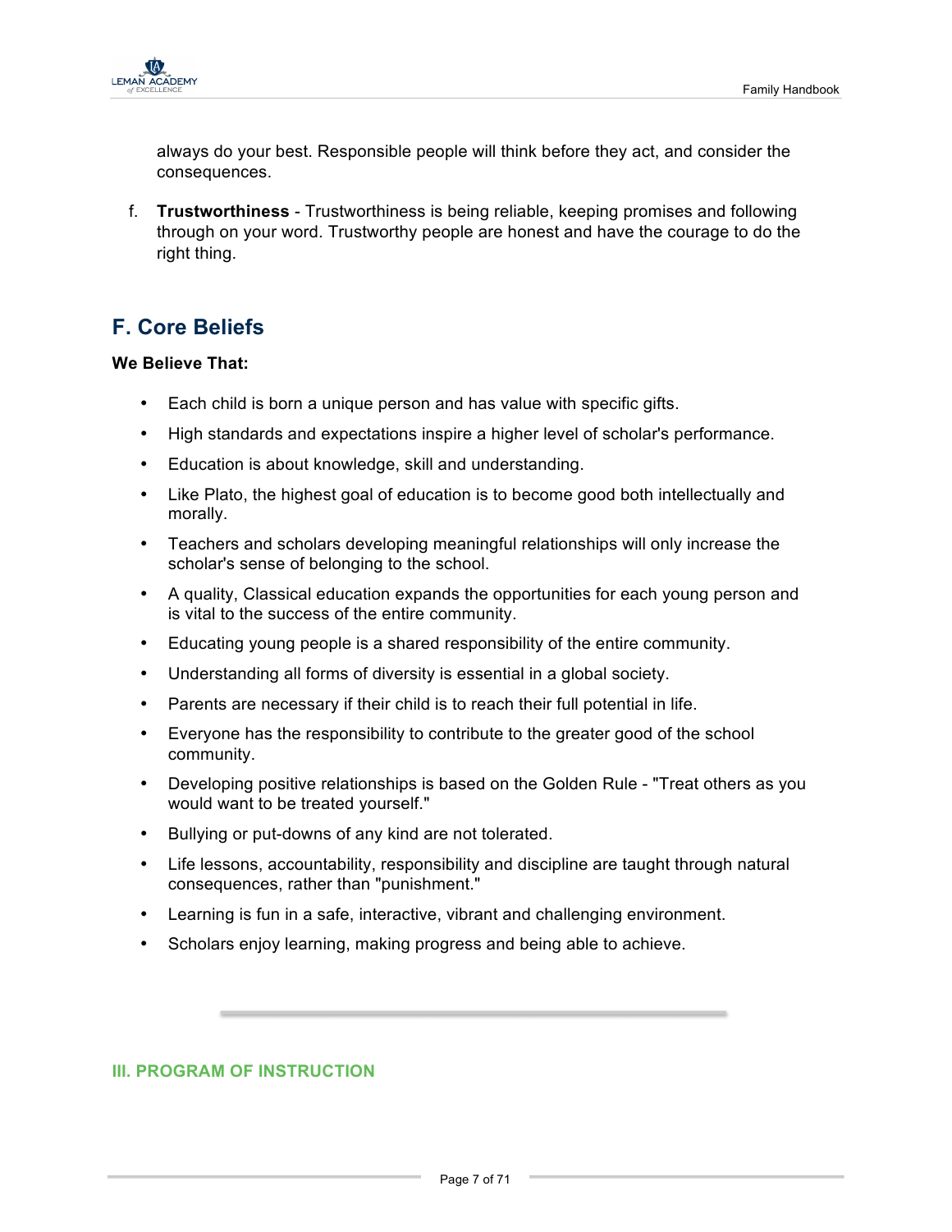always do your best. Responsible people will think before they act, and consider the consequences.

f. **Trustworthiness** - Trustworthiness is being reliable, keeping promises and following through on your word. Trustworthy people are honest and have the courage to do the right thing.

## F. Core Beliefs

**We Believe That:**

- Each child is born a unique person and has value with specific gifts.
- High standards and expectations inspire a higher level of scholar's performance.
- Education is about knowledge, skill and understanding.
- Like Plato, the highest goal of education is to become good both intellectually and morally.
- Teachers and scholars developing meaningful relationships will only increase the scholar's sense of belonging to the school.
- A quality, Classical education expands the opportunities for each young person and is vital to the success of the entire community.
- Educating young people is a shared responsibility of the entire community.
- Understanding all forms of diversity is essential in a global society.
- Parents are necessary if their child is to reach their full potential in life.
- Everyone has the responsibility to contribute to the greater good of the school community.
- Developing positive relationships is based on the Golden Rule - "Treat others as you would want to be treated yourself."
- Bullying or put-downs of any kind are not tolerated.
- Life lessons, accountability, responsibility and discipline are taught through natural consequences, rather than "punishment."
- Learning is fun in a safe, interactive, vibrant and challenging environment.
- Scholars enjoy learning, making progress and being able to achieve.

---

# III. PROGRAM OF INSTRUCTION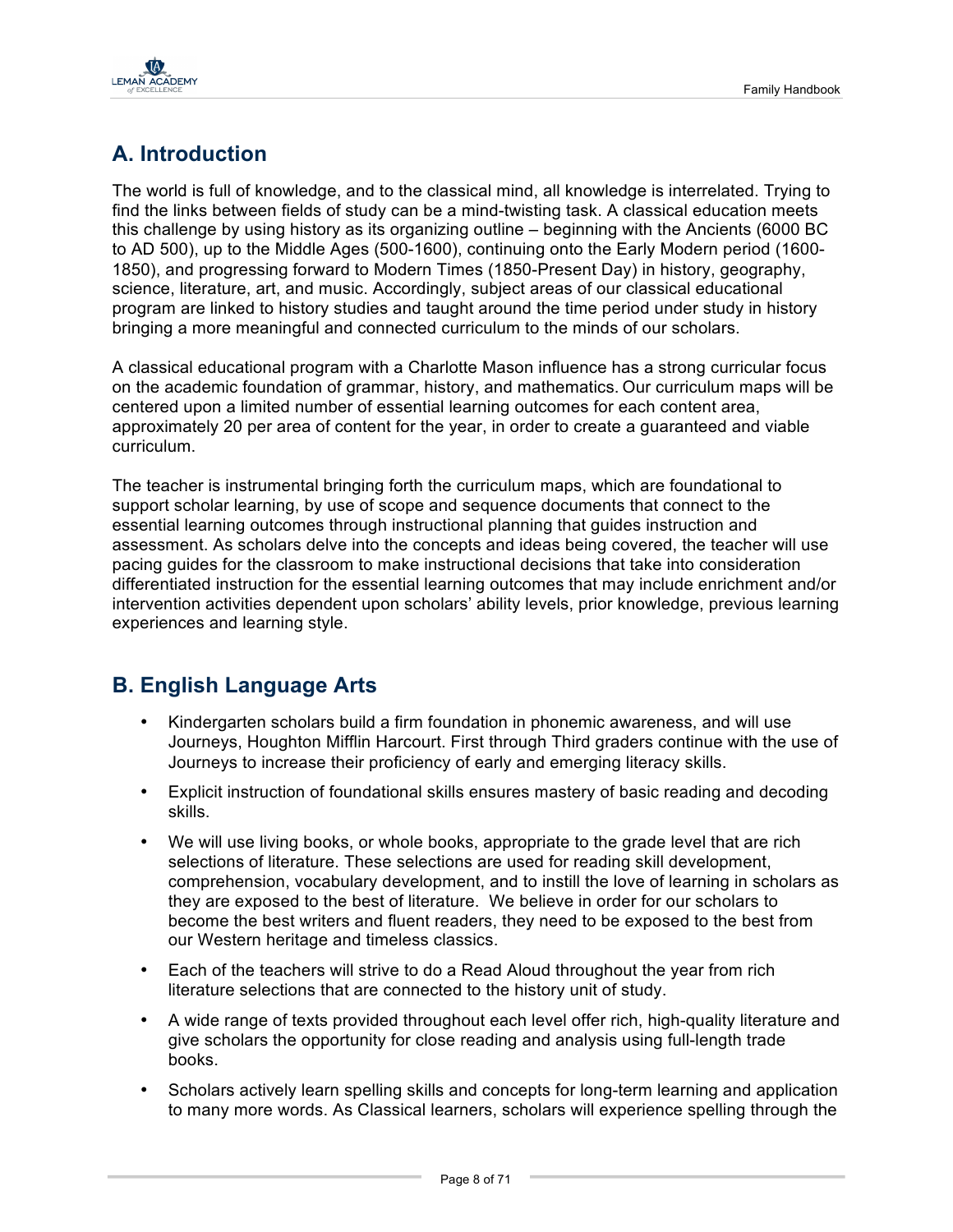## A. Introduction

The world is full of knowledge, and to the classical mind, all knowledge is interrelated. Trying to find the links between fields of study can be a mind-twisting task. A classical education meets this challenge by using history as its organizing outline – beginning with the Ancients (6000 BC to AD 500), up to the Middle Ages (500-1600), continuing onto the Early Modern period (1600-1850), and progressing forward to Modern Times (1850-Present Day) in history, geography, science, literature, art, and music. Accordingly, subject areas of our classical educational program are linked to history studies and taught around the time period under study in history bringing a more meaningful and connected curriculum to the minds of our scholars.

A classical educational program with a Charlotte Mason influence has a strong curricular focus on the academic foundation of grammar, history, and mathematics. Our curriculum maps will be centered upon a limited number of essential learning outcomes for each content area, approximately 20 per area of content for the year, in order to create a guaranteed and viable curriculum.

The teacher is instrumental bringing forth the curriculum maps, which are foundational to support scholar learning, by use of scope and sequence documents that connect to the essential learning outcomes through instructional planning that guides instruction and assessment. As scholars delve into the concepts and ideas being covered, the teacher will use pacing guides for the classroom to make instructional decisions that take into consideration differentiated instruction for the essential learning outcomes that may include enrichment and/or intervention activities dependent upon scholars' ability levels, prior knowledge, previous learning experiences and learning style.

## B. English Language Arts

- Kindergarten scholars build a firm foundation in phonemic awareness, and will use Journeys, Houghton Mifflin Harcourt. First through Third graders continue with the use of Journeys to increase their proficiency of early and emerging literacy skills.
- Explicit instruction of foundational skills ensures mastery of basic reading and decoding skills.
- We will use living books, or whole books, appropriate to the grade level that are rich selections of literature. These selections are used for reading skill development, comprehension, vocabulary development, and to instill the love of learning in scholars as they are exposed to the best of literature. We believe in order for our scholars to become the best writers and fluent readers, they need to be exposed to the best from our Western heritage and timeless classics.
- Each of the teachers will strive to do a Read Aloud throughout the year from rich literature selections that are connected to the history unit of study.
- A wide range of texts provided throughout each level offer rich, high-quality literature and give scholars the opportunity for close reading and analysis using full-length trade books.
- Scholars actively learn spelling skills and concepts for long-term learning and application to many more words. As Classical learners, scholars will experience spelling through the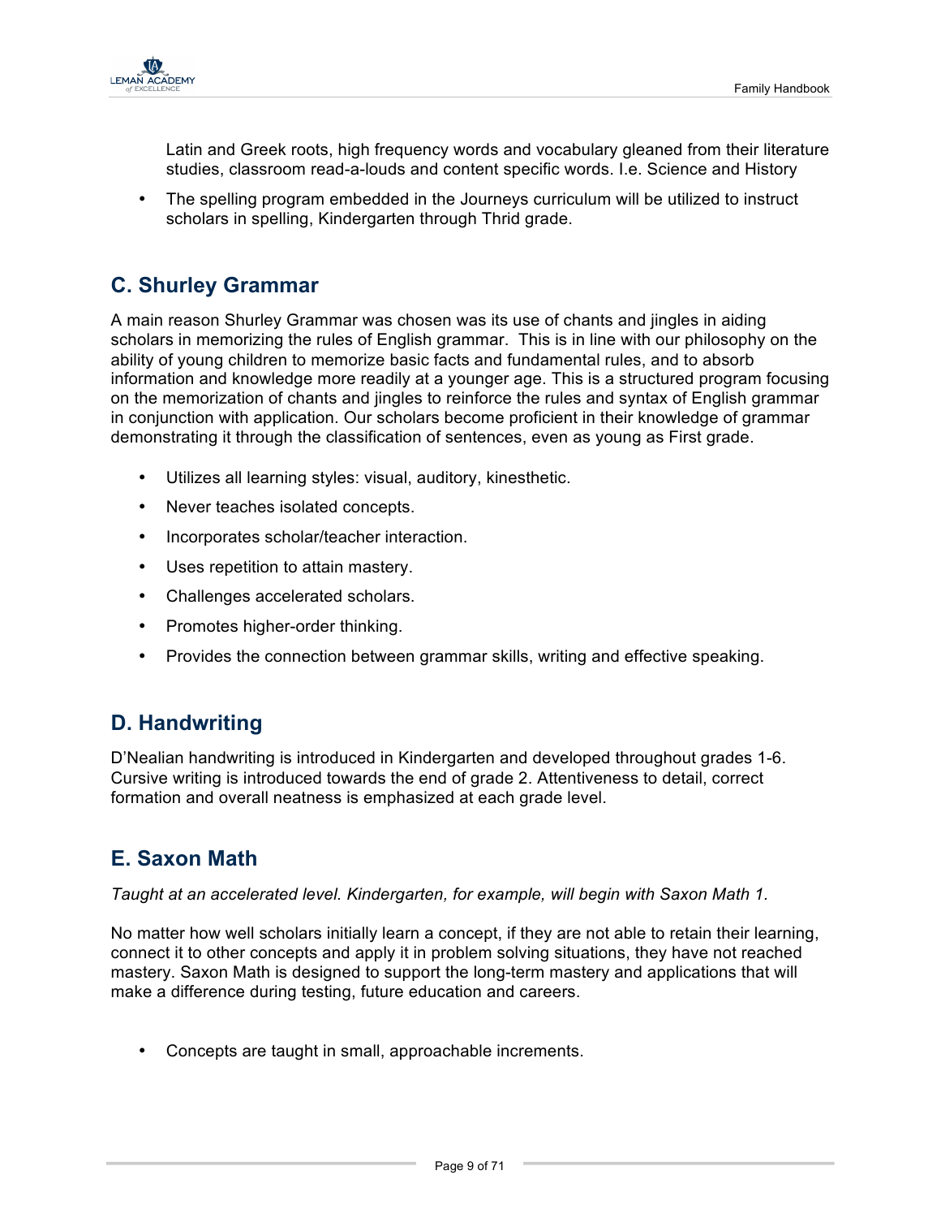Latin and Greek roots, high frequency words and vocabulary gleaned from their literature studies, classroom read-a-louds and content specific words. I.e. Science and History

- The spelling program embedded in the Journeys curriculum will be utilized to instruct scholars in spelling, Kindergarten through Thrid grade.

## C. Shurley Grammar

A main reason Shurley Grammar was chosen was its use of chants and jingles in aiding scholars in memorizing the rules of English grammar. This is in line with our philosophy on the ability of young children to memorize basic facts and fundamental rules, and to absorb information and knowledge more readily at a younger age. This is a structured program focusing on the memorization of chants and jingles to reinforce the rules and syntax of English grammar in conjunction with application. Our scholars become proficient in their knowledge of grammar demonstrating it through the classification of sentences, even as young as First grade.

- Utilizes all learning styles: visual, auditory, kinesthetic.
- Never teaches isolated concepts.
- Incorporates scholar/teacher interaction.
- Uses repetition to attain mastery.
- Challenges accelerated scholars.
- Promotes higher-order thinking.
- Provides the connection between grammar skills, writing and effective speaking.

## D. Handwriting

D'Nealian handwriting is introduced in Kindergarten and developed throughout grades 1-6. Cursive writing is introduced towards the end of grade 2. Attentiveness to detail, correct formation and overall neatness is emphasized at each grade level.

## E. Saxon Math

*Taught at an accelerated level. Kindergarten, for example, will begin with Saxon Math 1.*

No matter how well scholars initially learn a concept, if they are not able to retain their learning, connect it to other concepts and apply it in problem solving situations, they have not reached mastery. Saxon Math is designed to support the long-term mastery and applications that will make a difference during testing, future education and careers.

- Concepts are taught in small, approachable increments.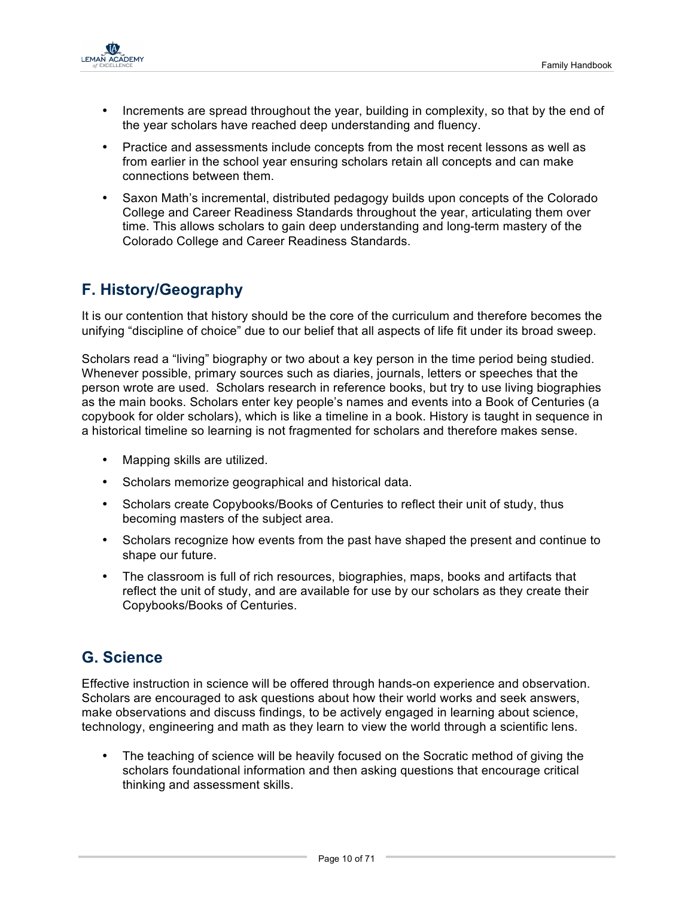- Increments are spread throughout the year, building in complexity, so that by the end of the year scholars have reached deep understanding and fluency.
- Practice and assessments include concepts from the most recent lessons as well as from earlier in the school year ensuring scholars retain all concepts and can make connections between them.
- Saxon Math's incremental, distributed pedagogy builds upon concepts of the Colorado College and Career Readiness Standards throughout the year, articulating them over time. This allows scholars to gain deep understanding and long-term mastery of the Colorado College and Career Readiness Standards.

## F. History/Geography

It is our contention that history should be the core of the curriculum and therefore becomes the unifying "discipline of choice" due to our belief that all aspects of life fit under its broad sweep.

Scholars read a "living" biography or two about a key person in the time period being studied. Whenever possible, primary sources such as diaries, journals, letters or speeches that the person wrote are used. Scholars research in reference books, but try to use living biographies as the main books. Scholars enter key people's names and events into a Book of Centuries (a copybook for older scholars), which is like a timeline in a book. History is taught in sequence in a historical timeline so learning is not fragmented for scholars and therefore makes sense.

- Mapping skills are utilized.
- Scholars memorize geographical and historical data.
- Scholars create Copybooks/Books of Centuries to reflect their unit of study, thus becoming masters of the subject area.
- Scholars recognize how events from the past have shaped the present and continue to shape our future.
- The classroom is full of rich resources, biographies, maps, books and artifacts that reflect the unit of study, and are available for use by our scholars as they create their Copybooks/Books of Centuries.

## G. Science

Effective instruction in science will be offered through hands-on experience and observation. Scholars are encouraged to ask questions about how their world works and seek answers, make observations and discuss findings, to be actively engaged in learning about science, technology, engineering and math as they learn to view the world through a scientific lens.

- The teaching of science will be heavily focused on the Socratic method of giving the scholars foundational information and then asking questions that encourage critical thinking and assessment skills.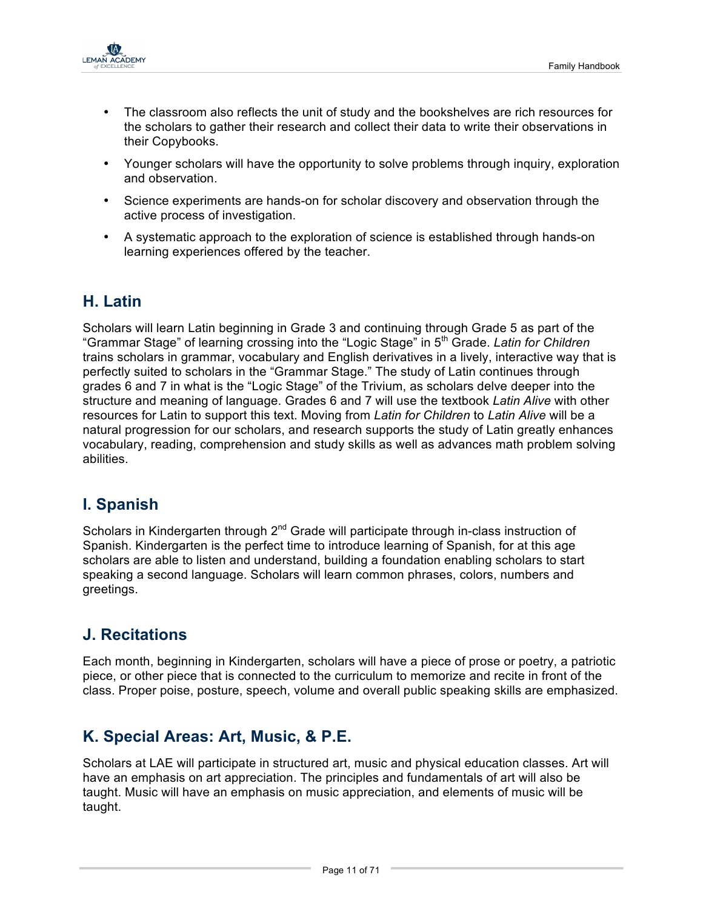- The classroom also reflects the unit of study and the bookshelves are rich resources for the scholars to gather their research and collect their data to write their observations in their Copybooks.
- Younger scholars will have the opportunity to solve problems through inquiry, exploration and observation.
- Science experiments are hands-on for scholar discovery and observation through the active process of investigation.
- A systematic approach to the exploration of science is established through hands-on learning experiences offered by the teacher.

## H. Latin

Scholars will learn Latin beginning in Grade 3 and continuing through Grade 5 as part of the "Grammar Stage" of learning crossing into the "Logic Stage" in 5th Grade. *Latin for Children* trains scholars in grammar, vocabulary and English derivatives in a lively, interactive way that is perfectly suited to scholars in the "Grammar Stage." The study of Latin continues through grades 6 and 7 in what is the "Logic Stage" of the Trivium, as scholars delve deeper into the structure and meaning of language. Grades 6 and 7 will use the textbook *Latin Alive* with other resources for Latin to support this text. Moving from *Latin for Children* to *Latin Alive* will be a natural progression for our scholars, and research supports the study of Latin greatly enhances vocabulary, reading, comprehension and study skills as well as advances math problem solving abilities.

## I. Spanish

Scholars in Kindergarten through 2nd Grade will participate through in-class instruction of Spanish. Kindergarten is the perfect time to introduce learning of Spanish, for at this age scholars are able to listen and understand, building a foundation enabling scholars to start speaking a second language. Scholars will learn common phrases, colors, numbers and greetings.

## J. Recitations

Each month, beginning in Kindergarten, scholars will have a piece of prose or poetry, a patriotic piece, or other piece that is connected to the curriculum to memorize and recite in front of the class. Proper poise, posture, speech, volume and overall public speaking skills are emphasized.

## K. Special Areas: Art, Music, & P.E.

Scholars at LAE will participate in structured art, music and physical education classes. Art will have an emphasis on art appreciation. The principles and fundamentals of art will also be taught. Music will have an emphasis on music appreciation, and elements of music will be taught.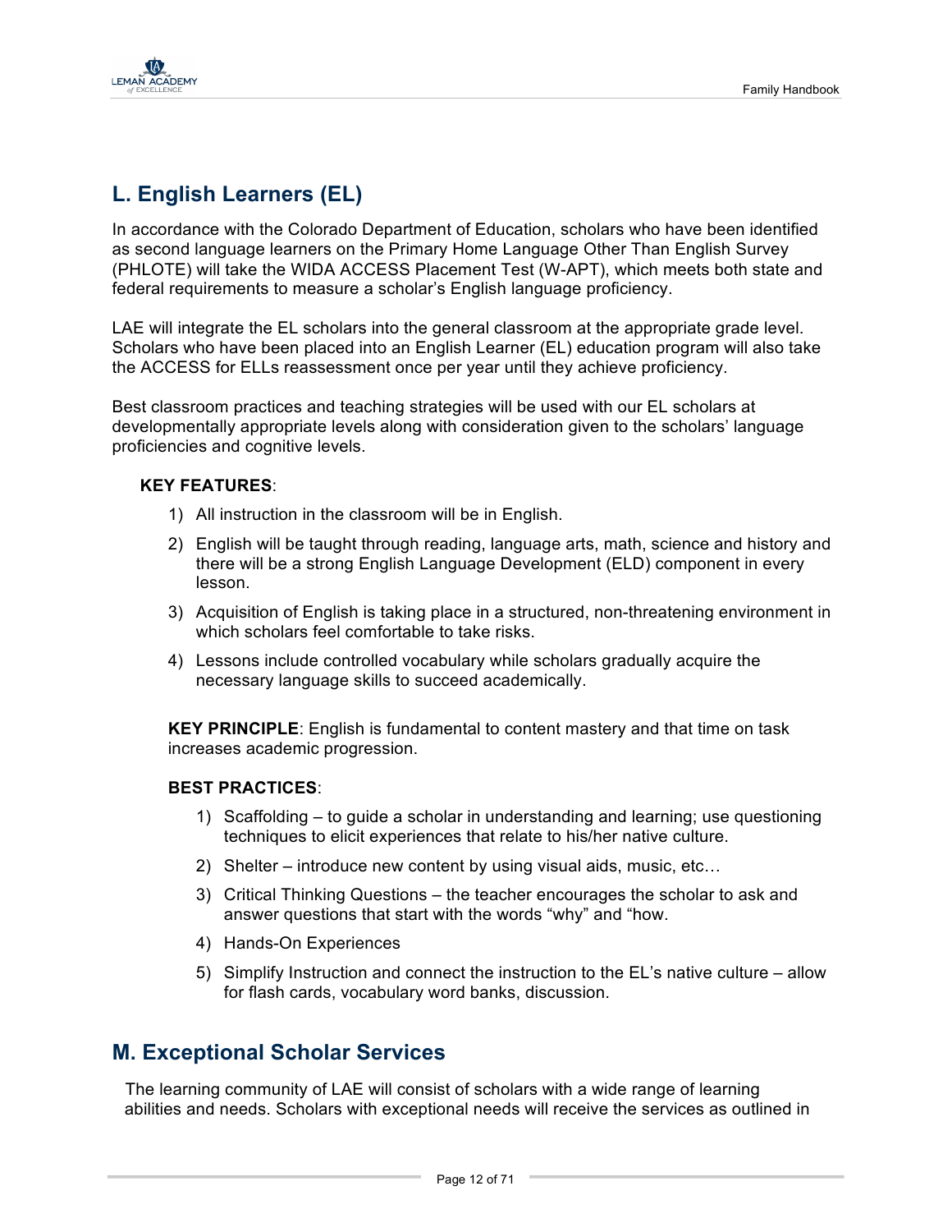## L. English Learners (EL)

In accordance with the Colorado Department of Education, scholars who have been identified as second language learners on the Primary Home Language Other Than English Survey (PHLOTE) will take the WIDA ACCESS Placement Test (W-APT), which meets both state and federal requirements to measure a scholar's English language proficiency.

LAE will integrate the EL scholars into the general classroom at the appropriate grade level. Scholars who have been placed into an English Learner (EL) education program will also take the ACCESS for ELLs reassessment once per year until they achieve proficiency.

Best classroom practices and teaching strategies will be used with our EL scholars at developmentally appropriate levels along with consideration given to the scholars' language proficiencies and cognitive levels.

**KEY FEATURES**:

1) All instruction in the classroom will be in English.
2) English will be taught through reading, language arts, math, science and history and there will be a strong English Language Development (ELD) component in every lesson.
3) Acquisition of English is taking place in a structured, non-threatening environment in which scholars feel comfortable to take risks.
4) Lessons include controlled vocabulary while scholars gradually acquire the necessary language skills to succeed academically.

**KEY PRINCIPLE**: English is fundamental to content mastery and that time on task increases academic progression.

**BEST PRACTICES**:

1) Scaffolding – to guide a scholar in understanding and learning; use questioning techniques to elicit experiences that relate to his/her native culture.
2) Shelter – introduce new content by using visual aids, music, etc…
3) Critical Thinking Questions – the teacher encourages the scholar to ask and answer questions that start with the words "why" and "how.
4) Hands-On Experiences
5) Simplify Instruction and connect the instruction to the EL's native culture – allow for flash cards, vocabulary word banks, discussion.

## M. Exceptional Scholar Services

The learning community of LAE will consist of scholars with a wide range of learning abilities and needs. Scholars with exceptional needs will receive the services as outlined in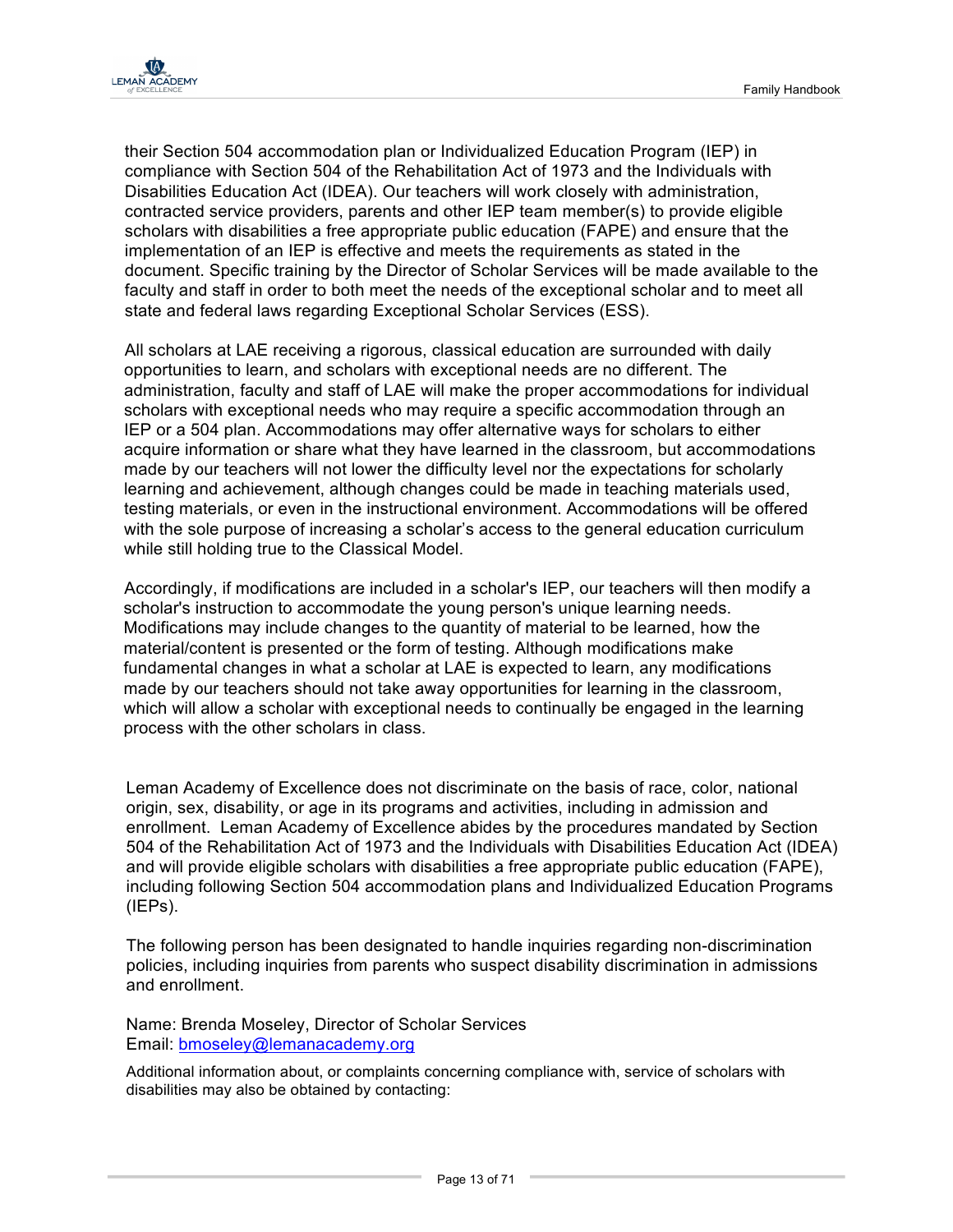their Section 504 accommodation plan or Individualized Education Program (IEP) in compliance with Section 504 of the Rehabilitation Act of 1973 and the Individuals with Disabilities Education Act (IDEA). Our teachers will work closely with administration, contracted service providers, parents and other IEP team member(s) to provide eligible scholars with disabilities a free appropriate public education (FAPE) and ensure that the implementation of an IEP is effective and meets the requirements as stated in the document. Specific training by the Director of Scholar Services will be made available to the faculty and staff in order to both meet the needs of the exceptional scholar and to meet all state and federal laws regarding Exceptional Scholar Services (ESS).

All scholars at LAE receiving a rigorous, classical education are surrounded with daily opportunities to learn, and scholars with exceptional needs are no different. The administration, faculty and staff of LAE will make the proper accommodations for individual scholars with exceptional needs who may require a specific accommodation through an IEP or a 504 plan. Accommodations may offer alternative ways for scholars to either acquire information or share what they have learned in the classroom, but accommodations made by our teachers will not lower the difficulty level nor the expectations for scholarly learning and achievement, although changes could be made in teaching materials used, testing materials, or even in the instructional environment. Accommodations will be offered with the sole purpose of increasing a scholar's access to the general education curriculum while still holding true to the Classical Model.

Accordingly, if modifications are included in a scholar's IEP, our teachers will then modify a scholar's instruction to accommodate the young person's unique learning needs. Modifications may include changes to the quantity of material to be learned, how the material/content is presented or the form of testing. Although modifications make fundamental changes in what a scholar at LAE is expected to learn, any modifications made by our teachers should not take away opportunities for learning in the classroom, which will allow a scholar with exceptional needs to continually be engaged in the learning process with the other scholars in class.

Leman Academy of Excellence does not discriminate on the basis of race, color, national origin, sex, disability, or age in its programs and activities, including in admission and enrollment. Leman Academy of Excellence abides by the procedures mandated by Section 504 of the Rehabilitation Act of 1973 and the Individuals with Disabilities Education Act (IDEA) and will provide eligible scholars with disabilities a free appropriate public education (FAPE), including following Section 504 accommodation plans and Individualized Education Programs (IEPs).

The following person has been designated to handle inquiries regarding non-discrimination policies, including inquiries from parents who suspect disability discrimination in admissions and enrollment.

Name: Brenda Moseley, Director of Scholar Services
Email: bmoseley@lemanacademy.org

Additional information about, or complaints concerning compliance with, service of scholars with disabilities may also be obtained by contacting: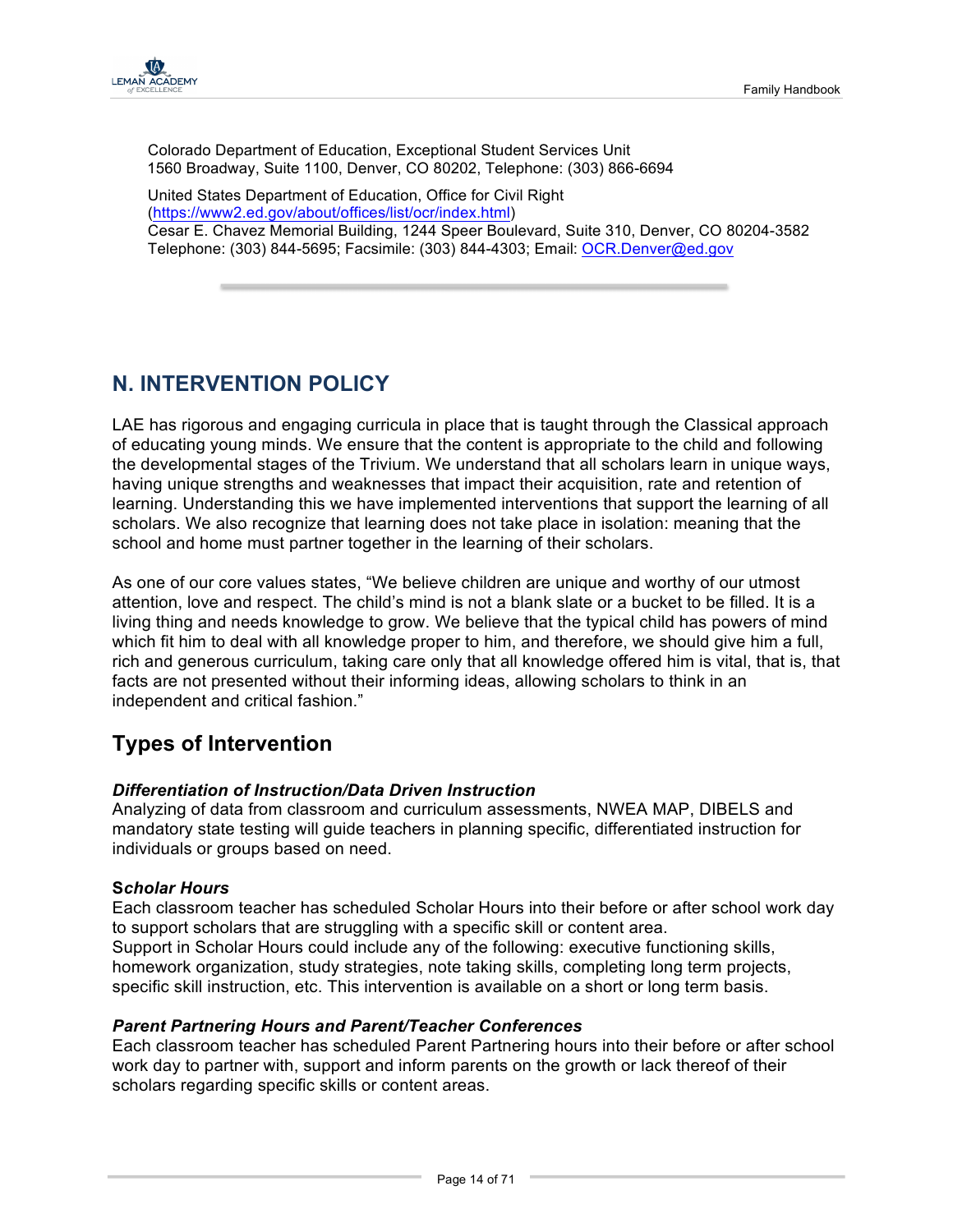Colorado Department of Education, Exceptional Student Services Unit
1560 Broadway, Suite 1100, Denver, CO 80202, Telephone: (303) 866-6694

United States Department of Education, Office for Civil Right
(https://www2.ed.gov/about/offices/list/ocr/index.html)
Cesar E. Chavez Memorial Building, 1244 Speer Boulevard, Suite 310, Denver, CO 80204-3582
Telephone: (303) 844-5695; Facsimile: (303) 844-4303; Email: OCR.Denver@ed.gov

## N. INTERVENTION POLICY

LAE has rigorous and engaging curricula in place that is taught through the Classical approach of educating young minds. We ensure that the content is appropriate to the child and following the developmental stages of the Trivium. We understand that all scholars learn in unique ways, having unique strengths and weaknesses that impact their acquisition, rate and retention of learning. Understanding this we have implemented interventions that support the learning of all scholars. We also recognize that learning does not take place in isolation: meaning that the school and home must partner together in the learning of their scholars.

As one of our core values states, "We believe children are unique and worthy of our utmost attention, love and respect. The child's mind is not a blank slate or a bucket to be filled. It is a living thing and needs knowledge to grow. We believe that the typical child has powers of mind which fit him to deal with all knowledge proper to him, and therefore, we should give him a full, rich and generous curriculum, taking care only that all knowledge offered him is vital, that is, that facts are not presented without their informing ideas, allowing scholars to think in an independent and critical fashion."

### Types of Intervention

***Differentiation of Instruction/Data Driven Instruction***
Analyzing of data from classroom and curriculum assessments, NWEA MAP, DIBELS and mandatory state testing will guide teachers in planning specific, differentiated instruction for individuals or groups based on need.

***Scholar Hours***
Each classroom teacher has scheduled Scholar Hours into their before or after school work day to support scholars that are struggling with a specific skill or content area.
Support in Scholar Hours could include any of the following: executive functioning skills, homework organization, study strategies, note taking skills, completing long term projects, specific skill instruction, etc. This intervention is available on a short or long term basis.

***Parent Partnering Hours and Parent/Teacher Conferences***
Each classroom teacher has scheduled Parent Partnering hours into their before or after school work day to partner with, support and inform parents on the growth or lack thereof of their scholars regarding specific skills or content areas.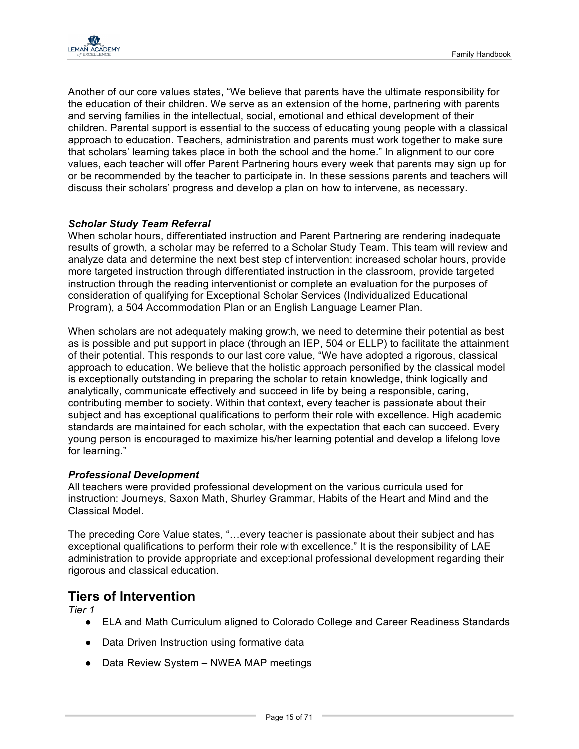Another of our core values states, “We believe that parents have the ultimate responsibility for the education of their children. We serve as an extension of the home, partnering with parents and serving families in the intellectual, social, emotional and ethical development of their children. Parental support is essential to the success of educating young people with a classical approach to education. Teachers, administration and parents must work together to make sure that scholars’ learning takes place in both the school and the home.” In alignment to our core values, each teacher will offer Parent Partnering hours every week that parents may sign up for or be recommended by the teacher to participate in. In these sessions parents and teachers will discuss their scholars’ progress and develop a plan on how to intervene, as necessary.

***Scholar Study Team Referral***
When scholar hours, differentiated instruction and Parent Partnering are rendering inadequate results of growth, a scholar may be referred to a Scholar Study Team. This team will review and analyze data and determine the next best step of intervention: increased scholar hours, provide more targeted instruction through differentiated instruction in the classroom, provide targeted instruction through the reading interventionist or complete an evaluation for the purposes of consideration of qualifying for Exceptional Scholar Services (Individualized Educational Program), a 504 Accommodation Plan or an English Language Learner Plan.

When scholars are not adequately making growth, we need to determine their potential as best as is possible and put support in place (through an IEP, 504 or ELLP) to facilitate the attainment of their potential. This responds to our last core value, “We have adopted a rigorous, classical approach to education. We believe that the holistic approach personified by the classical model is exceptionally outstanding in preparing the scholar to retain knowledge, think logically and analytically, communicate effectively and succeed in life by being a responsible, caring, contributing member to society. Within that context, every teacher is passionate about their subject and has exceptional qualifications to perform their role with excellence. High academic standards are maintained for each scholar, with the expectation that each can succeed. Every young person is encouraged to maximize his/her learning potential and develop a lifelong love for learning.”

***Professional Development***
All teachers were provided professional development on the various curricula used for instruction: Journeys, Saxon Math, Shurley Grammar, Habits of the Heart and Mind and the Classical Model.

The preceding Core Value states, “…every teacher is passionate about their subject and has exceptional qualifications to perform their role with excellence.” It is the responsibility of LAE administration to provide appropriate and exceptional professional development regarding their rigorous and classical education.

## Tiers of Intervention

*Tier 1*

- ELA and Math Curriculum aligned to Colorado College and Career Readiness Standards
- Data Driven Instruction using formative data
- Data Review System – NWEA MAP meetings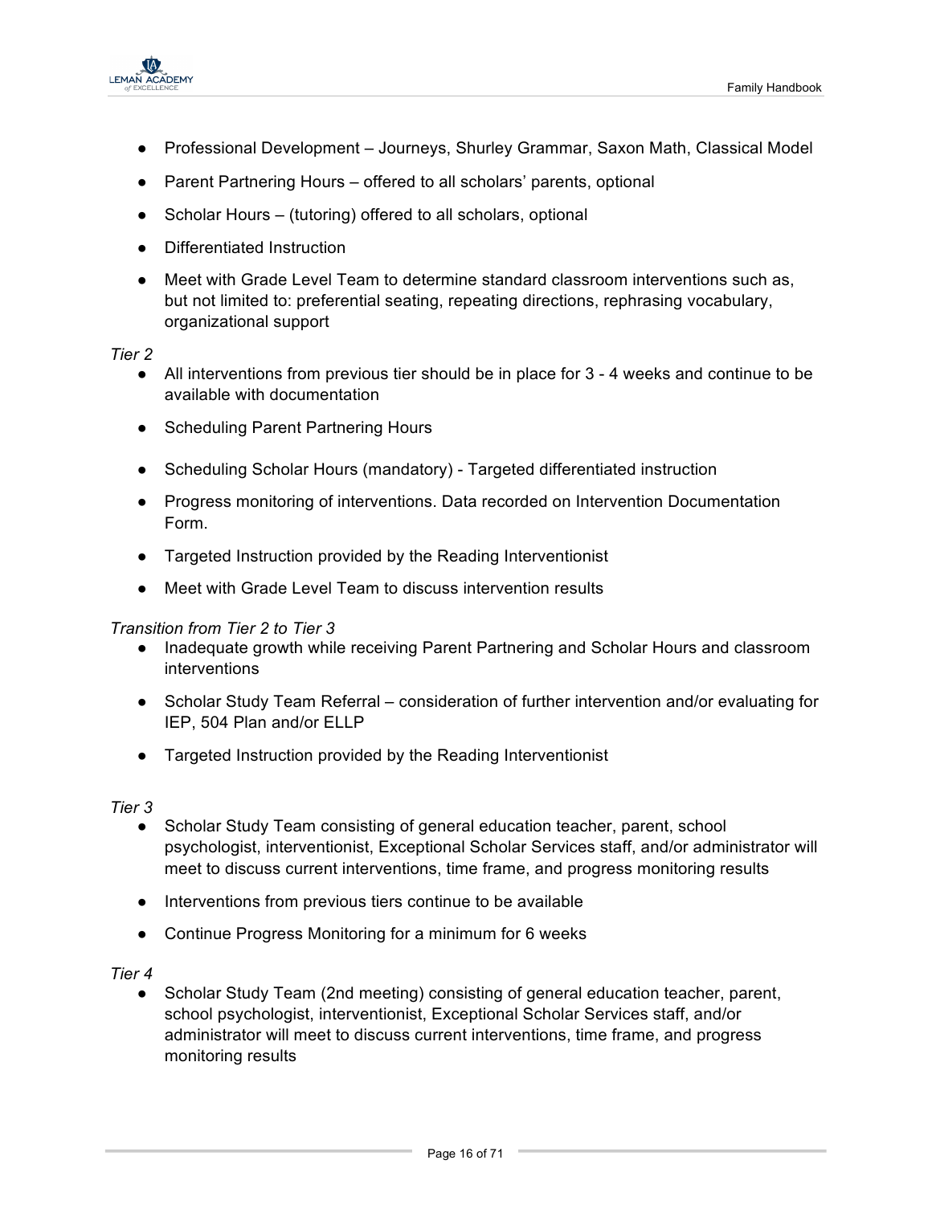- Professional Development – Journeys, Shurley Grammar, Saxon Math, Classical Model
- Parent Partnering Hours – offered to all scholars' parents, optional
- Scholar Hours – (tutoring) offered to all scholars, optional
- Differentiated Instruction
- Meet with Grade Level Team to determine standard classroom interventions such as, but not limited to: preferential seating, repeating directions, rephrasing vocabulary, organizational support

*Tier 2*

- All interventions from previous tier should be in place for 3 - 4 weeks and continue to be available with documentation
- Scheduling Parent Partnering Hours
- Scheduling Scholar Hours (mandatory) - Targeted differentiated instruction
- Progress monitoring of interventions. Data recorded on Intervention Documentation Form.
- Targeted Instruction provided by the Reading Interventionist
- Meet with Grade Level Team to discuss intervention results

*Transition from Tier 2 to Tier 3*

- Inadequate growth while receiving Parent Partnering and Scholar Hours and classroom interventions
- Scholar Study Team Referral – consideration of further intervention and/or evaluating for IEP, 504 Plan and/or ELLP
- Targeted Instruction provided by the Reading Interventionist

*Tier 3*

- Scholar Study Team consisting of general education teacher, parent, school psychologist, interventionist, Exceptional Scholar Services staff, and/or administrator will meet to discuss current interventions, time frame, and progress monitoring results
- Interventions from previous tiers continue to be available
- Continue Progress Monitoring for a minimum for 6 weeks

*Tier 4*

- Scholar Study Team (2nd meeting) consisting of general education teacher, parent, school psychologist, interventionist, Exceptional Scholar Services staff, and/or administrator will meet to discuss current interventions, time frame, and progress monitoring results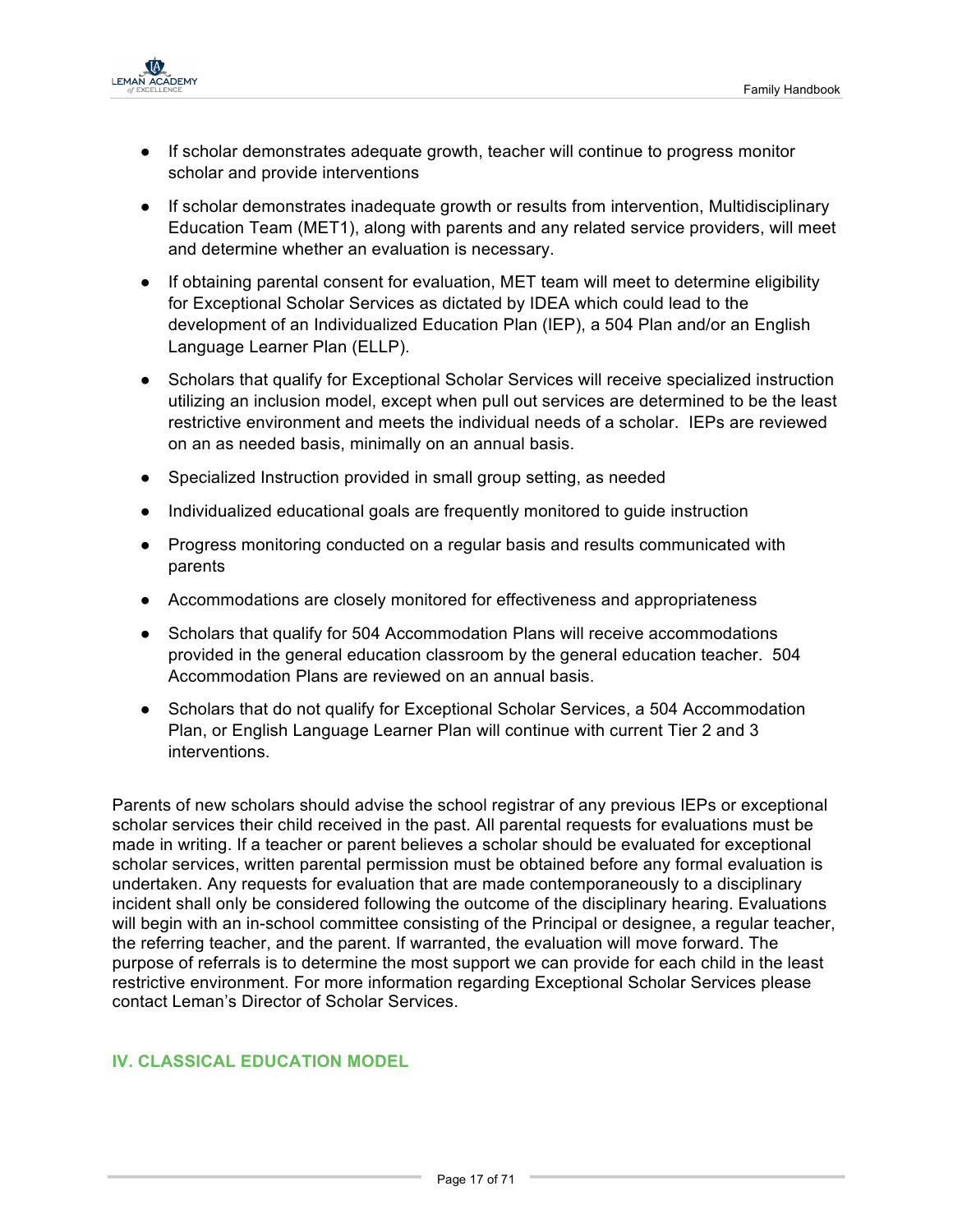- If scholar demonstrates adequate growth, teacher will continue to progress monitor scholar and provide interventions
- If scholar demonstrates inadequate growth or results from intervention, Multidisciplinary Education Team (MET1), along with parents and any related service providers, will meet and determine whether an evaluation is necessary.
- If obtaining parental consent for evaluation, MET team will meet to determine eligibility for Exceptional Scholar Services as dictated by IDEA which could lead to the development of an Individualized Education Plan (IEP), a 504 Plan and/or an English Language Learner Plan (ELLP).
- Scholars that qualify for Exceptional Scholar Services will receive specialized instruction utilizing an inclusion model, except when pull out services are determined to be the least restrictive environment and meets the individual needs of a scholar. IEPs are reviewed on an as needed basis, minimally on an annual basis.
- Specialized Instruction provided in small group setting, as needed
- Individualized educational goals are frequently monitored to guide instruction
- Progress monitoring conducted on a regular basis and results communicated with parents
- Accommodations are closely monitored for effectiveness and appropriateness
- Scholars that qualify for 504 Accommodation Plans will receive accommodations provided in the general education classroom by the general education teacher. 504 Accommodation Plans are reviewed on an annual basis.
- Scholars that do not qualify for Exceptional Scholar Services, a 504 Accommodation Plan, or English Language Learner Plan will continue with current Tier 2 and 3 interventions.

Parents of new scholars should advise the school registrar of any previous IEPs or exceptional scholar services their child received in the past. All parental requests for evaluations must be made in writing. If a teacher or parent believes a scholar should be evaluated for exceptional scholar services, written parental permission must be obtained before any formal evaluation is undertaken. Any requests for evaluation that are made contemporaneously to a disciplinary incident shall only be considered following the outcome of the disciplinary hearing. Evaluations will begin with an in-school committee consisting of the Principal or designee, a regular teacher, the referring teacher, and the parent. If warranted, the evaluation will move forward. The purpose of referrals is to determine the most support we can provide for each child in the least restrictive environment. For more information regarding Exceptional Scholar Services please contact Leman's Director of Scholar Services.

## IV. CLASSICAL EDUCATION MODEL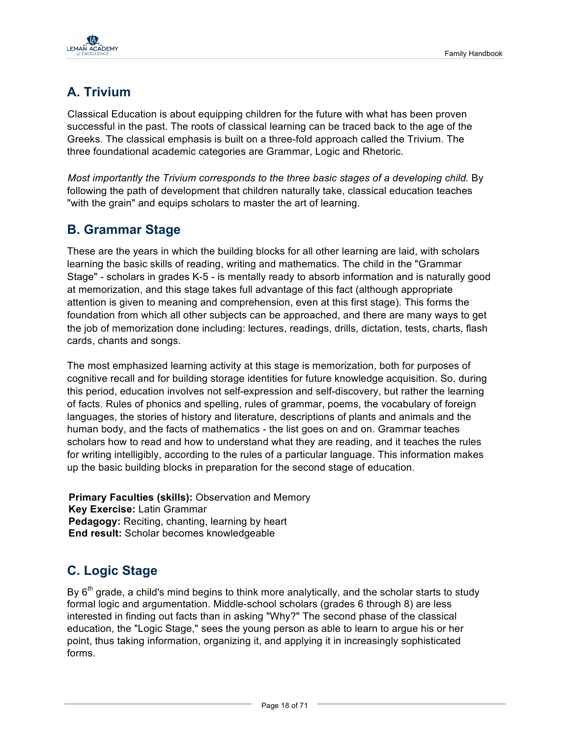## A. Trivium

Classical Education is about equipping children for the future with what has been proven successful in the past. The roots of classical learning can be traced back to the age of the Greeks. The classical emphasis is built on a three-fold approach called the Trivium. The three foundational academic categories are Grammar, Logic and Rhetoric.

*Most importantly the Trivium corresponds to the three basic stages of a developing child.* By following the path of development that children naturally take, classical education teaches "with the grain" and equips scholars to master the art of learning.

## B. Grammar Stage

These are the years in which the building blocks for all other learning are laid, with scholars learning the basic skills of reading, writing and mathematics. The child in the "Grammar Stage" - scholars in grades K-5 - is mentally ready to absorb information and is naturally good at memorization, and this stage takes full advantage of this fact (although appropriate attention is given to meaning and comprehension, even at this first stage). This forms the foundation from which all other subjects can be approached, and there are many ways to get the job of memorization done including: lectures, readings, drills, dictation, tests, charts, flash cards, chants and songs.

The most emphasized learning activity at this stage is memorization, both for purposes of cognitive recall and for building storage identities for future knowledge acquisition. So, during this period, education involves not self-expression and self-discovery, but rather the learning of facts. Rules of phonics and spelling, rules of grammar, poems, the vocabulary of foreign languages, the stories of history and literature, descriptions of plants and animals and the human body, and the facts of mathematics - the list goes on and on. Grammar teaches scholars how to read and how to understand what they are reading, and it teaches the rules for writing intelligibly, according to the rules of a particular language. This information makes up the basic building blocks in preparation for the second stage of education.

**Primary Faculties (skills):** Observation and Memory
**Key Exercise:** Latin Grammar
**Pedagogy:** Reciting, chanting, learning by heart
**End result:** Scholar becomes knowledgeable

## C. Logic Stage

By 6th grade, a child's mind begins to think more analytically, and the scholar starts to study formal logic and argumentation. Middle-school scholars (grades 6 through 8) are less interested in finding out facts than in asking "Why?" The second phase of the classical education, the "Logic Stage," sees the young person as able to learn to argue his or her point, thus taking information, organizing it, and applying it in increasingly sophisticated forms.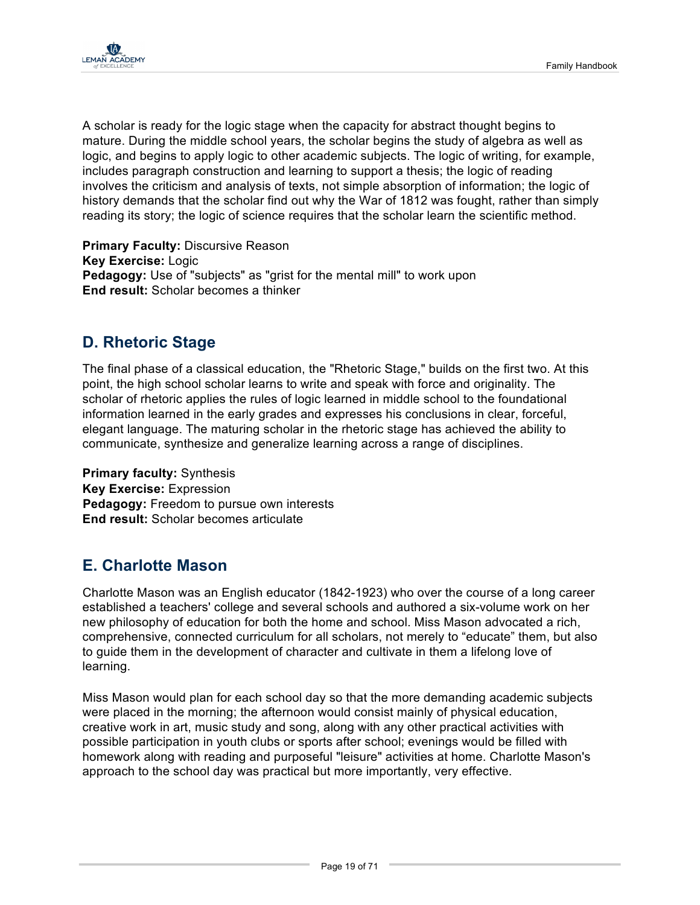A scholar is ready for the logic stage when the capacity for abstract thought begins to mature. During the middle school years, the scholar begins the study of algebra as well as logic, and begins to apply logic to other academic subjects. The logic of writing, for example, includes paragraph construction and learning to support a thesis; the logic of reading involves the criticism and analysis of texts, not simple absorption of information; the logic of history demands that the scholar find out why the War of 1812 was fought, rather than simply reading its story; the logic of science requires that the scholar learn the scientific method.

**Primary Faculty:** Discursive Reason
**Key Exercise:** Logic
**Pedagogy:** Use of "subjects" as "grist for the mental mill" to work upon
**End result:** Scholar becomes a thinker

## D. Rhetoric Stage

The final phase of a classical education, the "Rhetoric Stage," builds on the first two. At this point, the high school scholar learns to write and speak with force and originality. The scholar of rhetoric applies the rules of logic learned in middle school to the foundational information learned in the early grades and expresses his conclusions in clear, forceful, elegant language. The maturing scholar in the rhetoric stage has achieved the ability to communicate, synthesize and generalize learning across a range of disciplines.

**Primary faculty:** Synthesis
**Key Exercise:** Expression
**Pedagogy:** Freedom to pursue own interests
**End result:** Scholar becomes articulate

## E. Charlotte Mason

Charlotte Mason was an English educator (1842-1923) who over the course of a long career established a teachers' college and several schools and authored a six-volume work on her new philosophy of education for both the home and school. Miss Mason advocated a rich, comprehensive, connected curriculum for all scholars, not merely to "educate" them, but also to guide them in the development of character and cultivate in them a lifelong love of learning.

Miss Mason would plan for each school day so that the more demanding academic subjects were placed in the morning; the afternoon would consist mainly of physical education, creative work in art, music study and song, along with any other practical activities with possible participation in youth clubs or sports after school; evenings would be filled with homework along with reading and purposeful "leisure" activities at home. Charlotte Mason's approach to the school day was practical but more importantly, very effective.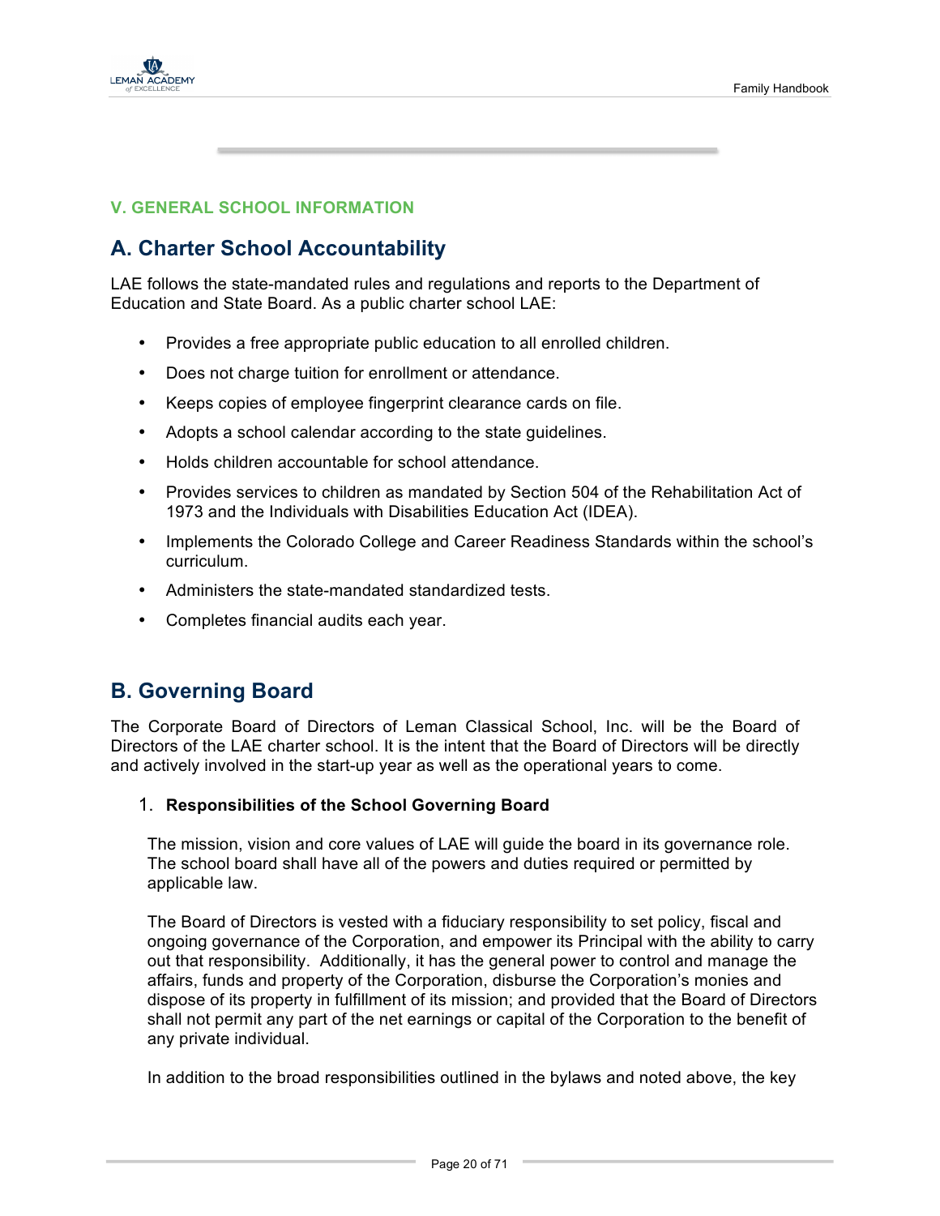### V. GENERAL SCHOOL INFORMATION

## A. Charter School Accountability

LAE follows the state-mandated rules and regulations and reports to the Department of Education and State Board. As a public charter school LAE:

- Provides a free appropriate public education to all enrolled children.
- Does not charge tuition for enrollment or attendance.
- Keeps copies of employee fingerprint clearance cards on file.
- Adopts a school calendar according to the state guidelines.
- Holds children accountable for school attendance.
- Provides services to children as mandated by Section 504 of the Rehabilitation Act of 1973 and the Individuals with Disabilities Education Act (IDEA).
- Implements the Colorado College and Career Readiness Standards within the school's curriculum.
- Administers the state-mandated standardized tests.
- Completes financial audits each year.

## B. Governing Board

The Corporate Board of Directors of Leman Classical School, Inc. will be the Board of Directors of the LAE charter school. It is the intent that the Board of Directors will be directly and actively involved in the start-up year as well as the operational years to come.

1. **Responsibilities of the School Governing Board**

   The mission, vision and core values of LAE will guide the board in its governance role. The school board shall have all of the powers and duties required or permitted by applicable law.

   The Board of Directors is vested with a fiduciary responsibility to set policy, fiscal and ongoing governance of the Corporation, and empower its Principal with the ability to carry out that responsibility. Additionally, it has the general power to control and manage the affairs, funds and property of the Corporation, disburse the Corporation's monies and dispose of its property in fulfillment of its mission; and provided that the Board of Directors shall not permit any part of the net earnings or capital of the Corporation to the benefit of any private individual.

   In addition to the broad responsibilities outlined in the bylaws and noted above, the key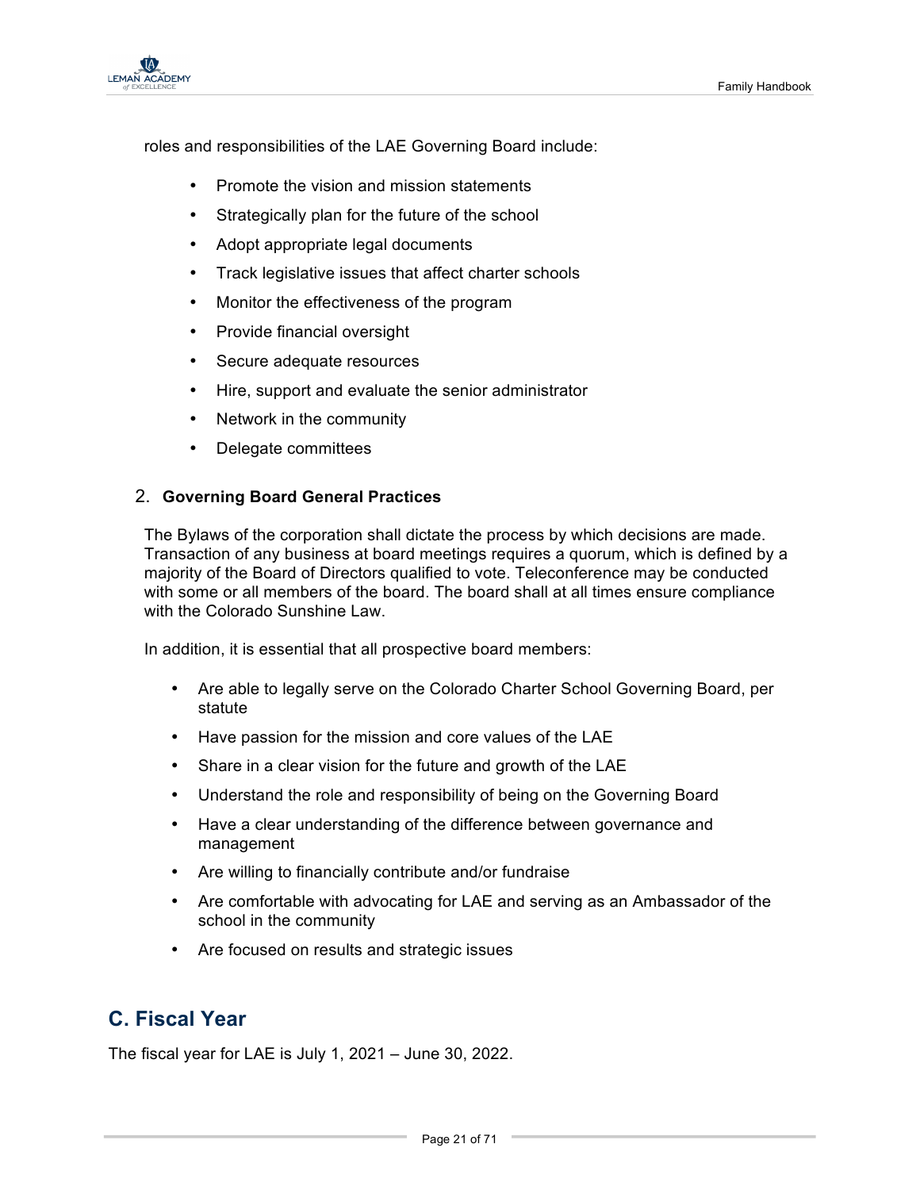roles and responsibilities of the LAE Governing Board include:

- Promote the vision and mission statements
- Strategically plan for the future of the school
- Adopt appropriate legal documents
- Track legislative issues that affect charter schools
- Monitor the effectiveness of the program
- Provide financial oversight
- Secure adequate resources
- Hire, support and evaluate the senior administrator
- Network in the community
- Delegate committees

2. **Governing Board General Practices**

The Bylaws of the corporation shall dictate the process by which decisions are made. Transaction of any business at board meetings requires a quorum, which is defined by a majority of the Board of Directors qualified to vote. Teleconference may be conducted with some or all members of the board. The board shall at all times ensure compliance with the Colorado Sunshine Law.

In addition, it is essential that all prospective board members:

- Are able to legally serve on the Colorado Charter School Governing Board, per statute
- Have passion for the mission and core values of the LAE
- Share in a clear vision for the future and growth of the LAE
- Understand the role and responsibility of being on the Governing Board
- Have a clear understanding of the difference between governance and management
- Are willing to financially contribute and/or fundraise
- Are comfortable with advocating for LAE and serving as an Ambassador of the school in the community
- Are focused on results and strategic issues

## C. Fiscal Year

The fiscal year for LAE is July 1, 2021 – June 30, 2022.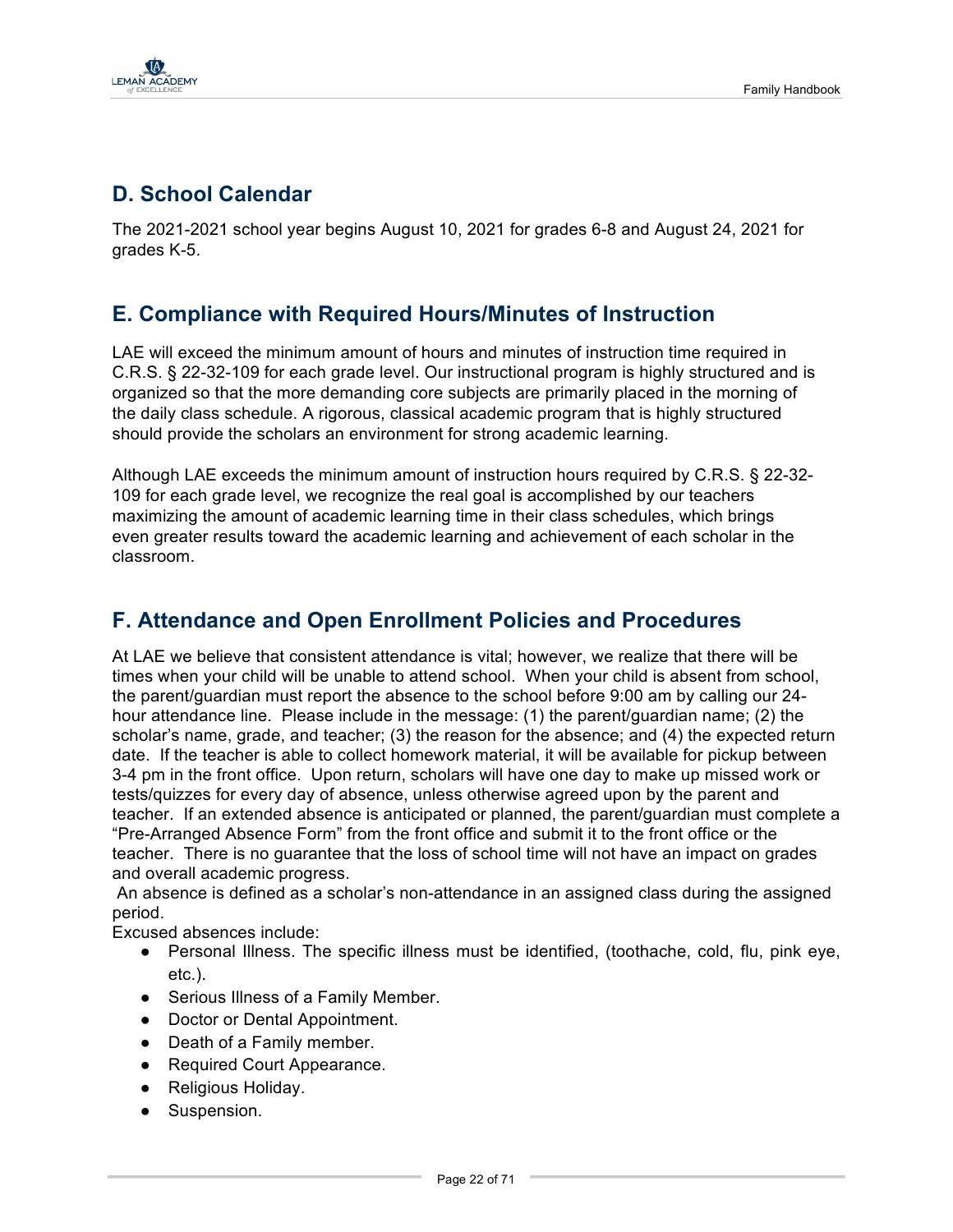## D. School Calendar

The 2021-2021 school year begins August 10, 2021 for grades 6-8 and August 24, 2021 for grades K-5.

## E. Compliance with Required Hours/Minutes of Instruction

LAE will exceed the minimum amount of hours and minutes of instruction time required in C.R.S. § 22-32-109 for each grade level. Our instructional program is highly structured and is organized so that the more demanding core subjects are primarily placed in the morning of the daily class schedule. A rigorous, classical academic program that is highly structured should provide the scholars an environment for strong academic learning.

Although LAE exceeds the minimum amount of instruction hours required by C.R.S. § 22-32-109 for each grade level, we recognize the real goal is accomplished by our teachers maximizing the amount of academic learning time in their class schedules, which brings even greater results toward the academic learning and achievement of each scholar in the classroom.

## F. Attendance and Open Enrollment Policies and Procedures

At LAE we believe that consistent attendance is vital; however, we realize that there will be times when your child will be unable to attend school. When your child is absent from school, the parent/guardian must report the absence to the school before 9:00 am by calling our 24-hour attendance line. Please include in the message: (1) the parent/guardian name; (2) the scholar's name, grade, and teacher; (3) the reason for the absence; and (4) the expected return date. If the teacher is able to collect homework material, it will be available for pickup between 3-4 pm in the front office. Upon return, scholars will have one day to make up missed work or tests/quizzes for every day of absence, unless otherwise agreed upon by the parent and teacher. If an extended absence is anticipated or planned, the parent/guardian must complete a "Pre-Arranged Absence Form" from the front office and submit it to the front office or the teacher. There is no guarantee that the loss of school time will not have an impact on grades and overall academic progress.

An absence is defined as a scholar's non-attendance in an assigned class during the assigned period.

Excused absences include:

- Personal Illness. The specific illness must be identified, (toothache, cold, flu, pink eye, etc.).
- Serious Illness of a Family Member.
- Doctor or Dental Appointment.
- Death of a Family member.
- Required Court Appearance.
- Religious Holiday.
- Suspension.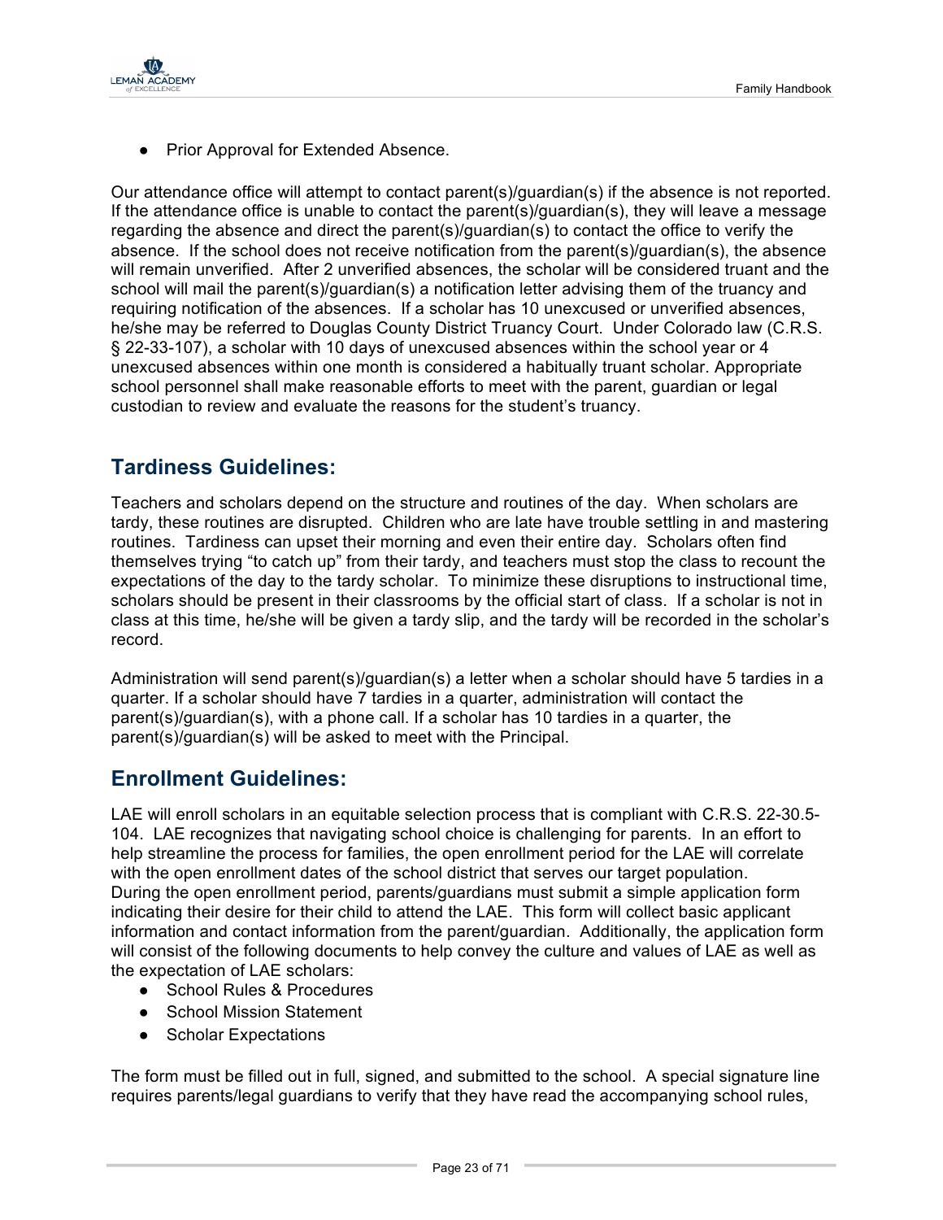- Prior Approval for Extended Absence.

Our attendance office will attempt to contact parent(s)/guardian(s) if the absence is not reported. If the attendance office is unable to contact the parent(s)/guardian(s), they will leave a message regarding the absence and direct the parent(s)/guardian(s) to contact the office to verify the absence. If the school does not receive notification from the parent(s)/guardian(s), the absence will remain unverified. After 2 unverified absences, the scholar will be considered truant and the school will mail the parent(s)/guardian(s) a notification letter advising them of the truancy and requiring notification of the absences. If a scholar has 10 unexcused or unverified absences, he/she may be referred to Douglas County District Truancy Court. Under Colorado law (C.R.S. § 22-33-107), a scholar with 10 days of unexcused absences within the school year or 4 unexcused absences within one month is considered a habitually truant scholar. Appropriate school personnel shall make reasonable efforts to meet with the parent, guardian or legal custodian to review and evaluate the reasons for the student's truancy.

## Tardiness Guidelines:

Teachers and scholars depend on the structure and routines of the day. When scholars are tardy, these routines are disrupted. Children who are late have trouble settling in and mastering routines. Tardiness can upset their morning and even their entire day. Scholars often find themselves trying "to catch up" from their tardy, and teachers must stop the class to recount the expectations of the day to the tardy scholar. To minimize these disruptions to instructional time, scholars should be present in their classrooms by the official start of class. If a scholar is not in class at this time, he/she will be given a tardy slip, and the tardy will be recorded in the scholar's record.

Administration will send parent(s)/guardian(s) a letter when a scholar should have 5 tardies in a quarter. If a scholar should have 7 tardies in a quarter, administration will contact the parent(s)/guardian(s), with a phone call. If a scholar has 10 tardies in a quarter, the parent(s)/guardian(s) will be asked to meet with the Principal.

## Enrollment Guidelines:

LAE will enroll scholars in an equitable selection process that is compliant with C.R.S. 22-30.5-104. LAE recognizes that navigating school choice is challenging for parents. In an effort to help streamline the process for families, the open enrollment period for the LAE will correlate with the open enrollment dates of the school district that serves our target population. During the open enrollment period, parents/guardians must submit a simple application form indicating their desire for their child to attend the LAE. This form will collect basic applicant information and contact information from the parent/guardian. Additionally, the application form will consist of the following documents to help convey the culture and values of LAE as well as the expectation of LAE scholars:

- School Rules & Procedures
- School Mission Statement
- Scholar Expectations

The form must be filled out in full, signed, and submitted to the school. A special signature line requires parents/legal guardians to verify that they have read the accompanying school rules,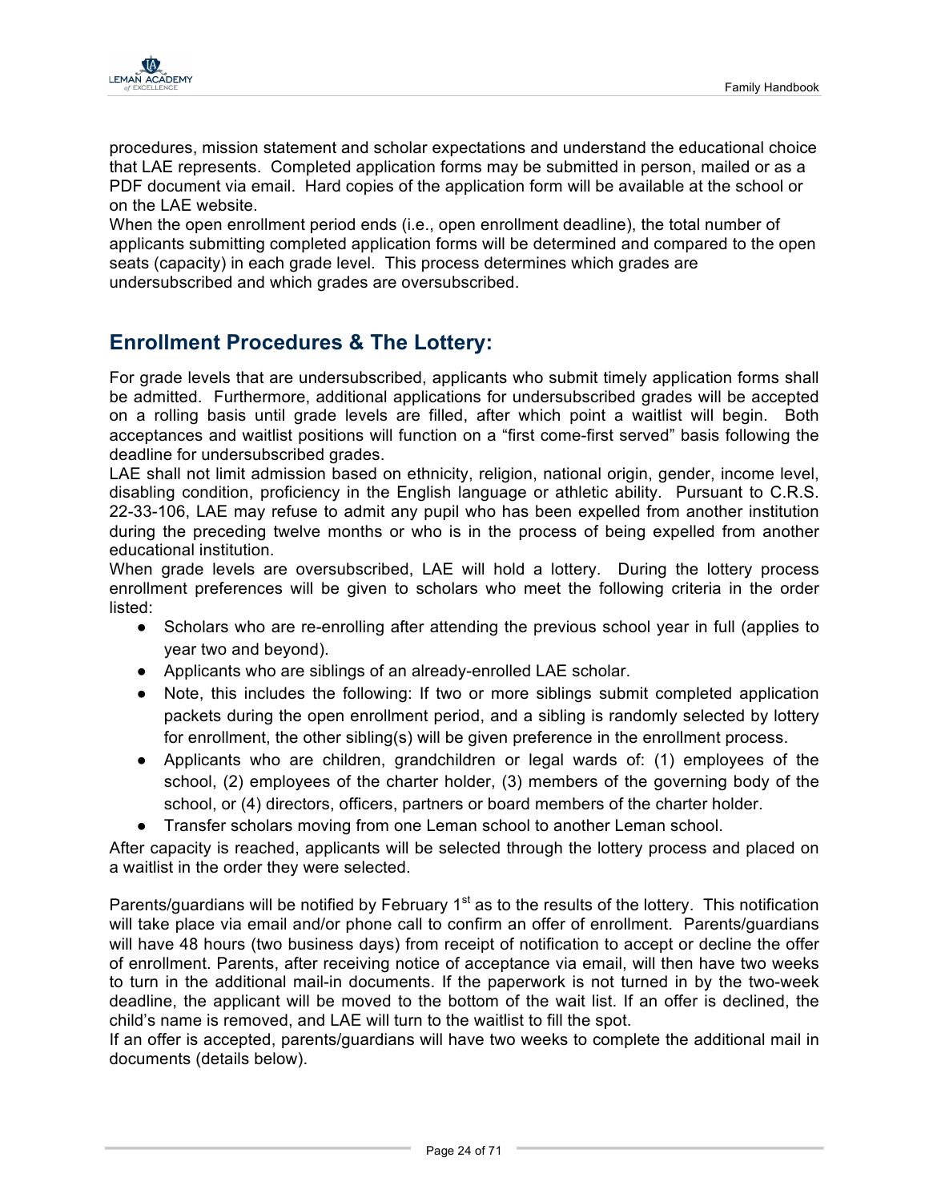procedures, mission statement and scholar expectations and understand the educational choice that LAE represents. Completed application forms may be submitted in person, mailed or as a PDF document via email. Hard copies of the application form will be available at the school or on the LAE website.

When the open enrollment period ends (i.e., open enrollment deadline), the total number of applicants submitting completed application forms will be determined and compared to the open seats (capacity) in each grade level. This process determines which grades are undersubscribed and which grades are oversubscribed.

## Enrollment Procedures & The Lottery:

For grade levels that are undersubscribed, applicants who submit timely application forms shall be admitted. Furthermore, additional applications for undersubscribed grades will be accepted on a rolling basis until grade levels are filled, after which point a waitlist will begin. Both acceptances and waitlist positions will function on a "first come-first served" basis following the deadline for undersubscribed grades.

LAE shall not limit admission based on ethnicity, religion, national origin, gender, income level, disabling condition, proficiency in the English language or athletic ability. Pursuant to C.R.S. 22-33-106, LAE may refuse to admit any pupil who has been expelled from another institution during the preceding twelve months or who is in the process of being expelled from another educational institution.

When grade levels are oversubscribed, LAE will hold a lottery. During the lottery process enrollment preferences will be given to scholars who meet the following criteria in the order listed:

- Scholars who are re-enrolling after attending the previous school year in full (applies to year two and beyond).
- Applicants who are siblings of an already-enrolled LAE scholar.
- Note, this includes the following: If two or more siblings submit completed application packets during the open enrollment period, and a sibling is randomly selected by lottery for enrollment, the other sibling(s) will be given preference in the enrollment process.
- Applicants who are children, grandchildren or legal wards of: (1) employees of the school, (2) employees of the charter holder, (3) members of the governing body of the school, or (4) directors, officers, partners or board members of the charter holder.
- Transfer scholars moving from one Leman school to another Leman school.

After capacity is reached, applicants will be selected through the lottery process and placed on a waitlist in the order they were selected.

Parents/guardians will be notified by February 1st as to the results of the lottery. This notification will take place via email and/or phone call to confirm an offer of enrollment. Parents/guardians will have 48 hours (two business days) from receipt of notification to accept or decline the offer of enrollment. Parents, after receiving notice of acceptance via email, will then have two weeks to turn in the additional mail-in documents. If the paperwork is not turned in by the two-week deadline, the applicant will be moved to the bottom of the wait list. If an offer is declined, the child's name is removed, and LAE will turn to the waitlist to fill the spot.

If an offer is accepted, parents/guardians will have two weeks to complete the additional mail in documents (details below).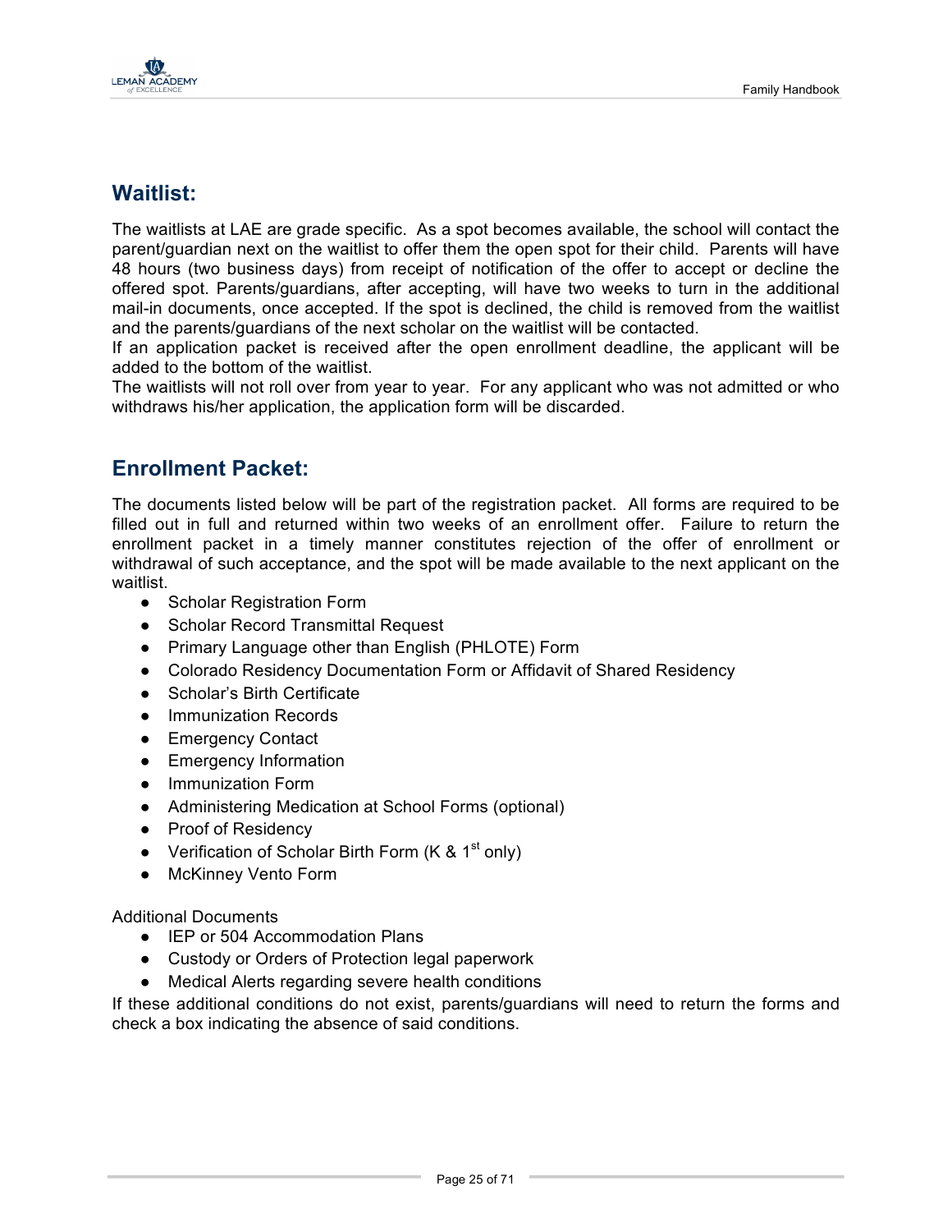## Waitlist:

The waitlists at LAE are grade specific. As a spot becomes available, the school will contact the parent/guardian next on the waitlist to offer them the open spot for their child. Parents will have 48 hours (two business days) from receipt of notification of the offer to accept or decline the offered spot. Parents/guardians, after accepting, will have two weeks to turn in the additional mail-in documents, once accepted. If the spot is declined, the child is removed from the waitlist and the parents/guardians of the next scholar on the waitlist will be contacted.

If an application packet is received after the open enrollment deadline, the applicant will be added to the bottom of the waitlist.

The waitlists will not roll over from year to year. For any applicant who was not admitted or who withdraws his/her application, the application form will be discarded.

## Enrollment Packet:

The documents listed below will be part of the registration packet. All forms are required to be filled out in full and returned within two weeks of an enrollment offer. Failure to return the enrollment packet in a timely manner constitutes rejection of the offer of enrollment or withdrawal of such acceptance, and the spot will be made available to the next applicant on the waitlist.

- Scholar Registration Form
- Scholar Record Transmittal Request
- Primary Language other than English (PHLOTE) Form
- Colorado Residency Documentation Form or Affidavit of Shared Residency
- Scholar's Birth Certificate
- Immunization Records
- Emergency Contact
- Emergency Information
- Immunization Form
- Administering Medication at School Forms (optional)
- Proof of Residency
- Verification of Scholar Birth Form (K & 1st only)
- McKinney Vento Form

Additional Documents

- IEP or 504 Accommodation Plans
- Custody or Orders of Protection legal paperwork
- Medical Alerts regarding severe health conditions

If these additional conditions do not exist, parents/guardians will need to return the forms and check a box indicating the absence of said conditions.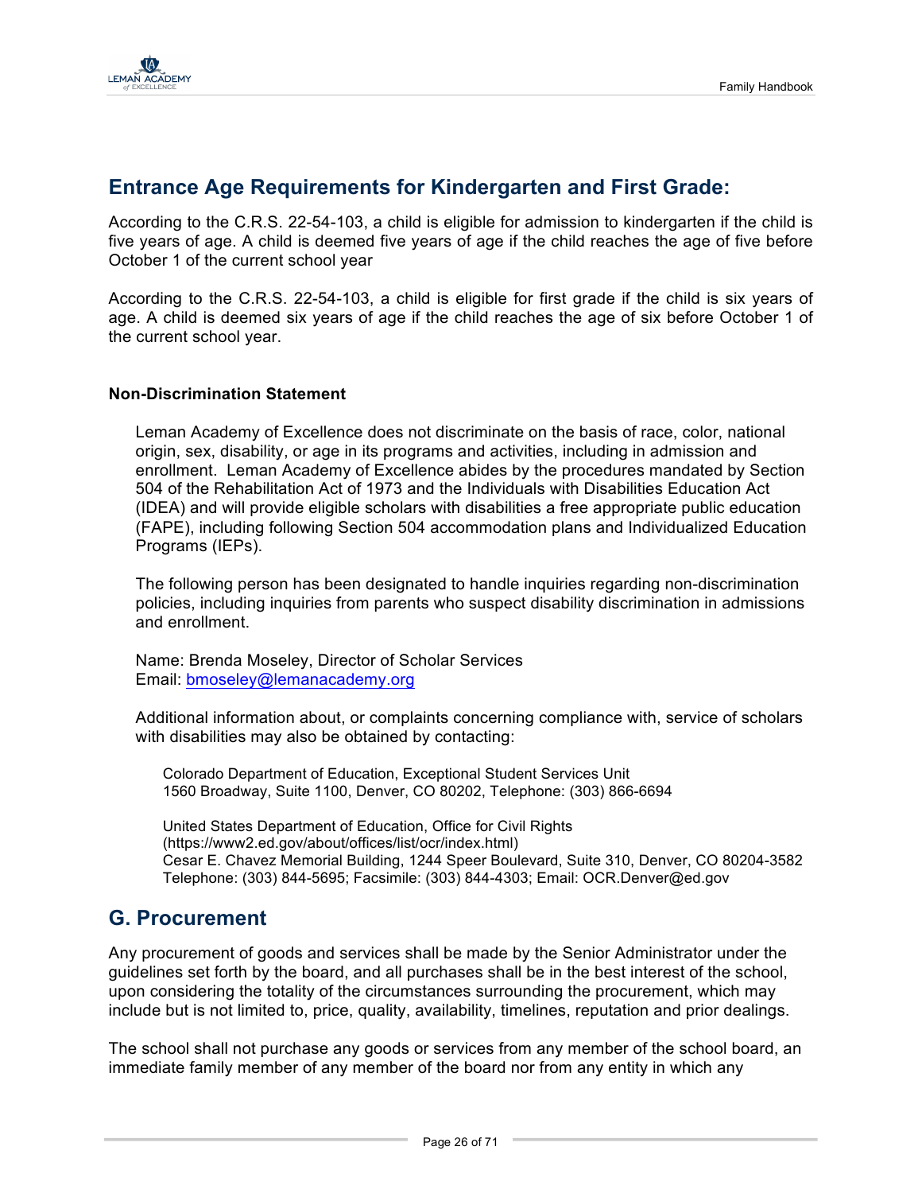## Entrance Age Requirements for Kindergarten and First Grade:

According to the C.R.S. 22-54-103, a child is eligible for admission to kindergarten if the child is five years of age. A child is deemed five years of age if the child reaches the age of five before October 1 of the current school year

According to the C.R.S. 22-54-103, a child is eligible for first grade if the child is six years of age. A child is deemed six years of age if the child reaches the age of six before October 1 of the current school year.

**Non-Discrimination Statement**

Leman Academy of Excellence does not discriminate on the basis of race, color, national origin, sex, disability, or age in its programs and activities, including in admission and enrollment. Leman Academy of Excellence abides by the procedures mandated by Section 504 of the Rehabilitation Act of 1973 and the Individuals with Disabilities Education Act (IDEA) and will provide eligible scholars with disabilities a free appropriate public education (FAPE), including following Section 504 accommodation plans and Individualized Education Programs (IEPs).

The following person has been designated to handle inquiries regarding non-discrimination policies, including inquiries from parents who suspect disability discrimination in admissions and enrollment.

Name: Brenda Moseley, Director of Scholar Services
Email: bmoseley@lemanacademy.org

Additional information about, or complaints concerning compliance with, service of scholars with disabilities may also be obtained by contacting:

Colorado Department of Education, Exceptional Student Services Unit
1560 Broadway, Suite 1100, Denver, CO 80202, Telephone: (303) 866-6694

United States Department of Education, Office for Civil Rights
(https://www2.ed.gov/about/offices/list/ocr/index.html)
Cesar E. Chavez Memorial Building, 1244 Speer Boulevard, Suite 310, Denver, CO 80204-3582
Telephone: (303) 844-5695; Facsimile: (303) 844-4303; Email: OCR.Denver@ed.gov

## G. Procurement

Any procurement of goods and services shall be made by the Senior Administrator under the guidelines set forth by the board, and all purchases shall be in the best interest of the school, upon considering the totality of the circumstances surrounding the procurement, which may include but is not limited to, price, quality, availability, timelines, reputation and prior dealings.

The school shall not purchase any goods or services from any member of the school board, an immediate family member of any member of the board nor from any entity in which any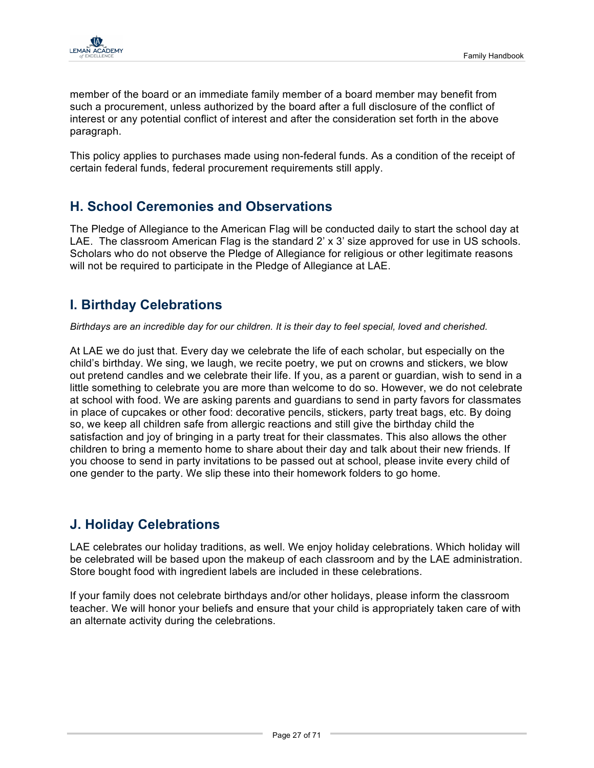member of the board or an immediate family member of a board member may benefit from such a procurement, unless authorized by the board after a full disclosure of the conflict of interest or any potential conflict of interest and after the consideration set forth in the above paragraph.

This policy applies to purchases made using non-federal funds. As a condition of the receipt of certain federal funds, federal procurement requirements still apply.

## H. School Ceremonies and Observations

The Pledge of Allegiance to the American Flag will be conducted daily to start the school day at LAE. The classroom American Flag is the standard 2' x 3' size approved for use in US schools. Scholars who do not observe the Pledge of Allegiance for religious or other legitimate reasons will not be required to participate in the Pledge of Allegiance at LAE.

## I. Birthday Celebrations

*Birthdays are an incredible day for our children. It is their day to feel special, loved and cherished.*

At LAE we do just that. Every day we celebrate the life of each scholar, but especially on the child's birthday. We sing, we laugh, we recite poetry, we put on crowns and stickers, we blow out pretend candles and we celebrate their life. If you, as a parent or guardian, wish to send in a little something to celebrate you are more than welcome to do so. However, we do not celebrate at school with food. We are asking parents and guardians to send in party favors for classmates in place of cupcakes or other food: decorative pencils, stickers, party treat bags, etc. By doing so, we keep all children safe from allergic reactions and still give the birthday child the satisfaction and joy of bringing in a party treat for their classmates. This also allows the other children to bring a memento home to share about their day and talk about their new friends. If you choose to send in party invitations to be passed out at school, please invite every child of one gender to the party. We slip these into their homework folders to go home.

## J. Holiday Celebrations

LAE celebrates our holiday traditions, as well. We enjoy holiday celebrations. Which holiday will be celebrated will be based upon the makeup of each classroom and by the LAE administration. Store bought food with ingredient labels are included in these celebrations.

If your family does not celebrate birthdays and/or other holidays, please inform the classroom teacher. We will honor your beliefs and ensure that your child is appropriately taken care of with an alternate activity during the celebrations.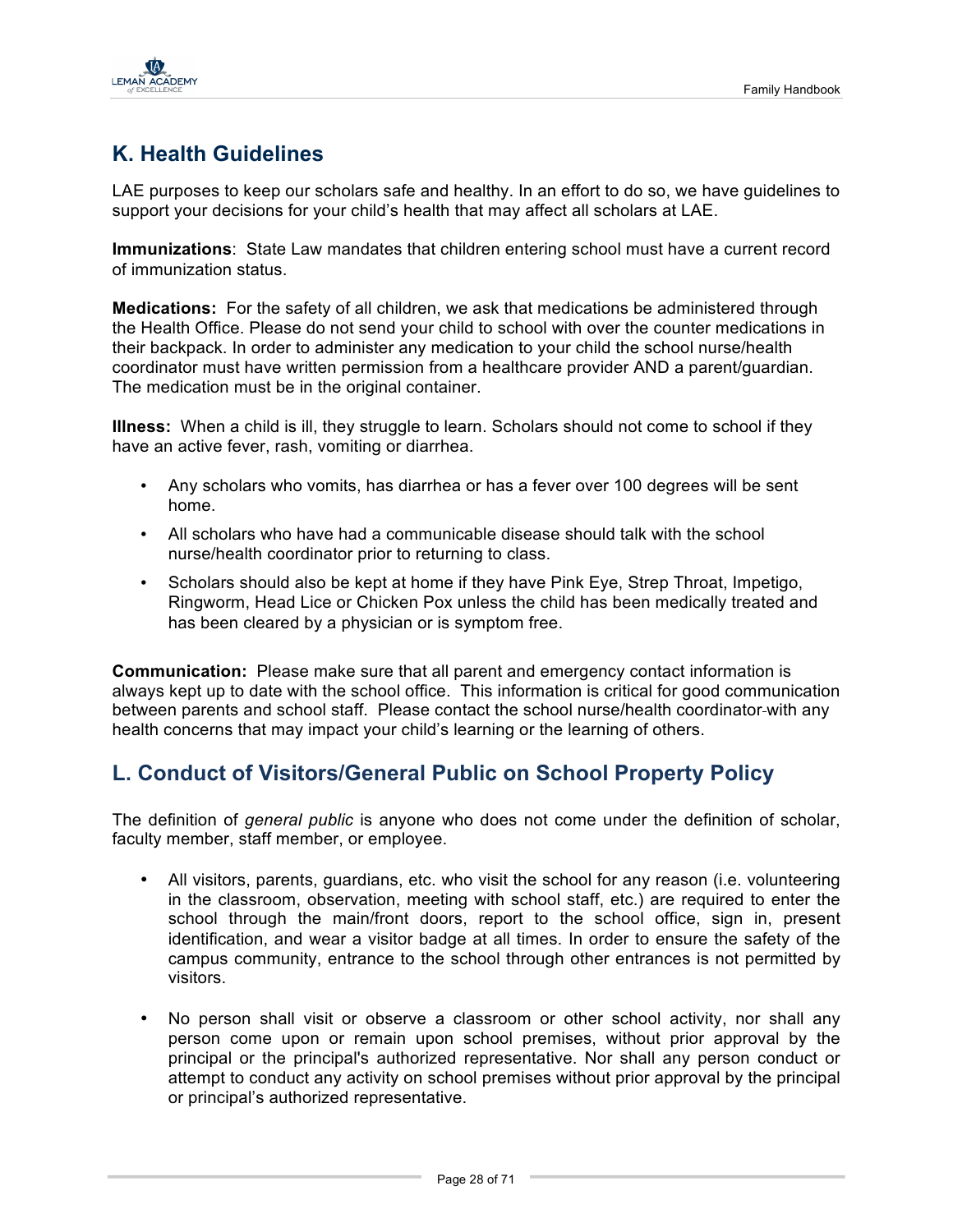## K. Health Guidelines

LAE purposes to keep our scholars safe and healthy. In an effort to do so, we have guidelines to support your decisions for your child's health that may affect all scholars at LAE.

**Immunizations**: State Law mandates that children entering school must have a current record of immunization status.

**Medications:** For the safety of all children, we ask that medications be administered through the Health Office. Please do not send your child to school with over the counter medications in their backpack. In order to administer any medication to your child the school nurse/health coordinator must have written permission from a healthcare provider AND a parent/guardian. The medication must be in the original container.

**Illness:** When a child is ill, they struggle to learn. Scholars should not come to school if they have an active fever, rash, vomiting or diarrhea.

- Any scholars who vomits, has diarrhea or has a fever over 100 degrees will be sent home.
- All scholars who have had a communicable disease should talk with the school nurse/health coordinator prior to returning to class.
- Scholars should also be kept at home if they have Pink Eye, Strep Throat, Impetigo, Ringworm, Head Lice or Chicken Pox unless the child has been medically treated and has been cleared by a physician or is symptom free.

**Communication:** Please make sure that all parent and emergency contact information is always kept up to date with the school office. This information is critical for good communication between parents and school staff. Please contact the school nurse/health coordinator with any health concerns that may impact your child's learning or the learning of others.

## L. Conduct of Visitors/General Public on School Property Policy

The definition of *general public* is anyone who does not come under the definition of scholar, faculty member, staff member, or employee.

- All visitors, parents, guardians, etc. who visit the school for any reason (i.e. volunteering in the classroom, observation, meeting with school staff, etc.) are required to enter the school through the main/front doors, report to the school office, sign in, present identification, and wear a visitor badge at all times. In order to ensure the safety of the campus community, entrance to the school through other entrances is not permitted by visitors.
- No person shall visit or observe a classroom or other school activity, nor shall any person come upon or remain upon school premises, without prior approval by the principal or the principal's authorized representative. Nor shall any person conduct or attempt to conduct any activity on school premises without prior approval by the principal or principal's authorized representative.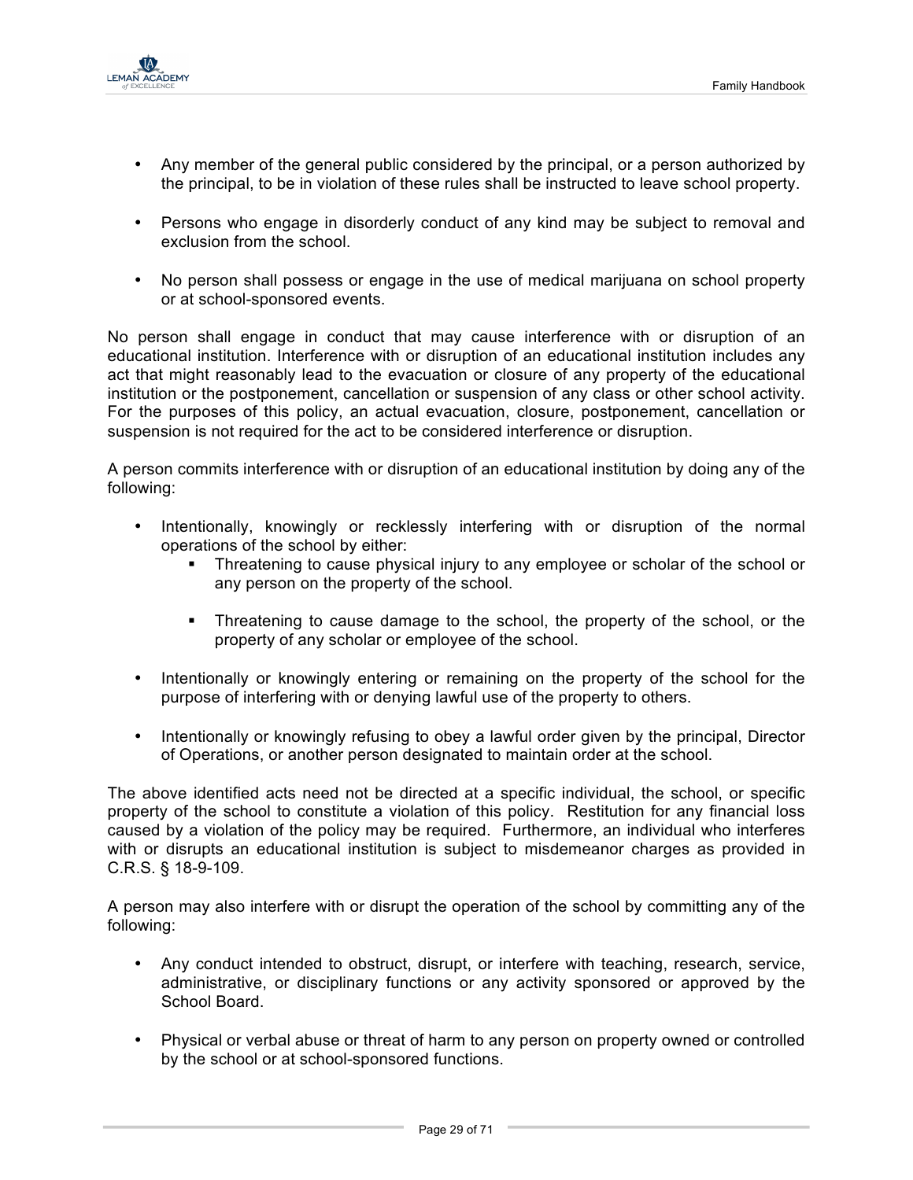- Any member of the general public considered by the principal, or a person authorized by the principal, to be in violation of these rules shall be instructed to leave school property.

- Persons who engage in disorderly conduct of any kind may be subject to removal and exclusion from the school.

- No person shall possess or engage in the use of medical marijuana on school property or at school-sponsored events.

No person shall engage in conduct that may cause interference with or disruption of an educational institution. Interference with or disruption of an educational institution includes any act that might reasonably lead to the evacuation or closure of any property of the educational institution or the postponement, cancellation or suspension of any class or other school activity. For the purposes of this policy, an actual evacuation, closure, postponement, cancellation or suspension is not required for the act to be considered interference or disruption.

A person commits interference with or disruption of an educational institution by doing any of the following:

- Intentionally, knowingly or recklessly interfering with or disruption of the normal operations of the school by either:
    - Threatening to cause physical injury to any employee or scholar of the school or any person on the property of the school.
    - Threatening to cause damage to the school, the property of the school, or the property of any scholar or employee of the school.

- Intentionally or knowingly entering or remaining on the property of the school for the purpose of interfering with or denying lawful use of the property to others.

- Intentionally or knowingly refusing to obey a lawful order given by the principal, Director of Operations, or another person designated to maintain order at the school.

The above identified acts need not be directed at a specific individual, the school, or specific property of the school to constitute a violation of this policy. Restitution for any financial loss caused by a violation of the policy may be required. Furthermore, an individual who interferes with or disrupts an educational institution is subject to misdemeanor charges as provided in C.R.S. § 18-9-109.

A person may also interfere with or disrupt the operation of the school by committing any of the following:

- Any conduct intended to obstruct, disrupt, or interfere with teaching, research, service, administrative, or disciplinary functions or any activity sponsored or approved by the School Board.

- Physical or verbal abuse or threat of harm to any person on property owned or controlled by the school or at school-sponsored functions.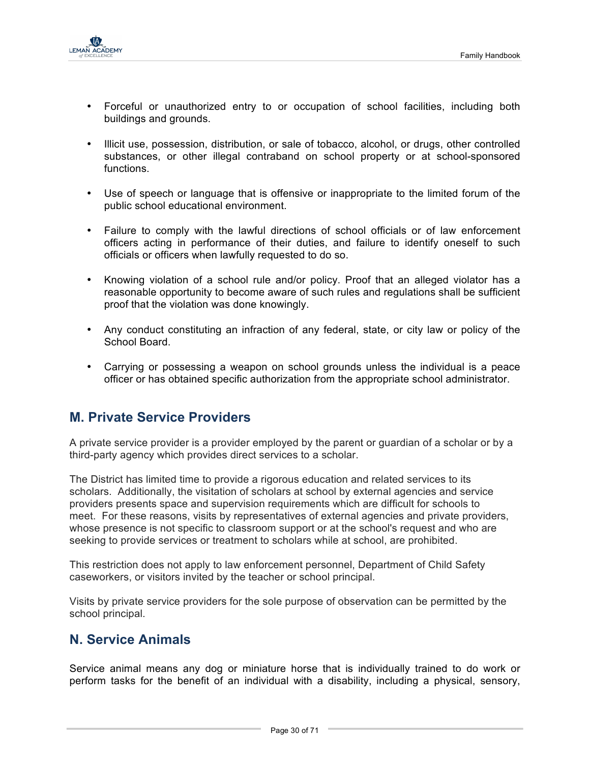- Forceful or unauthorized entry to or occupation of school facilities, including both buildings and grounds.

- Illicit use, possession, distribution, or sale of tobacco, alcohol, or drugs, other controlled substances, or other illegal contraband on school property or at school-sponsored functions.

- Use of speech or language that is offensive or inappropriate to the limited forum of the public school educational environment.

- Failure to comply with the lawful directions of school officials or of law enforcement officers acting in performance of their duties, and failure to identify oneself to such officials or officers when lawfully requested to do so.

- Knowing violation of a school rule and/or policy. Proof that an alleged violator has a reasonable opportunity to become aware of such rules and regulations shall be sufficient proof that the violation was done knowingly.

- Any conduct constituting an infraction of any federal, state, or city law or policy of the School Board.

- Carrying or possessing a weapon on school grounds unless the individual is a peace officer or has obtained specific authorization from the appropriate school administrator.

## M. Private Service Providers

A private service provider is a provider employed by the parent or guardian of a scholar or by a third-party agency which provides direct services to a scholar.

The District has limited time to provide a rigorous education and related services to its scholars. Additionally, the visitation of scholars at school by external agencies and service providers presents space and supervision requirements which are difficult for schools to meet. For these reasons, visits by representatives of external agencies and private providers, whose presence is not specific to classroom support or at the school's request and who are seeking to provide services or treatment to scholars while at school, are prohibited.

This restriction does not apply to law enforcement personnel, Department of Child Safety caseworkers, or visitors invited by the teacher or school principal.

Visits by private service providers for the sole purpose of observation can be permitted by the school principal.

## N. Service Animals

Service animal means any dog or miniature horse that is individually trained to do work or perform tasks for the benefit of an individual with a disability, including a physical, sensory,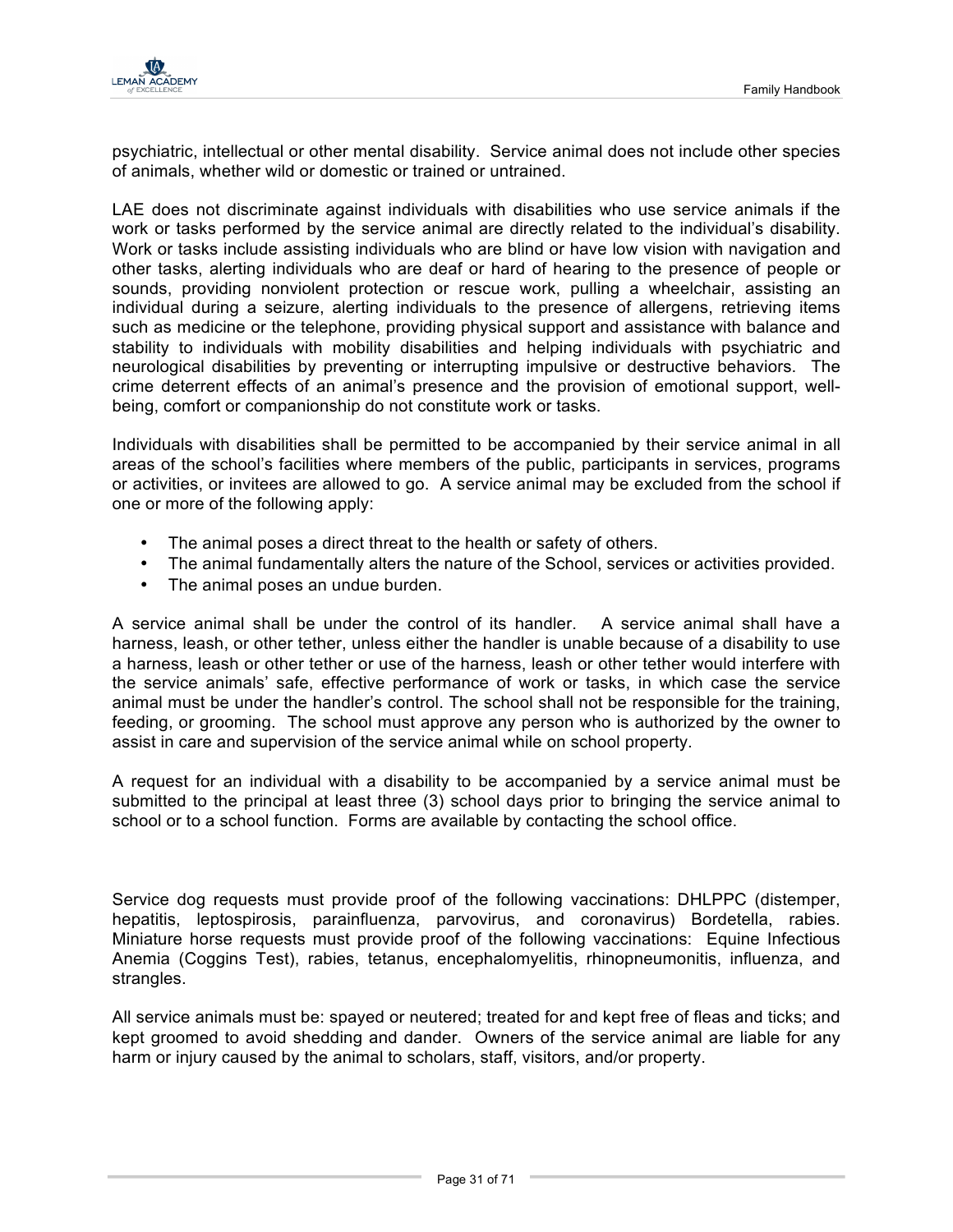psychiatric, intellectual or other mental disability. Service animal does not include other species of animals, whether wild or domestic or trained or untrained.

LAE does not discriminate against individuals with disabilities who use service animals if the work or tasks performed by the service animal are directly related to the individual's disability. Work or tasks include assisting individuals who are blind or have low vision with navigation and other tasks, alerting individuals who are deaf or hard of hearing to the presence of people or sounds, providing nonviolent protection or rescue work, pulling a wheelchair, assisting an individual during a seizure, alerting individuals to the presence of allergens, retrieving items such as medicine or the telephone, providing physical support and assistance with balance and stability to individuals with mobility disabilities and helping individuals with psychiatric and neurological disabilities by preventing or interrupting impulsive or destructive behaviors. The crime deterrent effects of an animal's presence and the provision of emotional support, well-being, comfort or companionship do not constitute work or tasks.

Individuals with disabilities shall be permitted to be accompanied by their service animal in all areas of the school's facilities where members of the public, participants in services, programs or activities, or invitees are allowed to go. A service animal may be excluded from the school if one or more of the following apply:

- The animal poses a direct threat to the health or safety of others.
- The animal fundamentally alters the nature of the School, services or activities provided.
- The animal poses an undue burden.

A service animal shall be under the control of its handler. A service animal shall have a harness, leash, or other tether, unless either the handler is unable because of a disability to use a harness, leash or other tether or use of the harness, leash or other tether would interfere with the service animals' safe, effective performance of work or tasks, in which case the service animal must be under the handler's control. The school shall not be responsible for the training, feeding, or grooming. The school must approve any person who is authorized by the owner to assist in care and supervision of the service animal while on school property.

A request for an individual with a disability to be accompanied by a service animal must be submitted to the principal at least three (3) school days prior to bringing the service animal to school or to a school function. Forms are available by contacting the school office.

Service dog requests must provide proof of the following vaccinations: DHLPPC (distemper, hepatitis, leptospirosis, parainfluenza, parvovirus, and coronavirus) Bordetella, rabies. Miniature horse requests must provide proof of the following vaccinations: Equine Infectious Anemia (Coggins Test), rabies, tetanus, encephalomyelitis, rhinopneumonitis, influenza, and strangles.

All service animals must be: spayed or neutered; treated for and kept free of fleas and ticks; and kept groomed to avoid shedding and dander. Owners of the service animal are liable for any harm or injury caused by the animal to scholars, staff, visitors, and/or property.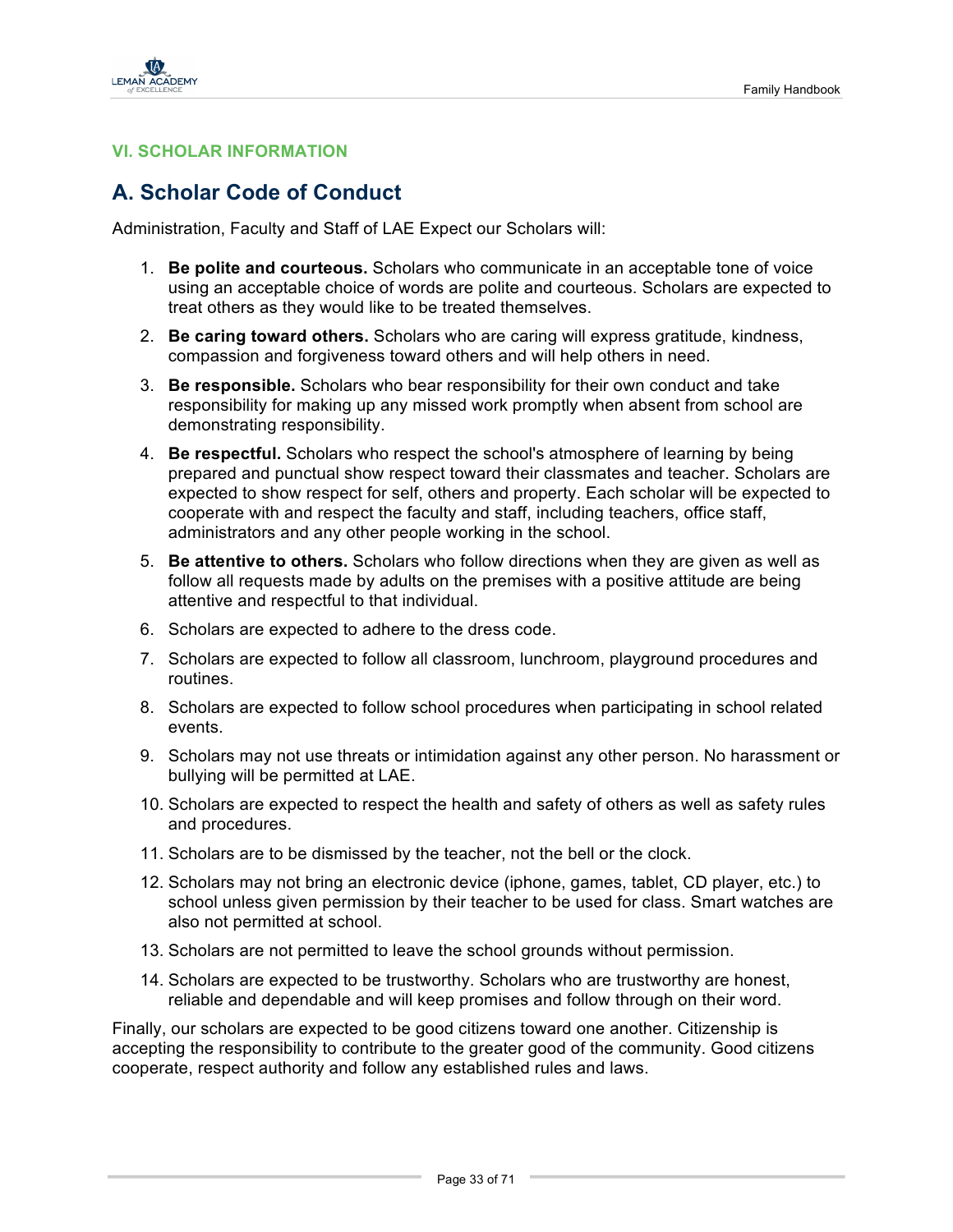## VI. SCHOLAR INFORMATION

## A. Scholar Code of Conduct

Administration, Faculty and Staff of LAE Expect our Scholars will:

1. **Be polite and courteous.** Scholars who communicate in an acceptable tone of voice using an acceptable choice of words are polite and courteous. Scholars are expected to treat others as they would like to be treated themselves.
2. **Be caring toward others.** Scholars who are caring will express gratitude, kindness, compassion and forgiveness toward others and will help others in need.
3. **Be responsible.** Scholars who bear responsibility for their own conduct and take responsibility for making up any missed work promptly when absent from school are demonstrating responsibility.
4. **Be respectful.** Scholars who respect the school's atmosphere of learning by being prepared and punctual show respect toward their classmates and teacher. Scholars are expected to show respect for self, others and property. Each scholar will be expected to cooperate with and respect the faculty and staff, including teachers, office staff, administrators and any other people working in the school.
5. **Be attentive to others.** Scholars who follow directions when they are given as well as follow all requests made by adults on the premises with a positive attitude are being attentive and respectful to that individual.
6. Scholars are expected to adhere to the dress code.
7. Scholars are expected to follow all classroom, lunchroom, playground procedures and routines.
8. Scholars are expected to follow school procedures when participating in school related events.
9. Scholars may not use threats or intimidation against any other person. No harassment or bullying will be permitted at LAE.
10. Scholars are expected to respect the health and safety of others as well as safety rules and procedures.
11. Scholars are to be dismissed by the teacher, not the bell or the clock.
12. Scholars may not bring an electronic device (iphone, games, tablet, CD player, etc.) to school unless given permission by their teacher to be used for class. Smart watches are also not permitted at school.
13. Scholars are not permitted to leave the school grounds without permission.
14. Scholars are expected to be trustworthy. Scholars who are trustworthy are honest, reliable and dependable and will keep promises and follow through on their word.

Finally, our scholars are expected to be good citizens toward one another. Citizenship is accepting the responsibility to contribute to the greater good of the community. Good citizens cooperate, respect authority and follow any established rules and laws.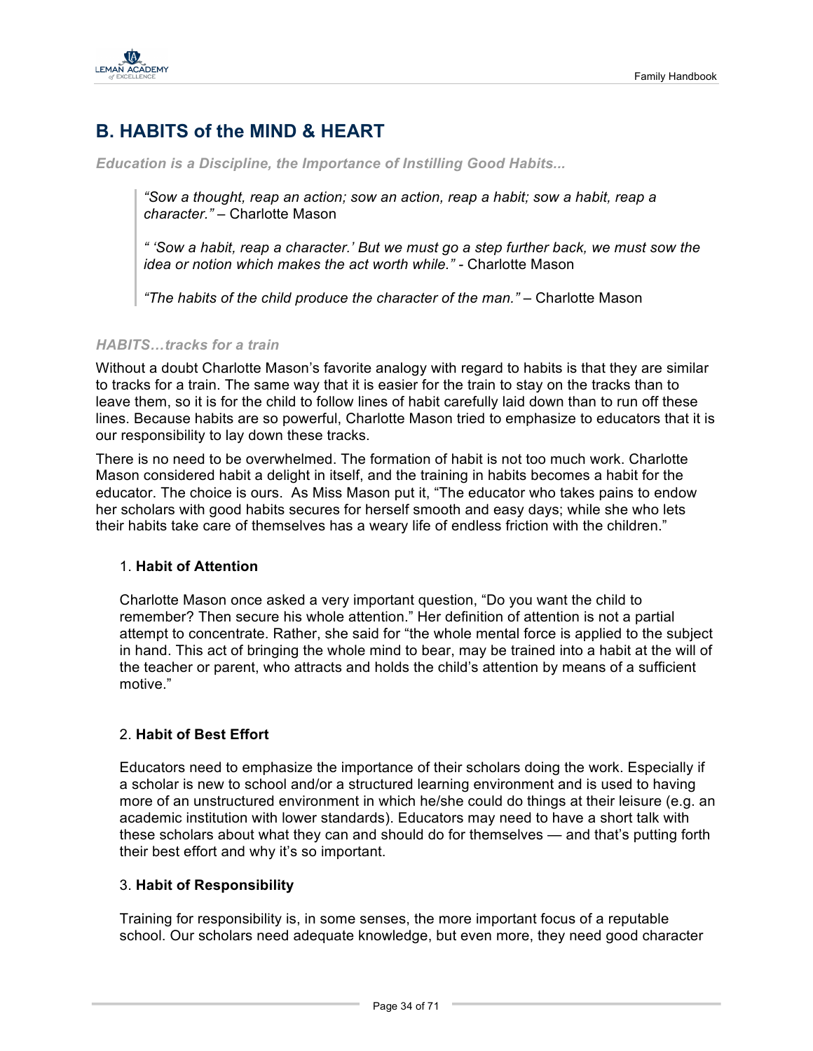## B. HABITS of the MIND & HEART

***Education is a Discipline, the Importance of Instilling Good Habits...***

> *"Sow a thought, reap an action; sow an action, reap a habit; sow a habit, reap a character."* – Charlotte Mason
>
> *" 'Sow a habit, reap a character.' But we must go a step further back, we must sow the idea or notion which makes the act worth while."* - Charlotte Mason
>
> *"The habits of the child produce the character of the man."* – Charlotte Mason

***HABITS…tracks for a train***

Without a doubt Charlotte Mason's favorite analogy with regard to habits is that they are similar to tracks for a train. The same way that it is easier for the train to stay on the tracks than to leave them, so it is for the child to follow lines of habit carefully laid down than to run off these lines. Because habits are so powerful, Charlotte Mason tried to emphasize to educators that it is our responsibility to lay down these tracks.

There is no need to be overwhelmed. The formation of habit is not too much work. Charlotte Mason considered habit a delight in itself, and the training in habits becomes a habit for the educator. The choice is ours. As Miss Mason put it, "The educator who takes pains to endow her scholars with good habits secures for herself smooth and easy days; while she who lets their habits take care of themselves has a weary life of endless friction with the children."

1. **Habit of Attention**

   Charlotte Mason once asked a very important question, "Do you want the child to remember? Then secure his whole attention." Her definition of attention is not a partial attempt to concentrate. Rather, she said for "the whole mental force is applied to the subject in hand. This act of bringing the whole mind to bear, may be trained into a habit at the will of the teacher or parent, who attracts and holds the child's attention by means of a sufficient motive."

2. **Habit of Best Effort**

   Educators need to emphasize the importance of their scholars doing the work. Especially if a scholar is new to school and/or a structured learning environment and is used to having more of an unstructured environment in which he/she could do things at their leisure (e.g. an academic institution with lower standards). Educators may need to have a short talk with these scholars about what they can and should do for themselves — and that's putting forth their best effort and why it's so important.

3. **Habit of Responsibility**

   Training for responsibility is, in some senses, the more important focus of a reputable school. Our scholars need adequate knowledge, but even more, they need good character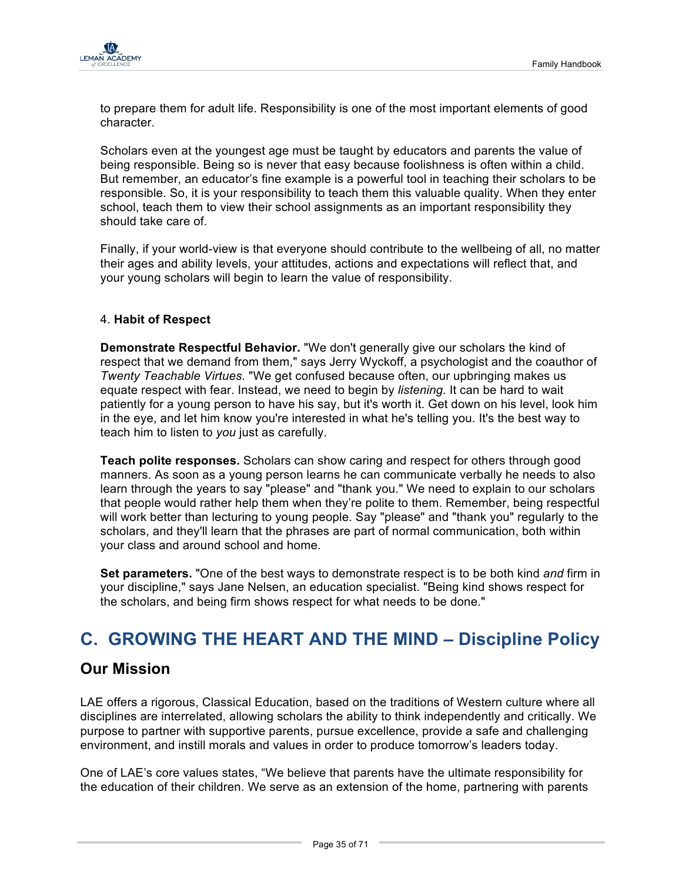to prepare them for adult life. Responsibility is one of the most important elements of good character.

Scholars even at the youngest age must be taught by educators and parents the value of being responsible. Being so is never that easy because foolishness is often within a child. But remember, an educator's fine example is a powerful tool in teaching their scholars to be responsible. So, it is your responsibility to teach them this valuable quality. When they enter school, teach them to view their school assignments as an important responsibility they should take care of.

Finally, if your world-view is that everyone should contribute to the wellbeing of all, no matter their ages and ability levels, your attitudes, actions and expectations will reflect that, and your young scholars will begin to learn the value of responsibility.

4. **Habit of Respect**

**Demonstrate Respectful Behavior.** "We don't generally give our scholars the kind of respect that we demand from them," says Jerry Wyckoff, a psychologist and the coauthor of *Twenty Teachable Virtues.* "We get confused because often, our upbringing makes us equate respect with fear. Instead, we need to begin by *listening.* It can be hard to wait patiently for a young person to have his say, but it's worth it. Get down on his level, look him in the eye, and let him know you're interested in what he's telling you. It's the best way to teach him to listen to *you* just as carefully.

**Teach polite responses.** Scholars can show caring and respect for others through good manners. As soon as a young person learns he can communicate verbally he needs to also learn through the years to say "please" and "thank you." We need to explain to our scholars that people would rather help them when they're polite to them. Remember, being respectful will work better than lecturing to young people. Say "please" and "thank you" regularly to the scholars, and they'll learn that the phrases are part of normal communication, both within your class and around school and home.

**Set parameters.** "One of the best ways to demonstrate respect is to be both kind *and* firm in your discipline," says Jane Nelsen, an education specialist. "Being kind shows respect for the scholars, and being firm shows respect for what needs to be done."

# C. GROWING THE HEART AND THE MIND – Discipline Policy

## Our Mission

LAE offers a rigorous, Classical Education, based on the traditions of Western culture where all disciplines are interrelated, allowing scholars the ability to think independently and critically. We purpose to partner with supportive parents, pursue excellence, provide a safe and challenging environment, and instill morals and values in order to produce tomorrow's leaders today.

One of LAE's core values states, "We believe that parents have the ultimate responsibility for the education of their children. We serve as an extension of the home, partnering with parents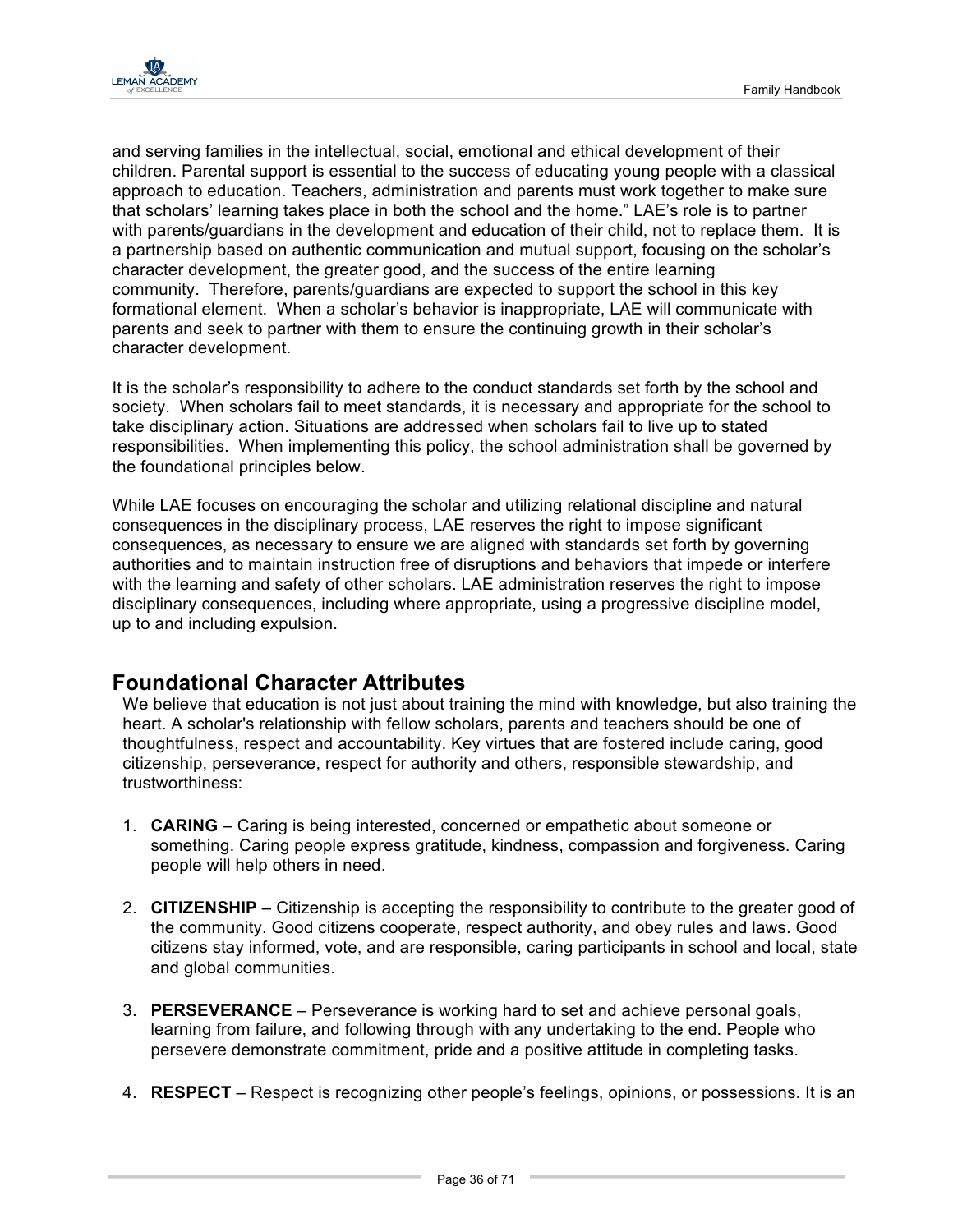and serving families in the intellectual, social, emotional and ethical development of their children. Parental support is essential to the success of educating young people with a classical approach to education. Teachers, administration and parents must work together to make sure that scholars' learning takes place in both the school and the home." LAE's role is to partner with parents/guardians in the development and education of their child, not to replace them. It is a partnership based on authentic communication and mutual support, focusing on the scholar's character development, the greater good, and the success of the entire learning community. Therefore, parents/guardians are expected to support the school in this key formational element. When a scholar's behavior is inappropriate, LAE will communicate with parents and seek to partner with them to ensure the continuing growth in their scholar's character development.

It is the scholar's responsibility to adhere to the conduct standards set forth by the school and society. When scholars fail to meet standards, it is necessary and appropriate for the school to take disciplinary action. Situations are addressed when scholars fail to live up to stated responsibilities. When implementing this policy, the school administration shall be governed by the foundational principles below.

While LAE focuses on encouraging the scholar and utilizing relational discipline and natural consequences in the disciplinary process, LAE reserves the right to impose significant consequences, as necessary to ensure we are aligned with standards set forth by governing authorities and to maintain instruction free of disruptions and behaviors that impede or interfere with the learning and safety of other scholars. LAE administration reserves the right to impose disciplinary consequences, including where appropriate, using a progressive discipline model, up to and including expulsion.

## Foundational Character Attributes

We believe that education is not just about training the mind with knowledge, but also training the heart. A scholar's relationship with fellow scholars, parents and teachers should be one of thoughtfulness, respect and accountability. Key virtues that are fostered include caring, good citizenship, perseverance, respect for authority and others, responsible stewardship, and trustworthiness:

1. **CARING** – Caring is being interested, concerned or empathetic about someone or something. Caring people express gratitude, kindness, compassion and forgiveness. Caring people will help others in need.

2. **CITIZENSHIP** – Citizenship is accepting the responsibility to contribute to the greater good of the community. Good citizens cooperate, respect authority, and obey rules and laws. Good citizens stay informed, vote, and are responsible, caring participants in school and local, state and global communities.

3. **PERSEVERANCE** – Perseverance is working hard to set and achieve personal goals, learning from failure, and following through with any undertaking to the end. People who persevere demonstrate commitment, pride and a positive attitude in completing tasks.

4. **RESPECT** – Respect is recognizing other people's feelings, opinions, or possessions. It is an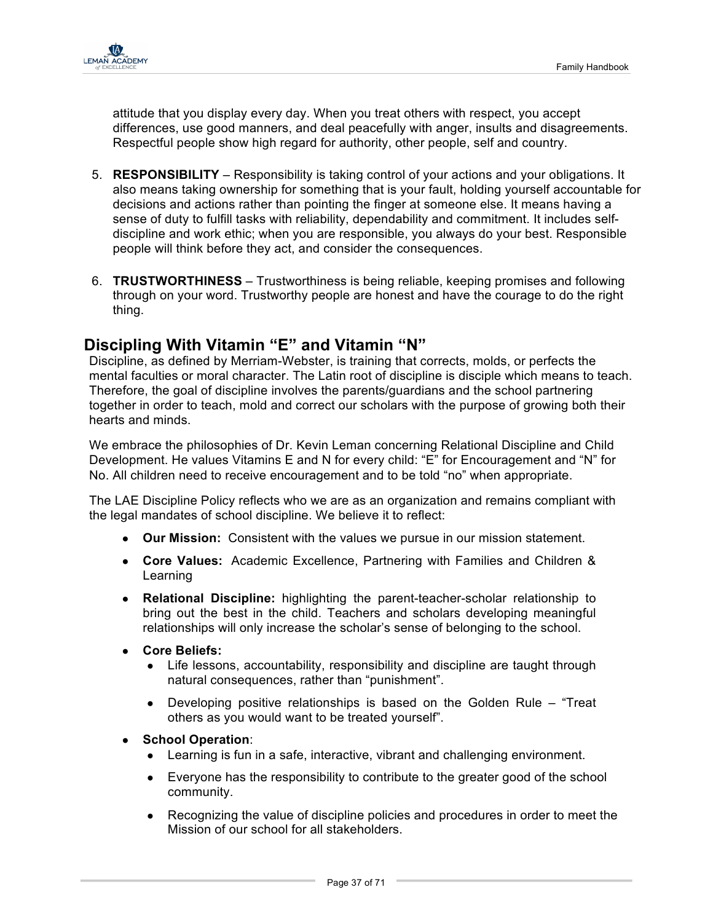attitude that you display every day. When you treat others with respect, you accept differences, use good manners, and deal peacefully with anger, insults and disagreements. Respectful people show high regard for authority, other people, self and country.

5. **RESPONSIBILITY** – Responsibility is taking control of your actions and your obligations. It also means taking ownership for something that is your fault, holding yourself accountable for decisions and actions rather than pointing the finger at someone else. It means having a sense of duty to fulfill tasks with reliability, dependability and commitment. It includes self-discipline and work ethic; when you are responsible, you always do your best. Responsible people will think before they act, and consider the consequences.

6. **TRUSTWORTHINESS** – Trustworthiness is being reliable, keeping promises and following through on your word. Trustworthy people are honest and have the courage to do the right thing.

## Discipling With Vitamin "E" and Vitamin "N"

Discipline, as defined by Merriam-Webster, is training that corrects, molds, or perfects the mental faculties or moral character. The Latin root of discipline is disciple which means to teach. Therefore, the goal of discipline involves the parents/guardians and the school partnering together in order to teach, mold and correct our scholars with the purpose of growing both their hearts and minds.

We embrace the philosophies of Dr. Kevin Leman concerning Relational Discipline and Child Development. He values Vitamins E and N for every child: "E" for Encouragement and "N" for No. All children need to receive encouragement and to be told "no" when appropriate.

The LAE Discipline Policy reflects who we are as an organization and remains compliant with the legal mandates of school discipline. We believe it to reflect:

- **Our Mission:** Consistent with the values we pursue in our mission statement.
- **Core Values:** Academic Excellence, Partnering with Families and Children & Learning
- **Relational Discipline:** highlighting the parent-teacher-scholar relationship to bring out the best in the child. Teachers and scholars developing meaningful relationships will only increase the scholar's sense of belonging to the school.
- **Core Beliefs:**
  - Life lessons, accountability, responsibility and discipline are taught through natural consequences, rather than "punishment".
  - Developing positive relationships is based on the Golden Rule – "Treat others as you would want to be treated yourself".
- **School Operation**:
  - Learning is fun in a safe, interactive, vibrant and challenging environment.
  - Everyone has the responsibility to contribute to the greater good of the school community.
  - Recognizing the value of discipline policies and procedures in order to meet the Mission of our school for all stakeholders.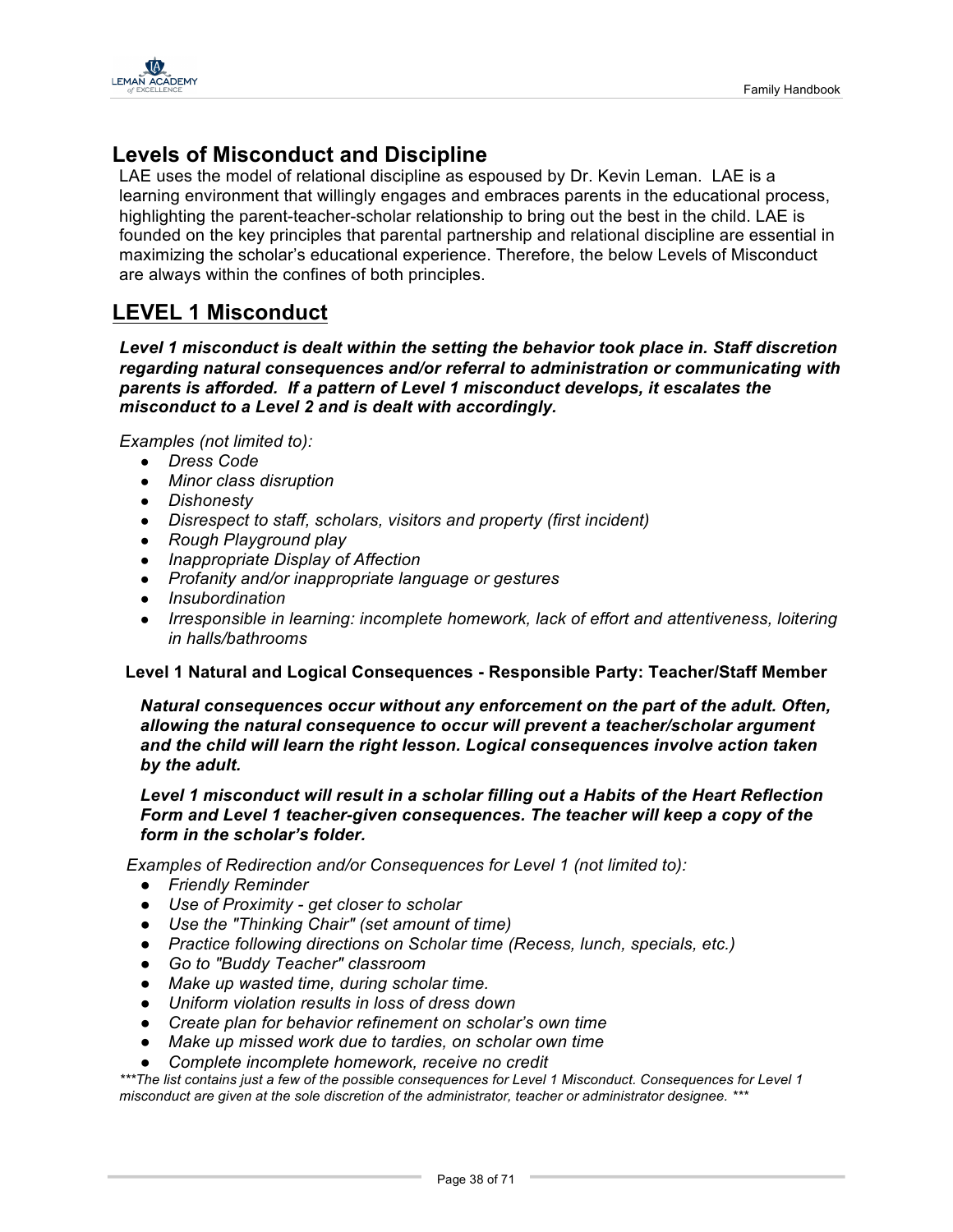## Levels of Misconduct and Discipline

LAE uses the model of relational discipline as espoused by Dr. Kevin Leman. LAE is a learning environment that willingly engages and embraces parents in the educational process, highlighting the parent-teacher-scholar relationship to bring out the best in the child. LAE is founded on the key principles that parental partnership and relational discipline are essential in maximizing the scholar's educational experience. Therefore, the below Levels of Misconduct are always within the confines of both principles.

## LEVEL 1 Misconduct

***Level 1 misconduct is dealt within the setting the behavior took place in. Staff discretion regarding natural consequences and/or referral to administration or communicating with parents is afforded. If a pattern of Level 1 misconduct develops, it escalates the misconduct to a Level 2 and is dealt with accordingly.***

*Examples (not limited to):*

- *Dress Code*
- *Minor class disruption*
- *Dishonesty*
- *Disrespect to staff, scholars, visitors and property (first incident)*
- *Rough Playground play*
- *Inappropriate Display of Affection*
- *Profanity and/or inappropriate language or gestures*
- *Insubordination*
- *Irresponsible in learning: incomplete homework, lack of effort and attentiveness, loitering in halls/bathrooms*

**Level 1 Natural and Logical Consequences - Responsible Party: Teacher/Staff Member**

***Natural consequences occur without any enforcement on the part of the adult. Often, allowing the natural consequence to occur will prevent a teacher/scholar argument and the child will learn the right lesson. Logical consequences involve action taken by the adult.***

***Level 1 misconduct will result in a scholar filling out a Habits of the Heart Reflection Form and Level 1 teacher-given consequences. The teacher will keep a copy of the form in the scholar's folder.***

*Examples of Redirection and/or Consequences for Level 1 (not limited to):*

- *Friendly Reminder*
- *Use of Proximity - get closer to scholar*
- *Use the "Thinking Chair" (set amount of time)*
- *Practice following directions on Scholar time (Recess, lunch, specials, etc.)*
- *Go to "Buddy Teacher" classroom*
- *Make up wasted time, during scholar time.*
- *Uniform violation results in loss of dress down*
- *Create plan for behavior refinement on scholar's own time*
- *Make up missed work due to tardies, on scholar own time*
- *Complete incomplete homework, receive no credit*

****\*The list contains just a few of the possible consequences for Level 1 Misconduct. Consequences for Level 1 misconduct are given at the sole discretion of the administrator, teacher or administrator designee. \*\*\**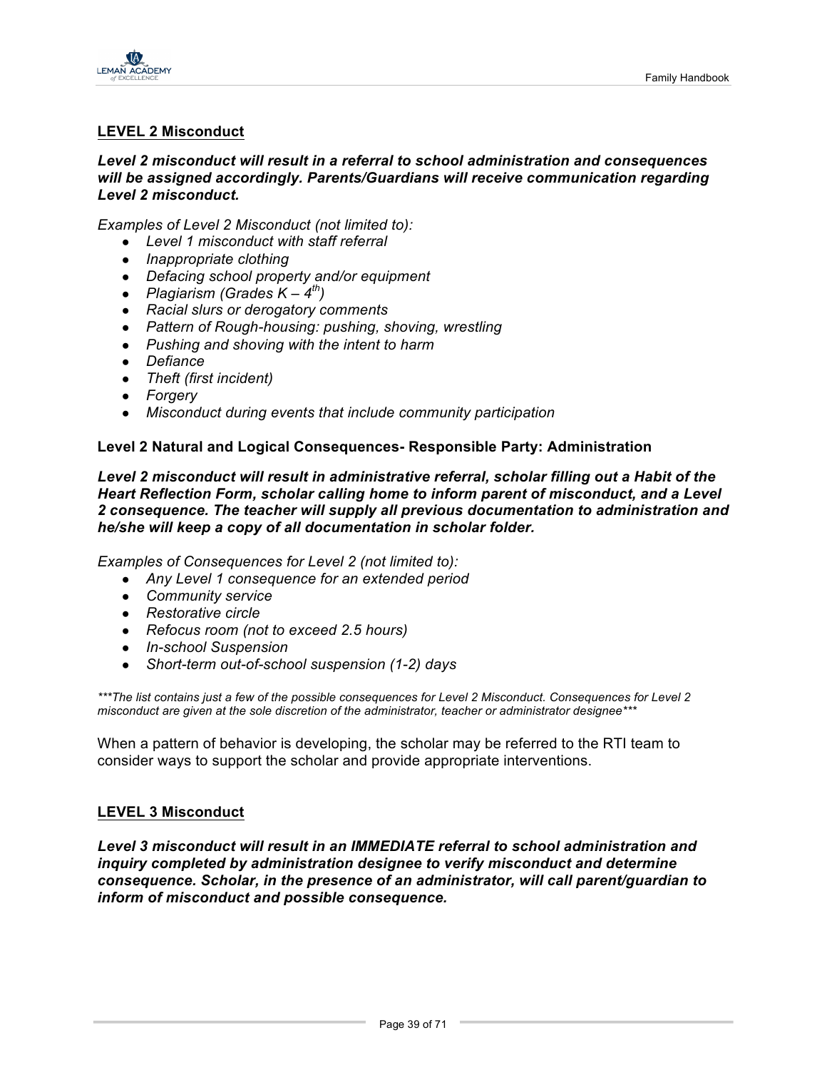## LEVEL 2 Misconduct

***Level 2 misconduct will result in a referral to school administration and consequences will be assigned accordingly. Parents/Guardians will receive communication regarding Level 2 misconduct.***

*Examples of Level 2 Misconduct (not limited to):*

- *Level 1 misconduct with staff referral*
- *Inappropriate clothing*
- *Defacing school property and/or equipment*
- *Plagiarism (Grades K – 4th)*
- *Racial slurs or derogatory comments*
- *Pattern of Rough-housing: pushing, shoving, wrestling*
- *Pushing and shoving with the intent to harm*
- *Defiance*
- *Theft (first incident)*
- *Forgery*
- *Misconduct during events that include community participation*

**Level 2 Natural and Logical Consequences- Responsible Party: Administration**

***Level 2 misconduct will result in administrative referral, scholar filling out a Habit of the Heart Reflection Form, scholar calling home to inform parent of misconduct, and a Level 2 consequence. The teacher will supply all previous documentation to administration and he/she will keep a copy of all documentation in scholar folder.***

*Examples of Consequences for Level 2 (not limited to):*

- *Any Level 1 consequence for an extended period*
- *Community service*
- *Restorative circle*
- *Refocus room (not to exceed 2.5 hours)*
- *In-school Suspension*
- *Short-term out-of-school suspension (1-2) days*

*\*\*\*The list contains just a few of the possible consequences for Level 2 Misconduct. Consequences for Level 2 misconduct are given at the sole discretion of the administrator, teacher or administrator designee\*\*\**

When a pattern of behavior is developing, the scholar may be referred to the RTI team to consider ways to support the scholar and provide appropriate interventions.

## LEVEL 3 Misconduct

***Level 3 misconduct will result in an IMMEDIATE referral to school administration and inquiry completed by administration designee to verify misconduct and determine consequence. Scholar, in the presence of an administrator, will call parent/guardian to inform of misconduct and possible consequence.***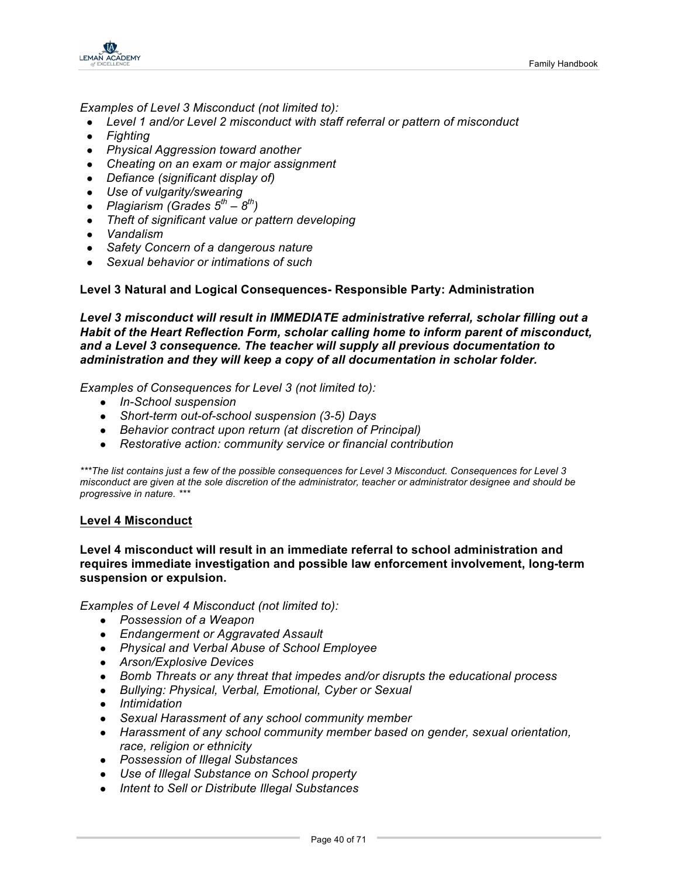*Examples of Level 3 Misconduct (not limited to):*

- *Level 1 and/or Level 2 misconduct with staff referral or pattern of misconduct*
- *Fighting*
- *Physical Aggression toward another*
- *Cheating on an exam or major assignment*
- *Defiance (significant display of)*
- *Use of vulgarity/swearing*
- *Plagiarism (Grades 5th – 8th)*
- *Theft of significant value or pattern developing*
- *Vandalism*
- *Safety Concern of a dangerous nature*
- *Sexual behavior or intimations of such*

**Level 3 Natural and Logical Consequences- Responsible Party: Administration**

***Level 3 misconduct will result in IMMEDIATE administrative referral, scholar filling out a Habit of the Heart Reflection Form, scholar calling home to inform parent of misconduct, and a Level 3 consequence. The teacher will supply all previous documentation to administration and they will keep a copy of all documentation in scholar folder.***

*Examples of Consequences for Level 3 (not limited to):*

- *In-School suspension*
- *Short-term out-of-school suspension (3-5) Days*
- *Behavior contract upon return (at discretion of Principal)*
- *Restorative action: community service or financial contribution*

****The list contains just a few of the possible consequences for Level 3 Misconduct. Consequences for Level 3 misconduct are given at the sole discretion of the administrator, teacher or administrator designee and should be progressive in nature. ****

## Level 4 Misconduct

**Level 4 misconduct will result in an immediate referral to school administration and requires immediate investigation and possible law enforcement involvement, long-term suspension or expulsion.**

*Examples of Level 4 Misconduct (not limited to):*

- *Possession of a Weapon*
- *Endangerment or Aggravated Assault*
- *Physical and Verbal Abuse of School Employee*
- *Arson/Explosive Devices*
- *Bomb Threats or any threat that impedes and/or disrupts the educational process*
- *Bullying: Physical, Verbal, Emotional, Cyber or Sexual*
- *Intimidation*
- *Sexual Harassment of any school community member*
- *Harassment of any school community member based on gender, sexual orientation, race, religion or ethnicity*
- *Possession of Illegal Substances*
- *Use of Illegal Substance on School property*
- *Intent to Sell or Distribute Illegal Substances*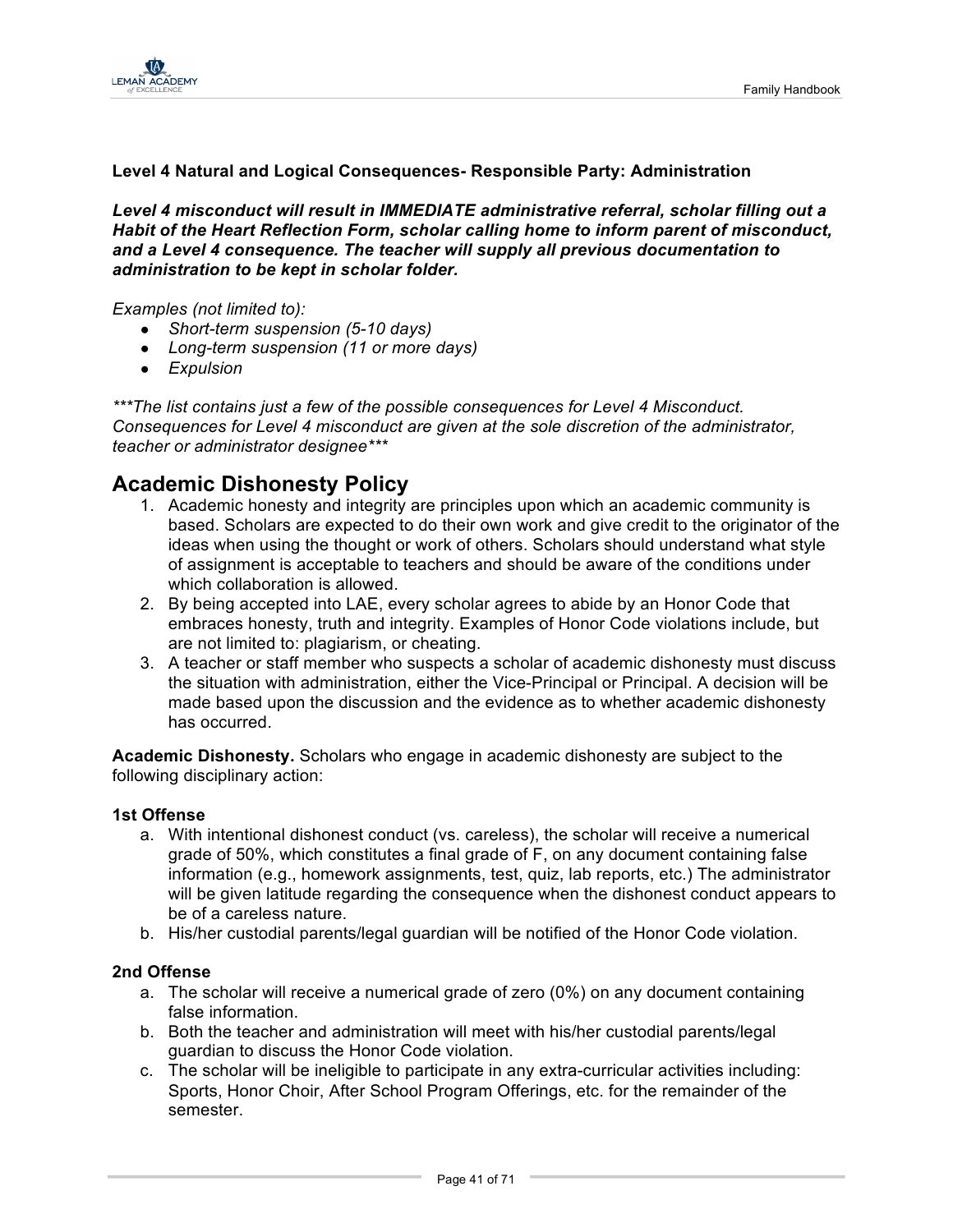**Level 4 Natural and Logical Consequences- Responsible Party: Administration**

***Level 4 misconduct will result in IMMEDIATE administrative referral, scholar filling out a Habit of the Heart Reflection Form, scholar calling home to inform parent of misconduct, and a Level 4 consequence. The teacher will supply all previous documentation to administration to be kept in scholar folder.***

*Examples (not limited to):*

- *Short-term suspension (5-10 days)*
- *Long-term suspension (11 or more days)*
- *Expulsion*

****The list contains just a few of the possible consequences for Level 4 Misconduct. Consequences for Level 4 misconduct are given at the sole discretion of the administrator, teacher or administrator designee****

## Academic Dishonesty Policy

1. Academic honesty and integrity are principles upon which an academic community is based. Scholars are expected to do their own work and give credit to the originator of the ideas when using the thought or work of others. Scholars should understand what style of assignment is acceptable to teachers and should be aware of the conditions under which collaboration is allowed.
2. By being accepted into LAE, every scholar agrees to abide by an Honor Code that embraces honesty, truth and integrity. Examples of Honor Code violations include, but are not limited to: plagiarism, or cheating.
3. A teacher or staff member who suspects a scholar of academic dishonesty must discuss the situation with administration, either the Vice-Principal or Principal. A decision will be made based upon the discussion and the evidence as to whether academic dishonesty has occurred.

**Academic Dishonesty.** Scholars who engage in academic dishonesty are subject to the following disciplinary action:

**1st Offense**

a. With intentional dishonest conduct (vs. careless), the scholar will receive a numerical grade of 50%, which constitutes a final grade of F, on any document containing false information (e.g., homework assignments, test, quiz, lab reports, etc.) The administrator will be given latitude regarding the consequence when the dishonest conduct appears to be of a careless nature.
b. His/her custodial parents/legal guardian will be notified of the Honor Code violation.

**2nd Offense**

a. The scholar will receive a numerical grade of zero (0%) on any document containing false information.
b. Both the teacher and administration will meet with his/her custodial parents/legal guardian to discuss the Honor Code violation.
c. The scholar will be ineligible to participate in any extra-curricular activities including: Sports, Honor Choir, After School Program Offerings, etc. for the remainder of the semester.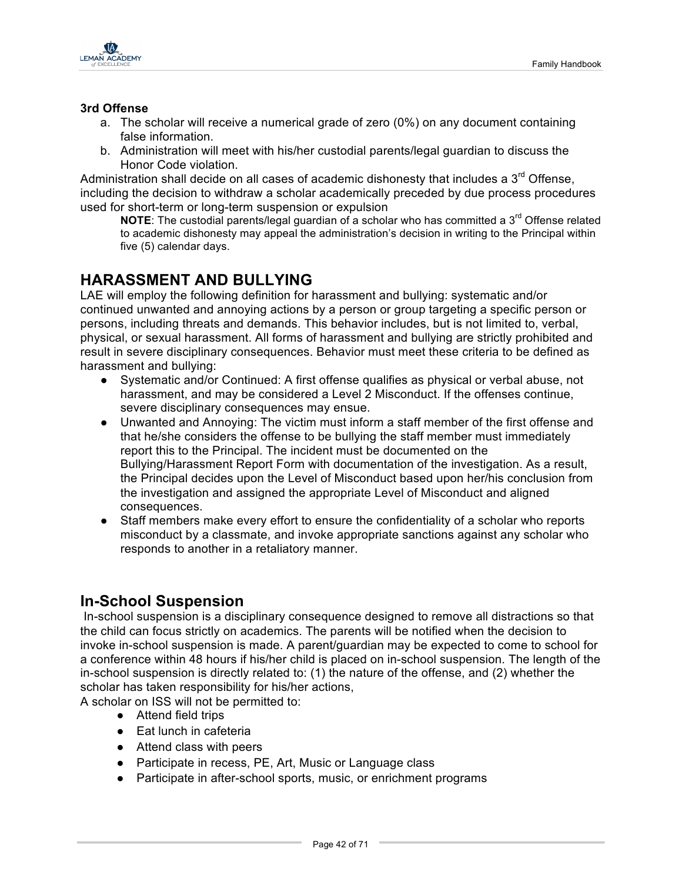**3rd Offense**

a. The scholar will receive a numerical grade of zero (0%) on any document containing false information.
b. Administration will meet with his/her custodial parents/legal guardian to discuss the Honor Code violation.

Administration shall decide on all cases of academic dishonesty that includes a 3rd Offense, including the decision to withdraw a scholar academically preceded by due process procedures used for short-term or long-term suspension or expulsion

> **NOTE**: The custodial parents/legal guardian of a scholar who has committed a 3rd Offense related to academic dishonesty may appeal the administration's decision in writing to the Principal within five (5) calendar days.

## HARASSMENT AND BULLYING

LAE will employ the following definition for harassment and bullying: systematic and/or continued unwanted and annoying actions by a person or group targeting a specific person or persons, including threats and demands. This behavior includes, but is not limited to, verbal, physical, or sexual harassment. All forms of harassment and bullying are strictly prohibited and result in severe disciplinary consequences. Behavior must meet these criteria to be defined as harassment and bullying:

- Systematic and/or Continued: A first offense qualifies as physical or verbal abuse, not harassment, and may be considered a Level 2 Misconduct. If the offenses continue, severe disciplinary consequences may ensue.
- Unwanted and Annoying: The victim must inform a staff member of the first offense and that he/she considers the offense to be bullying the staff member must immediately report this to the Principal. The incident must be documented on the Bullying/Harassment Report Form with documentation of the investigation. As a result, the Principal decides upon the Level of Misconduct based upon her/his conclusion from the investigation and assigned the appropriate Level of Misconduct and aligned consequences.
- Staff members make every effort to ensure the confidentiality of a scholar who reports misconduct by a classmate, and invoke appropriate sanctions against any scholar who responds to another in a retaliatory manner.

## In-School Suspension

In-school suspension is a disciplinary consequence designed to remove all distractions so that the child can focus strictly on academics. The parents will be notified when the decision to invoke in-school suspension is made. A parent/guardian may be expected to come to school for a conference within 48 hours if his/her child is placed on in-school suspension. The length of the in-school suspension is directly related to: (1) the nature of the offense, and (2) whether the scholar has taken responsibility for his/her actions,

A scholar on ISS will not be permitted to:

- Attend field trips
- Eat lunch in cafeteria
- Attend class with peers
- Participate in recess, PE, Art, Music or Language class
- Participate in after-school sports, music, or enrichment programs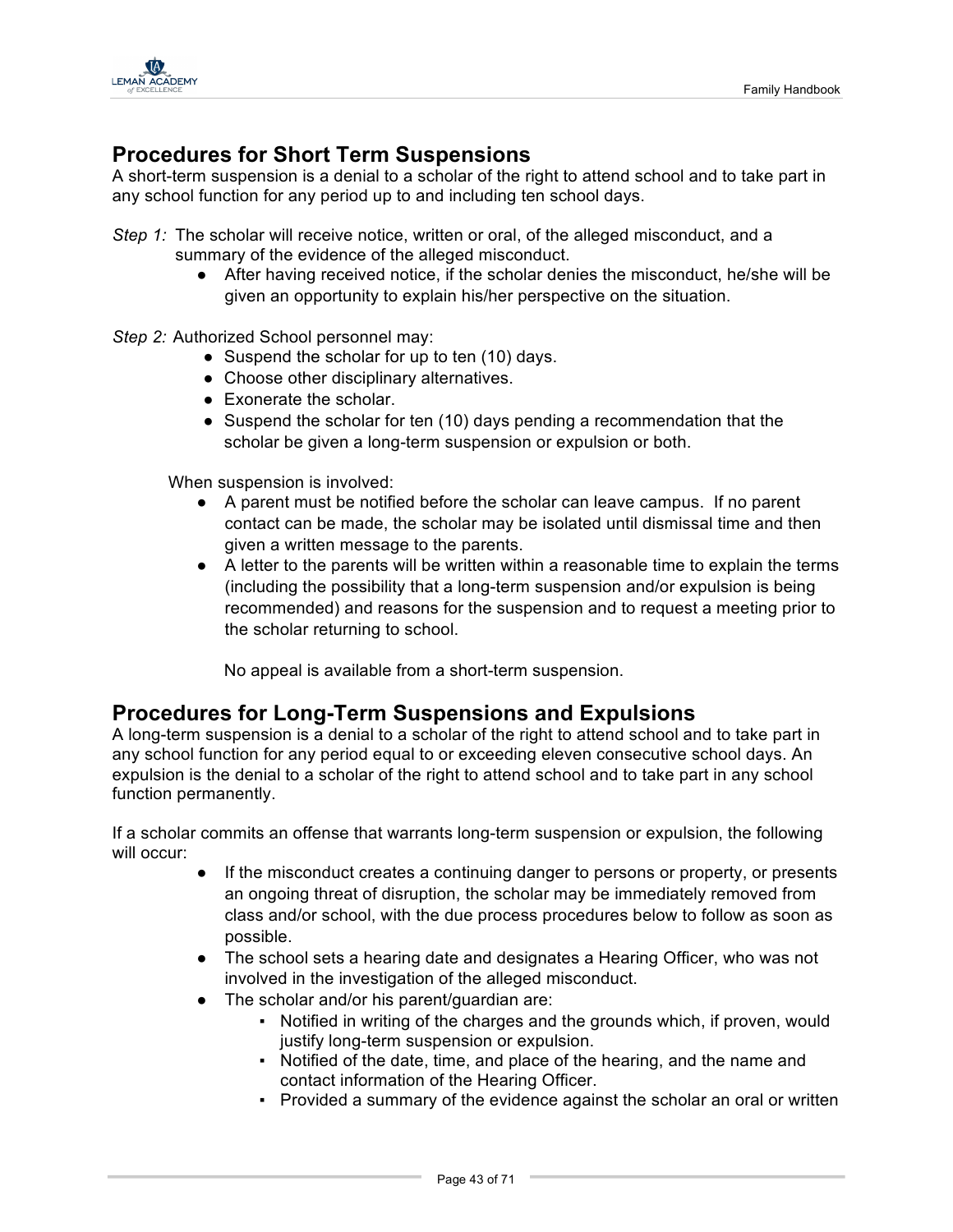## Procedures for Short Term Suspensions

A short-term suspension is a denial to a scholar of the right to attend school and to take part in any school function for any period up to and including ten school days.

*Step 1:* The scholar will receive notice, written or oral, of the alleged misconduct, and a summary of the evidence of the alleged misconduct.

- After having received notice, if the scholar denies the misconduct, he/she will be given an opportunity to explain his/her perspective on the situation.

*Step 2:* Authorized School personnel may:

- Suspend the scholar for up to ten (10) days.
- Choose other disciplinary alternatives.
- Exonerate the scholar.
- Suspend the scholar for ten (10) days pending a recommendation that the scholar be given a long-term suspension or expulsion or both.

When suspension is involved:

- A parent must be notified before the scholar can leave campus. If no parent contact can be made, the scholar may be isolated until dismissal time and then given a written message to the parents.
- A letter to the parents will be written within a reasonable time to explain the terms (including the possibility that a long-term suspension and/or expulsion is being recommended) and reasons for the suspension and to request a meeting prior to the scholar returning to school.

No appeal is available from a short-term suspension.

## Procedures for Long-Term Suspensions and Expulsions

A long-term suspension is a denial to a scholar of the right to attend school and to take part in any school function for any period equal to or exceeding eleven consecutive school days. An expulsion is the denial to a scholar of the right to attend school and to take part in any school function permanently.

If a scholar commits an offense that warrants long-term suspension or expulsion, the following will occur:

- If the misconduct creates a continuing danger to persons or property, or presents an ongoing threat of disruption, the scholar may be immediately removed from class and/or school, with the due process procedures below to follow as soon as possible.
- The school sets a hearing date and designates a Hearing Officer, who was not involved in the investigation of the alleged misconduct.
- The scholar and/or his parent/guardian are:
  - Notified in writing of the charges and the grounds which, if proven, would justify long-term suspension or expulsion.
  - Notified of the date, time, and place of the hearing, and the name and contact information of the Hearing Officer.
  - Provided a summary of the evidence against the scholar an oral or written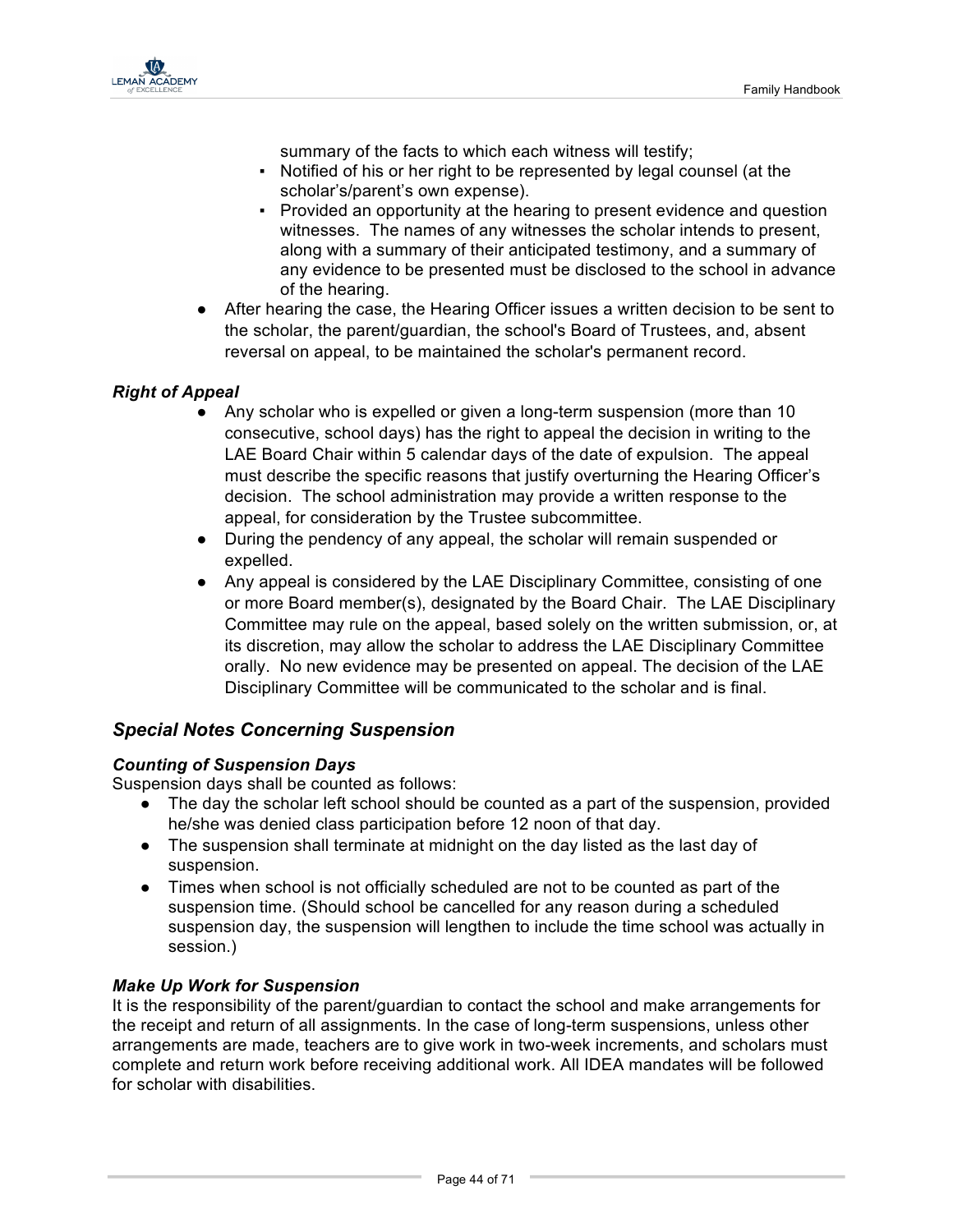summary of the facts to which each witness will testify;
    - Notified of his or her right to be represented by legal counsel (at the scholar's/parent's own expense).
    - Provided an opportunity at the hearing to present evidence and question witnesses. The names of any witnesses the scholar intends to present, along with a summary of their anticipated testimony, and a summary of any evidence to be presented must be disclosed to the school in advance of the hearing.
- After hearing the case, the Hearing Officer issues a written decision to be sent to the scholar, the parent/guardian, the school's Board of Trustees, and, absent reversal on appeal, to be maintained the scholar's permanent record.

***Right of Appeal***

- Any scholar who is expelled or given a long-term suspension (more than 10 consecutive, school days) has the right to appeal the decision in writing to the LAE Board Chair within 5 calendar days of the date of expulsion. The appeal must describe the specific reasons that justify overturning the Hearing Officer's decision. The school administration may provide a written response to the appeal, for consideration by the Trustee subcommittee.
- During the pendency of any appeal, the scholar will remain suspended or expelled.
- Any appeal is considered by the LAE Disciplinary Committee, consisting of one or more Board member(s), designated by the Board Chair. The LAE Disciplinary Committee may rule on the appeal, based solely on the written submission, or, at its discretion, may allow the scholar to address the LAE Disciplinary Committee orally. No new evidence may be presented on appeal. The decision of the LAE Disciplinary Committee will be communicated to the scholar and is final.

## *Special Notes Concerning Suspension*

***Counting of Suspension Days***

Suspension days shall be counted as follows:

- The day the scholar left school should be counted as a part of the suspension, provided he/she was denied class participation before 12 noon of that day.
- The suspension shall terminate at midnight on the day listed as the last day of suspension.
- Times when school is not officially scheduled are not to be counted as part of the suspension time. (Should school be cancelled for any reason during a scheduled suspension day, the suspension will lengthen to include the time school was actually in session.)

***Make Up Work for Suspension***

It is the responsibility of the parent/guardian to contact the school and make arrangements for the receipt and return of all assignments. In the case of long-term suspensions, unless other arrangements are made, teachers are to give work in two-week increments, and scholars must complete and return work before receiving additional work. All IDEA mandates will be followed for scholar with disabilities.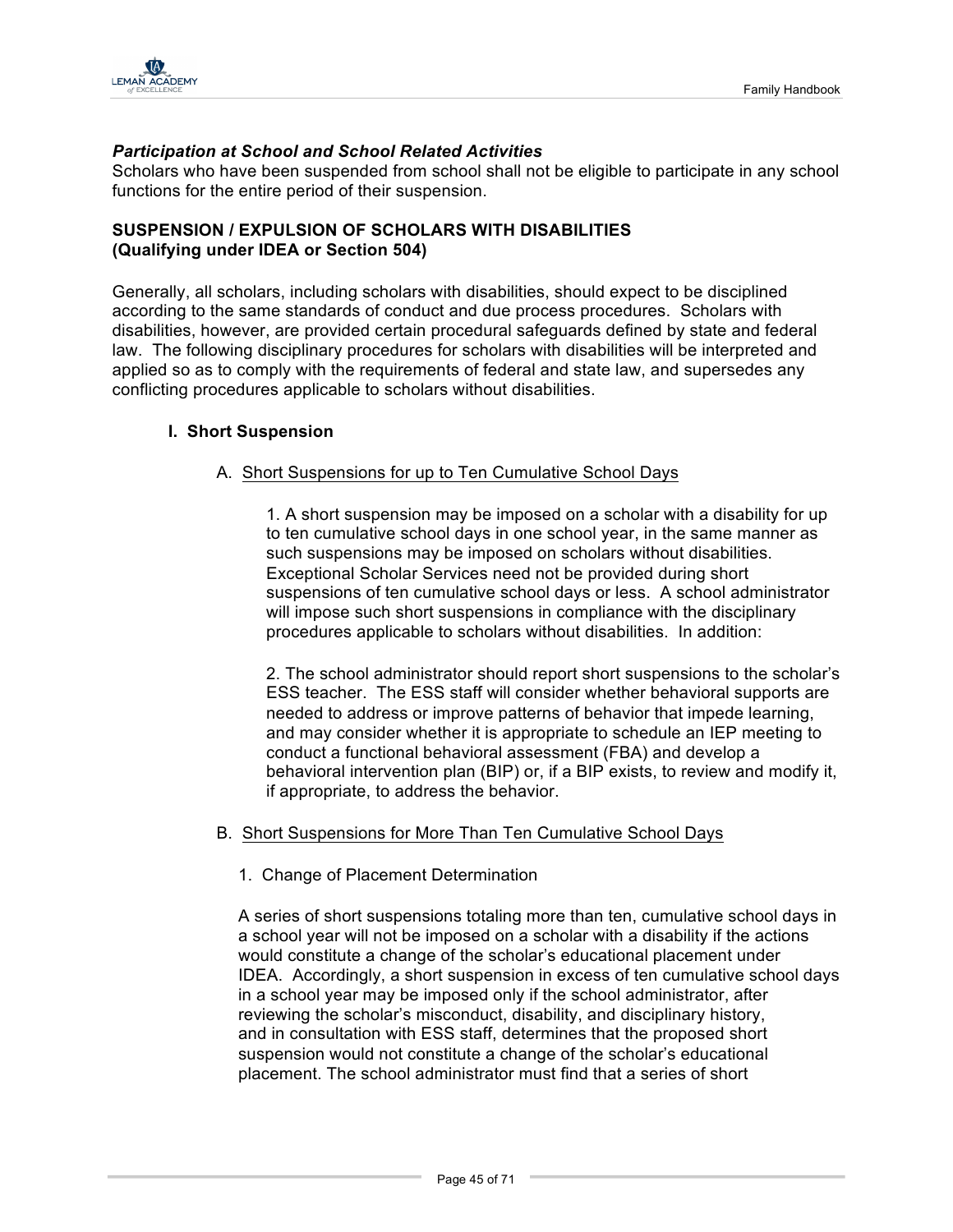***Participation at School and School Related Activities***
Scholars who have been suspended from school shall not be eligible to participate in any school functions for the entire period of their suspension.

**SUSPENSION / EXPULSION OF SCHOLARS WITH DISABILITIES (Qualifying under IDEA or Section 504)**

Generally, all scholars, including scholars with disabilities, should expect to be disciplined according to the same standards of conduct and due process procedures. Scholars with disabilities, however, are provided certain procedural safeguards defined by state and federal law. The following disciplinary procedures for scholars with disabilities will be interpreted and applied so as to comply with the requirements of federal and state law, and supersedes any conflicting procedures applicable to scholars without disabilities.

**I. Short Suspension**

A. Short Suspensions for up to Ten Cumulative School Days

1. A short suspension may be imposed on a scholar with a disability for up to ten cumulative school days in one school year, in the same manner as such suspensions may be imposed on scholars without disabilities. Exceptional Scholar Services need not be provided during short suspensions of ten cumulative school days or less. A school administrator will impose such short suspensions in compliance with the disciplinary procedures applicable to scholars without disabilities. In addition:

2. The school administrator should report short suspensions to the scholar's ESS teacher. The ESS staff will consider whether behavioral supports are needed to address or improve patterns of behavior that impede learning, and may consider whether it is appropriate to schedule an IEP meeting to conduct a functional behavioral assessment (FBA) and develop a behavioral intervention plan (BIP) or, if a BIP exists, to review and modify it, if appropriate, to address the behavior.

B. Short Suspensions for More Than Ten Cumulative School Days

1. Change of Placement Determination

A series of short suspensions totaling more than ten, cumulative school days in a school year will not be imposed on a scholar with a disability if the actions would constitute a change of the scholar's educational placement under IDEA. Accordingly, a short suspension in excess of ten cumulative school days in a school year may be imposed only if the school administrator, after reviewing the scholar's misconduct, disability, and disciplinary history, and in consultation with ESS staff, determines that the proposed short suspension would not constitute a change of the scholar's educational placement. The school administrator must find that a series of short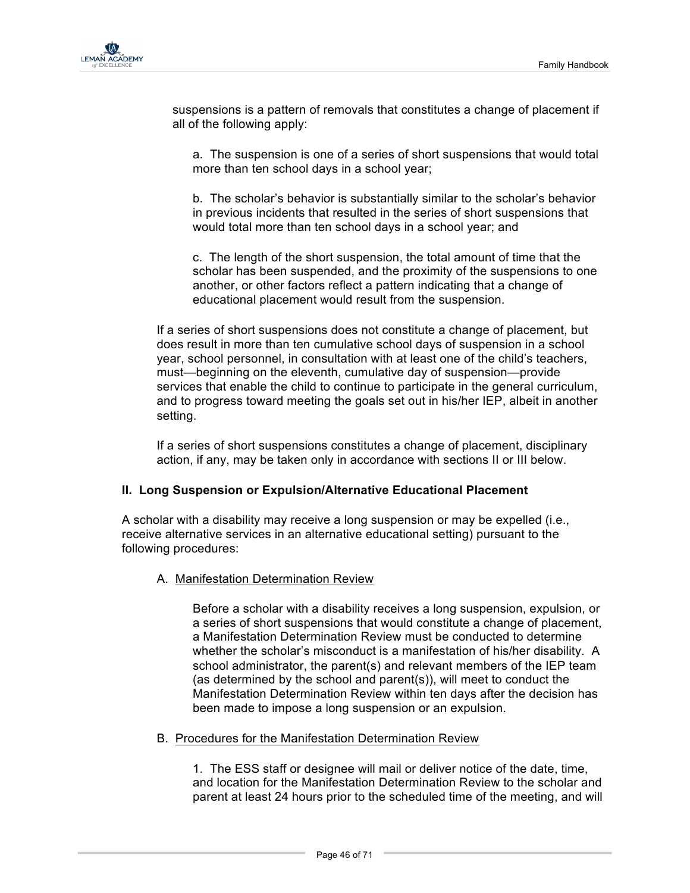suspensions is a pattern of removals that constitutes a change of placement if all of the following apply:

a. The suspension is one of a series of short suspensions that would total more than ten school days in a school year;

b. The scholar's behavior is substantially similar to the scholar's behavior in previous incidents that resulted in the series of short suspensions that would total more than ten school days in a school year; and

c. The length of the short suspension, the total amount of time that the scholar has been suspended, and the proximity of the suspensions to one another, or other factors reflect a pattern indicating that a change of educational placement would result from the suspension.

If a series of short suspensions does not constitute a change of placement, but does result in more than ten cumulative school days of suspension in a school year, school personnel, in consultation with at least one of the child's teachers, must—beginning on the eleventh, cumulative day of suspension—provide services that enable the child to continue to participate in the general curriculum, and to progress toward meeting the goals set out in his/her IEP, albeit in another setting.

If a series of short suspensions constitutes a change of placement, disciplinary action, if any, may be taken only in accordance with sections II or III below.

**II. Long Suspension or Expulsion/Alternative Educational Placement**

A scholar with a disability may receive a long suspension or may be expelled (i.e., receive alternative services in an alternative educational setting) pursuant to the following procedures:

A. <u>Manifestation Determination Review</u>

Before a scholar with a disability receives a long suspension, expulsion, or a series of short suspensions that would constitute a change of placement, a Manifestation Determination Review must be conducted to determine whether the scholar's misconduct is a manifestation of his/her disability. A school administrator, the parent(s) and relevant members of the IEP team (as determined by the school and parent(s)), will meet to conduct the Manifestation Determination Review within ten days after the decision has been made to impose a long suspension or an expulsion.

B. <u>Procedures for the Manifestation Determination Review</u>

1. The ESS staff or designee will mail or deliver notice of the date, time, and location for the Manifestation Determination Review to the scholar and parent at least 24 hours prior to the scheduled time of the meeting, and will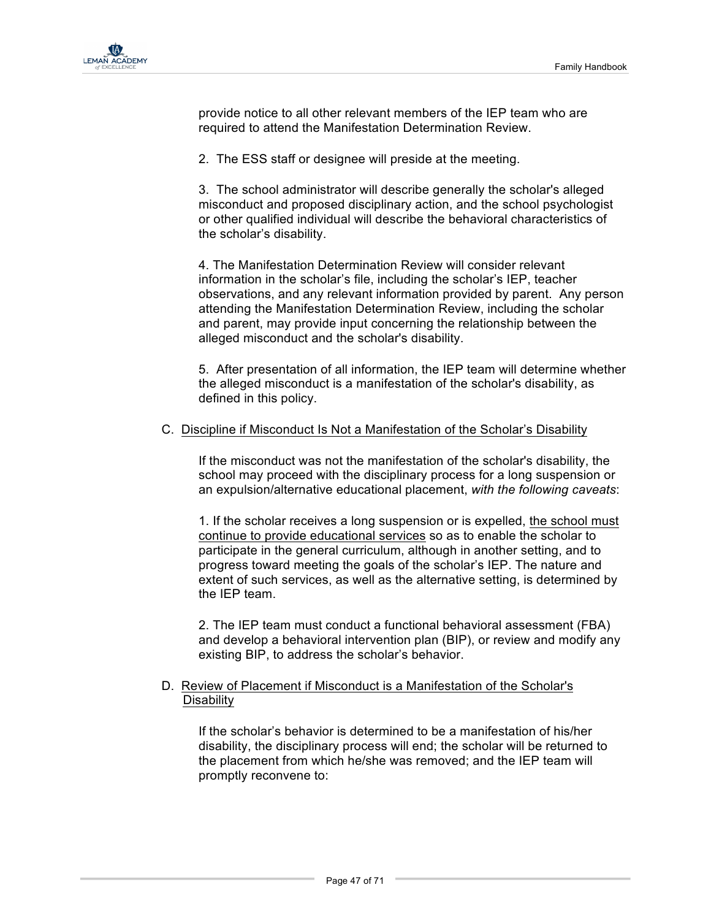provide notice to all other relevant members of the IEP team who are required to attend the Manifestation Determination Review.

2. The ESS staff or designee will preside at the meeting.

3. The school administrator will describe generally the scholar's alleged misconduct and proposed disciplinary action, and the school psychologist or other qualified individual will describe the behavioral characteristics of the scholar's disability.

4. The Manifestation Determination Review will consider relevant information in the scholar's file, including the scholar's IEP, teacher observations, and any relevant information provided by parent. Any person attending the Manifestation Determination Review, including the scholar and parent, may provide input concerning the relationship between the alleged misconduct and the scholar's disability.

5. After presentation of all information, the IEP team will determine whether the alleged misconduct is a manifestation of the scholar's disability, as defined in this policy.

C. <u>Discipline if Misconduct Is Not a Manifestation of the Scholar's Disability</u>

If the misconduct was not the manifestation of the scholar's disability, the school may proceed with the disciplinary process for a long suspension or an expulsion/alternative educational placement, *with the following caveats*:

1. If the scholar receives a long suspension or is expelled, <u>the school must continue to provide educational services</u> so as to enable the scholar to participate in the general curriculum, although in another setting, and to progress toward meeting the goals of the scholar's IEP. The nature and extent of such services, as well as the alternative setting, is determined by the IEP team.

2. The IEP team must conduct a functional behavioral assessment (FBA) and develop a behavioral intervention plan (BIP), or review and modify any existing BIP, to address the scholar's behavior.

D. <u>Review of Placement if Misconduct is a Manifestation of the Scholar's Disability</u>

If the scholar's behavior is determined to be a manifestation of his/her disability, the disciplinary process will end; the scholar will be returned to the placement from which he/she was removed; and the IEP team will promptly reconvene to: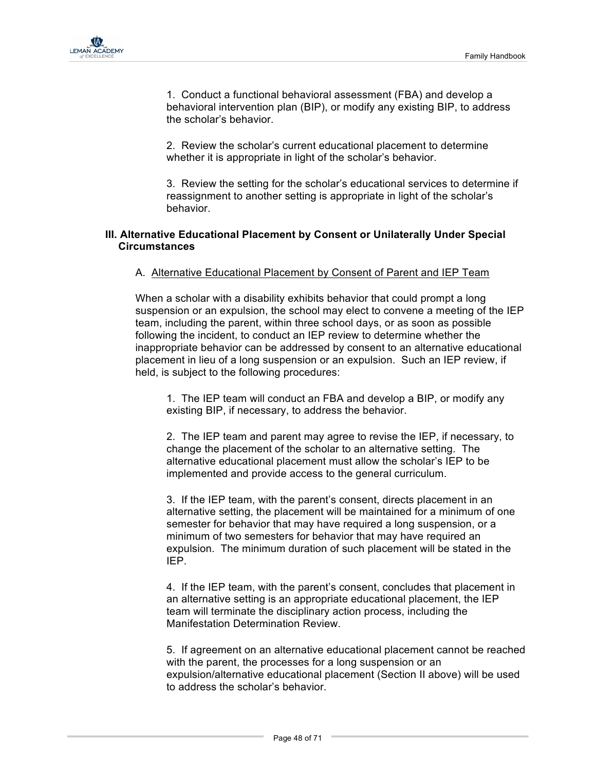1. Conduct a functional behavioral assessment (FBA) and develop a behavioral intervention plan (BIP), or modify any existing BIP, to address the scholar's behavior.

2. Review the scholar's current educational placement to determine whether it is appropriate in light of the scholar's behavior.

3. Review the setting for the scholar's educational services to determine if reassignment to another setting is appropriate in light of the scholar's behavior.

### III. Alternative Educational Placement by Consent or Unilaterally Under Special Circumstances

A. <u>Alternative Educational Placement by Consent of Parent and IEP Team</u>

When a scholar with a disability exhibits behavior that could prompt a long suspension or an expulsion, the school may elect to convene a meeting of the IEP team, including the parent, within three school days, or as soon as possible following the incident, to conduct an IEP review to determine whether the inappropriate behavior can be addressed by consent to an alternative educational placement in lieu of a long suspension or an expulsion. Such an IEP review, if held, is subject to the following procedures:

1. The IEP team will conduct an FBA and develop a BIP, or modify any existing BIP, if necessary, to address the behavior.

2. The IEP team and parent may agree to revise the IEP, if necessary, to change the placement of the scholar to an alternative setting. The alternative educational placement must allow the scholar's IEP to be implemented and provide access to the general curriculum.

3. If the IEP team, with the parent's consent, directs placement in an alternative setting, the placement will be maintained for a minimum of one semester for behavior that may have required a long suspension, or a minimum of two semesters for behavior that may have required an expulsion. The minimum duration of such placement will be stated in the IEP.

4. If the IEP team, with the parent's consent, concludes that placement in an alternative setting is an appropriate educational placement, the IEP team will terminate the disciplinary action process, including the Manifestation Determination Review.

5. If agreement on an alternative educational placement cannot be reached with the parent, the processes for a long suspension or an expulsion/alternative educational placement (Section II above) will be used to address the scholar's behavior.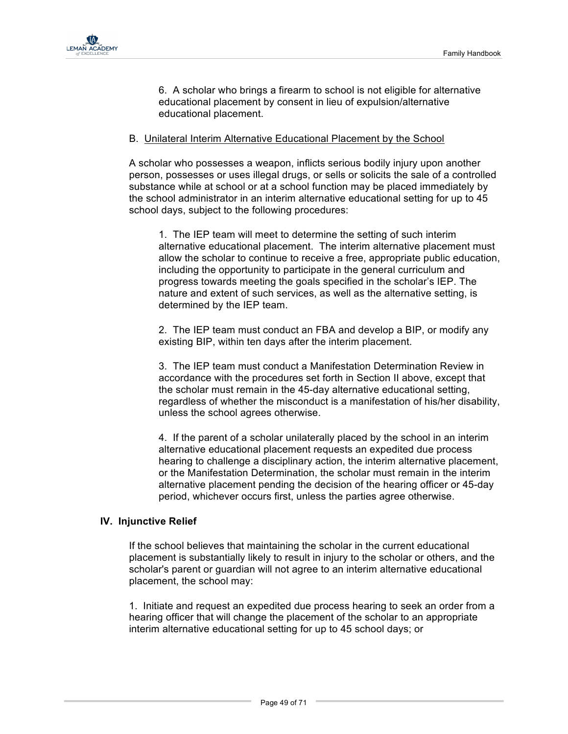6. A scholar who brings a firearm to school is not eligible for alternative educational placement by consent in lieu of expulsion/alternative educational placement.

B. <u>Unilateral Interim Alternative Educational Placement by the School</u>

A scholar who possesses a weapon, inflicts serious bodily injury upon another person, possesses or uses illegal drugs, or sells or solicits the sale of a controlled substance while at school or at a school function may be placed immediately by the school administrator in an interim alternative educational setting for up to 45 school days, subject to the following procedures:

1. The IEP team will meet to determine the setting of such interim alternative educational placement. The interim alternative placement must allow the scholar to continue to receive a free, appropriate public education, including the opportunity to participate in the general curriculum and progress towards meeting the goals specified in the scholar's IEP. The nature and extent of such services, as well as the alternative setting, is determined by the IEP team.

2. The IEP team must conduct an FBA and develop a BIP, or modify any existing BIP, within ten days after the interim placement.

3. The IEP team must conduct a Manifestation Determination Review in accordance with the procedures set forth in Section II above, except that the scholar must remain in the 45-day alternative educational setting, regardless of whether the misconduct is a manifestation of his/her disability, unless the school agrees otherwise.

4. If the parent of a scholar unilaterally placed by the school in an interim alternative educational placement requests an expedited due process hearing to challenge a disciplinary action, the interim alternative placement, or the Manifestation Determination, the scholar must remain in the interim alternative placement pending the decision of the hearing officer or 45-day period, whichever occurs first, unless the parties agree otherwise.

## IV. Injunctive Relief

If the school believes that maintaining the scholar in the current educational placement is substantially likely to result in injury to the scholar or others, and the scholar's parent or guardian will not agree to an interim alternative educational placement, the school may:

1. Initiate and request an expedited due process hearing to seek an order from a hearing officer that will change the placement of the scholar to an appropriate interim alternative educational setting for up to 45 school days; or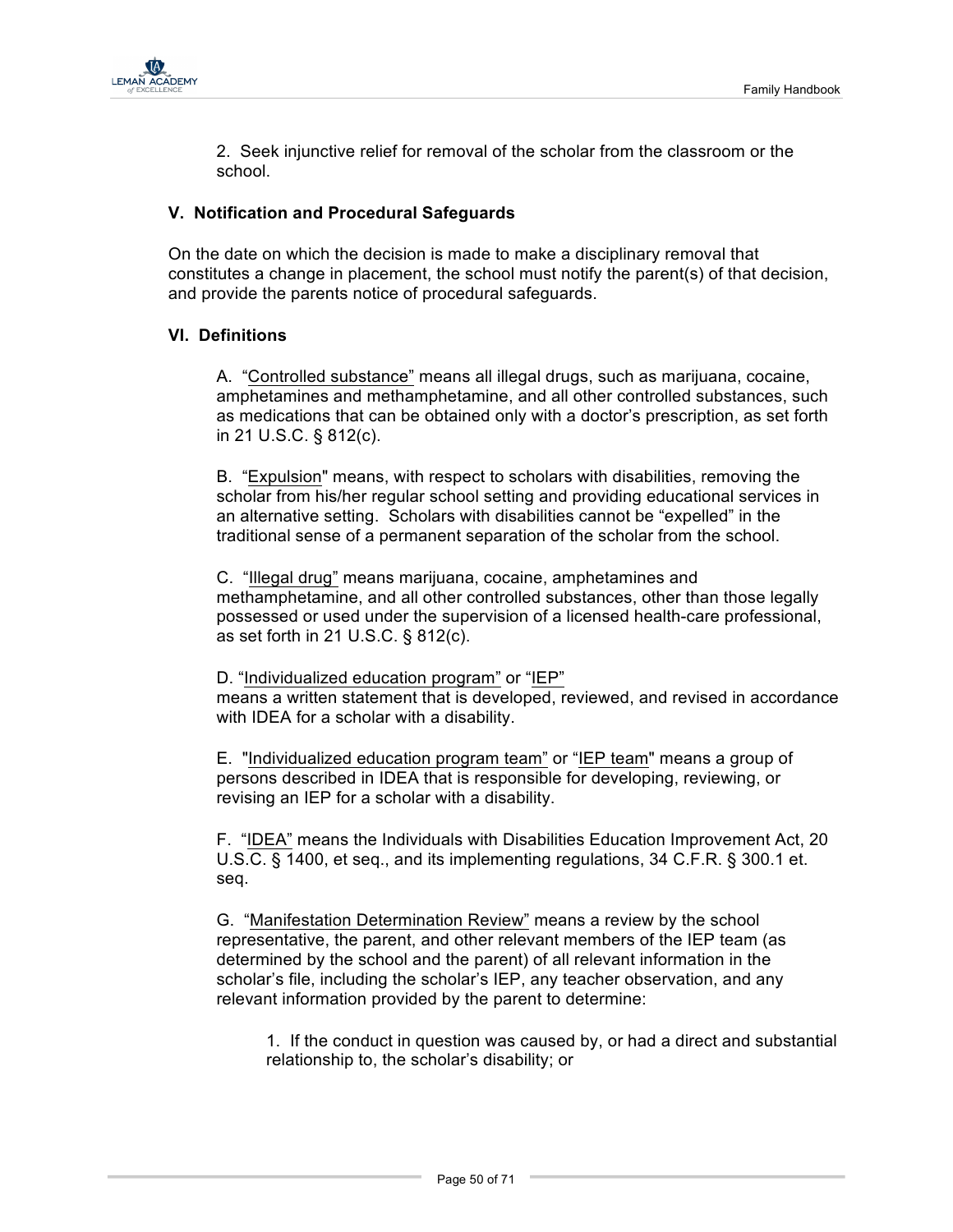2. Seek injunctive relief for removal of the scholar from the classroom or the school.

### V. Notification and Procedural Safeguards

On the date on which the decision is made to make a disciplinary removal that constitutes a change in placement, the school must notify the parent(s) of that decision, and provide the parents notice of procedural safeguards.

### VI. Definitions

A. "Controlled substance" means all illegal drugs, such as marijuana, cocaine, amphetamines and methamphetamine, and all other controlled substances, such as medications that can be obtained only with a doctor's prescription, as set forth in 21 U.S.C. § 812(c).

B. "Expulsion" means, with respect to scholars with disabilities, removing the scholar from his/her regular school setting and providing educational services in an alternative setting. Scholars with disabilities cannot be "expelled" in the traditional sense of a permanent separation of the scholar from the school.

C. "Illegal drug" means marijuana, cocaine, amphetamines and methamphetamine, and all other controlled substances, other than those legally possessed or used under the supervision of a licensed health-care professional, as set forth in 21 U.S.C. § 812(c).

D. "Individualized education program" or "IEP" means a written statement that is developed, reviewed, and revised in accordance with IDEA for a scholar with a disability.

E. "Individualized education program team" or "IEP team" means a group of persons described in IDEA that is responsible for developing, reviewing, or revising an IEP for a scholar with a disability.

F. "IDEA" means the Individuals with Disabilities Education Improvement Act, 20 U.S.C. § 1400, et seq., and its implementing regulations, 34 C.F.R. § 300.1 et. seq.

G. "Manifestation Determination Review" means a review by the school representative, the parent, and other relevant members of the IEP team (as determined by the school and the parent) of all relevant information in the scholar's file, including the scholar's IEP, any teacher observation, and any relevant information provided by the parent to determine:

1. If the conduct in question was caused by, or had a direct and substantial relationship to, the scholar's disability; or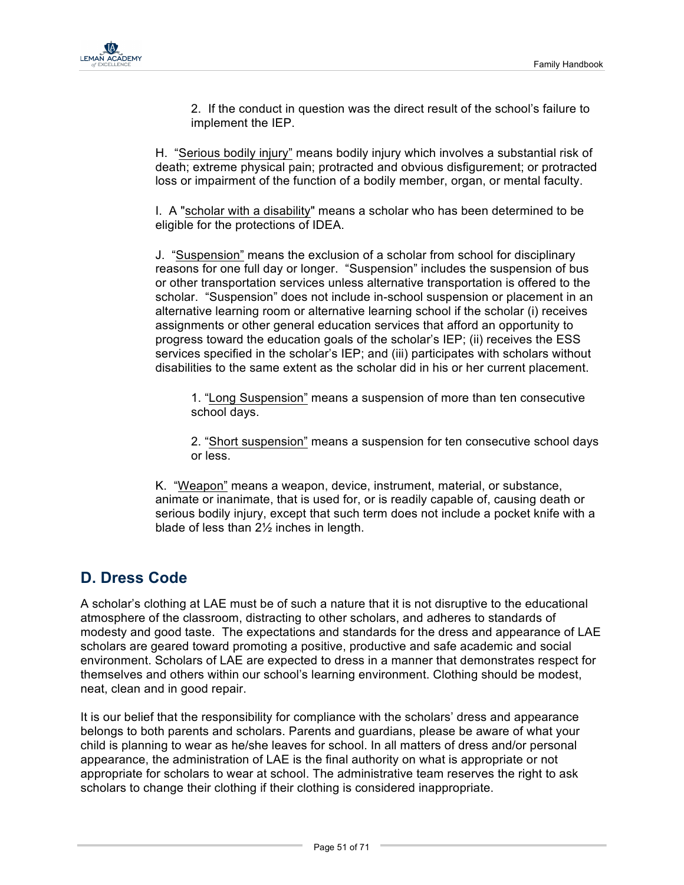2. If the conduct in question was the direct result of the school's failure to implement the IEP.

H. "Serious bodily injury" means bodily injury which involves a substantial risk of death; extreme physical pain; protracted and obvious disfigurement; or protracted loss or impairment of the function of a bodily member, organ, or mental faculty.

I. A "scholar with a disability" means a scholar who has been determined to be eligible for the protections of IDEA.

J. "Suspension" means the exclusion of a scholar from school for disciplinary reasons for one full day or longer. "Suspension" includes the suspension of bus or other transportation services unless alternative transportation is offered to the scholar. "Suspension" does not include in-school suspension or placement in an alternative learning room or alternative learning school if the scholar (i) receives assignments or other general education services that afford an opportunity to progress toward the education goals of the scholar's IEP; (ii) receives the ESS services specified in the scholar's IEP; and (iii) participates with scholars without disabilities to the same extent as the scholar did in his or her current placement.

1. "Long Suspension" means a suspension of more than ten consecutive school days.

2. "Short suspension" means a suspension for ten consecutive school days or less.

K. "Weapon" means a weapon, device, instrument, material, or substance, animate or inanimate, that is used for, or is readily capable of, causing death or serious bodily injury, except that such term does not include a pocket knife with a blade of less than 2½ inches in length.

## D. Dress Code

A scholar's clothing at LAE must be of such a nature that it is not disruptive to the educational atmosphere of the classroom, distracting to other scholars, and adheres to standards of modesty and good taste. The expectations and standards for the dress and appearance of LAE scholars are geared toward promoting a positive, productive and safe academic and social environment. Scholars of LAE are expected to dress in a manner that demonstrates respect for themselves and others within our school's learning environment. Clothing should be modest, neat, clean and in good repair.

It is our belief that the responsibility for compliance with the scholars' dress and appearance belongs to both parents and scholars. Parents and guardians, please be aware of what your child is planning to wear as he/she leaves for school. In all matters of dress and/or personal appearance, the administration of LAE is the final authority on what is appropriate or not appropriate for scholars to wear at school. The administrative team reserves the right to ask scholars to change their clothing if their clothing is considered inappropriate.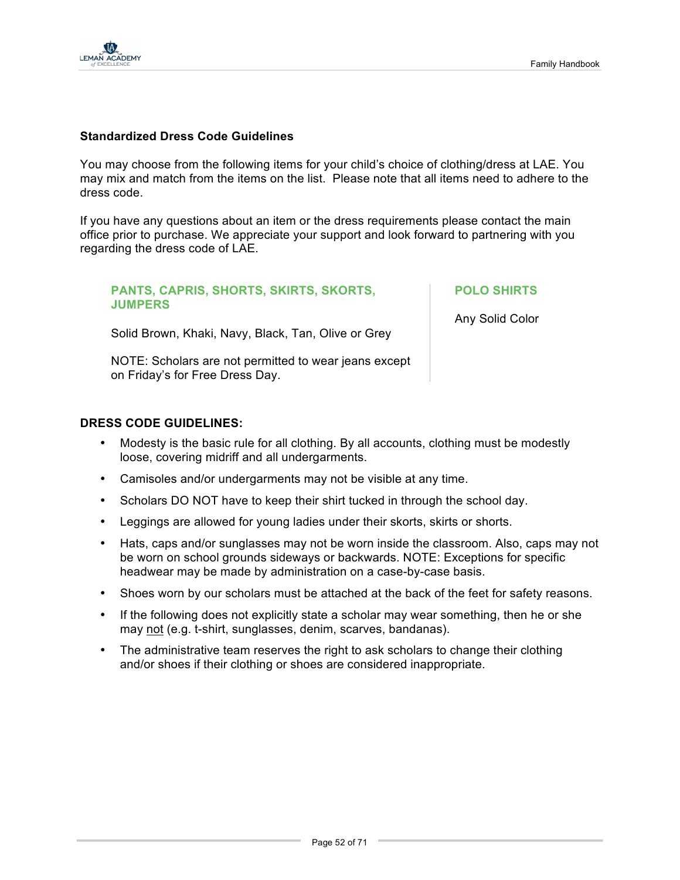## Standardized Dress Code Guidelines

You may choose from the following items for your child's choice of clothing/dress at LAE. You may mix and match from the items on the list. Please note that all items need to adhere to the dress code.

If you have any questions about an item or the dress requirements please contact the main office prior to purchase. We appreciate your support and look forward to partnering with you regarding the dress code of LAE.

### PANTS, CAPRIS, SHORTS, SKIRTS, SKORTS, JUMPERS

Solid Brown, Khaki, Navy, Black, Tan, Olive or Grey

NOTE: Scholars are not permitted to wear jeans except on Friday's for Free Dress Day.

### POLO SHIRTS

Any Solid Color

## DRESS CODE GUIDELINES:

- Modesty is the basic rule for all clothing. By all accounts, clothing must be modestly loose, covering midriff and all undergarments.
- Camisoles and/or undergarments may not be visible at any time.
- Scholars DO NOT have to keep their shirt tucked in through the school day.
- Leggings are allowed for young ladies under their skorts, skirts or shorts.
- Hats, caps and/or sunglasses may not be worn inside the classroom. Also, caps may not be worn on school grounds sideways or backwards. NOTE: Exceptions for specific headwear may be made by administration on a case-by-case basis.
- Shoes worn by our scholars must be attached at the back of the feet for safety reasons.
- If the following does not explicitly state a scholar may wear something, then he or she may not (e.g. t-shirt, sunglasses, denim, scarves, bandanas).
- The administrative team reserves the right to ask scholars to change their clothing and/or shoes if their clothing or shoes are considered inappropriate.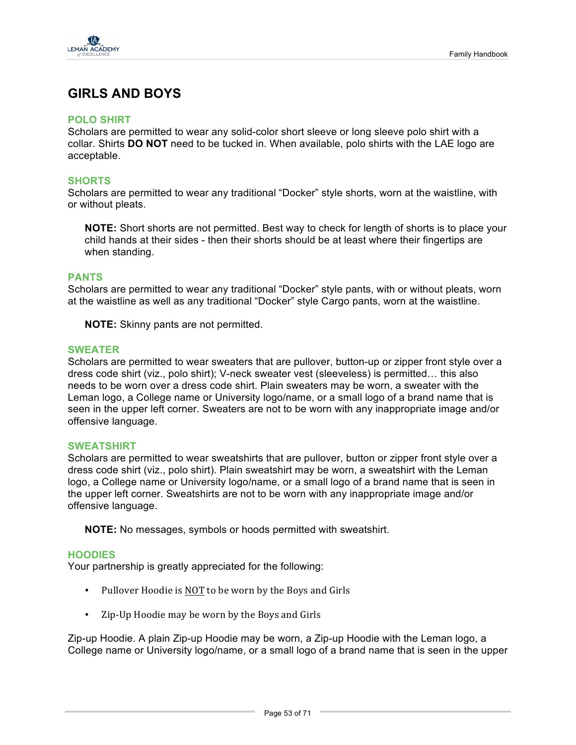## GIRLS AND BOYS

### POLO SHIRT

Scholars are permitted to wear any solid-color short sleeve or long sleeve polo shirt with a collar. Shirts **DO NOT** need to be tucked in. When available, polo shirts with the LAE logo are acceptable.

### SHORTS

Scholars are permitted to wear any traditional "Docker" style shorts, worn at the waistline, with or without pleats.

> **NOTE:** Short shorts are not permitted. Best way to check for length of shorts is to place your child hands at their sides - then their shorts should be at least where their fingertips are when standing.

### PANTS

Scholars are permitted to wear any traditional "Docker" style pants, with or without pleats, worn at the waistline as well as any traditional "Docker" style Cargo pants, worn at the waistline.

> **NOTE:** Skinny pants are not permitted.

### SWEATER

Scholars are permitted to wear sweaters that are pullover, button-up or zipper front style over a dress code shirt (viz., polo shirt); V-neck sweater vest (sleeveless) is permitted… this also needs to be worn over a dress code shirt. Plain sweaters may be worn, a sweater with the Leman logo, a College name or University logo/name, or a small logo of a brand name that is seen in the upper left corner. Sweaters are not to be worn with any inappropriate image and/or offensive language.

### SWEATSHIRT

Scholars are permitted to wear sweatshirts that are pullover, button or zipper front style over a dress code shirt (viz., polo shirt). Plain sweatshirt may be worn, a sweatshirt with the Leman logo, a College name or University logo/name, or a small logo of a brand name that is seen in the upper left corner. Sweatshirts are not to be worn with any inappropriate image and/or offensive language.

> **NOTE:** No messages, symbols or hoods permitted with sweatshirt.

### HOODIES

Your partnership is greatly appreciated for the following:

- Pullover Hoodie is <u>NOT</u> to be worn by the Boys and Girls
- Zip-Up Hoodie may be worn by the Boys and Girls

Zip-up Hoodie. A plain Zip-up Hoodie may be worn, a Zip-up Hoodie with the Leman logo, a College name or University logo/name, or a small logo of a brand name that is seen in the upper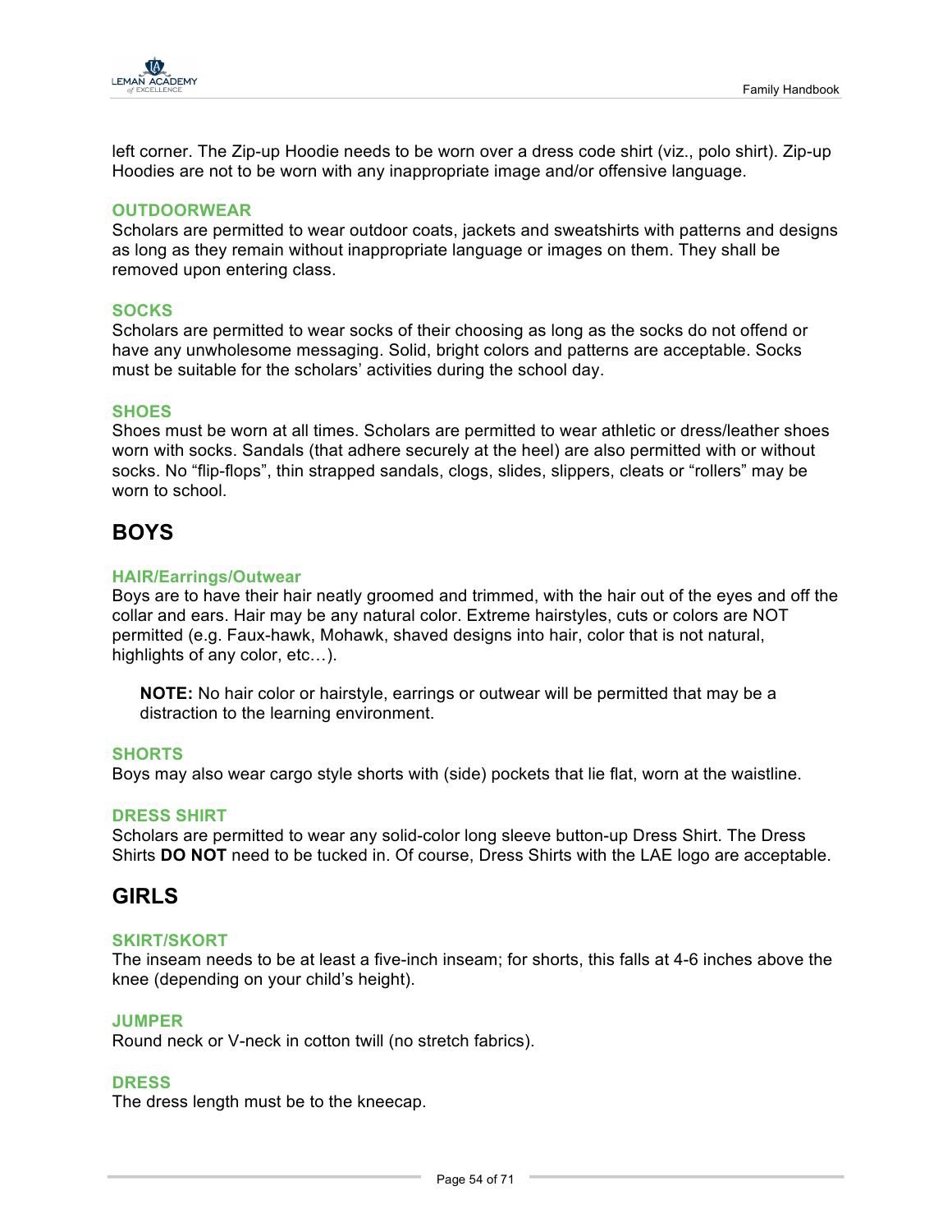left corner. The Zip-up Hoodie needs to be worn over a dress code shirt (viz., polo shirt). Zip-up Hoodies are not to be worn with any inappropriate image and/or offensive language.

### OUTDOORWEAR

Scholars are permitted to wear outdoor coats, jackets and sweatshirts with patterns and designs as long as they remain without inappropriate language or images on them. They shall be removed upon entering class.

### SOCKS

Scholars are permitted to wear socks of their choosing as long as the socks do not offend or have any unwholesome messaging. Solid, bright colors and patterns are acceptable. Socks must be suitable for the scholars' activities during the school day.

### SHOES

Shoes must be worn at all times. Scholars are permitted to wear athletic or dress/leather shoes worn with socks. Sandals (that adhere securely at the heel) are also permitted with or without socks. No "flip-flops", thin strapped sandals, clogs, slides, slippers, cleats or "rollers" may be worn to school.

## BOYS

### HAIR/Earrings/Outwear

Boys are to have their hair neatly groomed and trimmed, with the hair out of the eyes and off the collar and ears. Hair may be any natural color. Extreme hairstyles, cuts or colors are NOT permitted (e.g. Faux-hawk, Mohawk, shaved designs into hair, color that is not natural, highlights of any color, etc…).

> **NOTE:** No hair color or hairstyle, earrings or outwear will be permitted that may be a distraction to the learning environment.

### SHORTS

Boys may also wear cargo style shorts with (side) pockets that lie flat, worn at the waistline.

### DRESS SHIRT

Scholars are permitted to wear any solid-color long sleeve button-up Dress Shirt. The Dress Shirts **DO NOT** need to be tucked in. Of course, Dress Shirts with the LAE logo are acceptable.

## GIRLS

### SKIRT/SKORT

The inseam needs to be at least a five-inch inseam; for shorts, this falls at 4-6 inches above the knee (depending on your child's height).

### JUMPER

Round neck or V-neck in cotton twill (no stretch fabrics).

### DRESS

The dress length must be to the kneecap.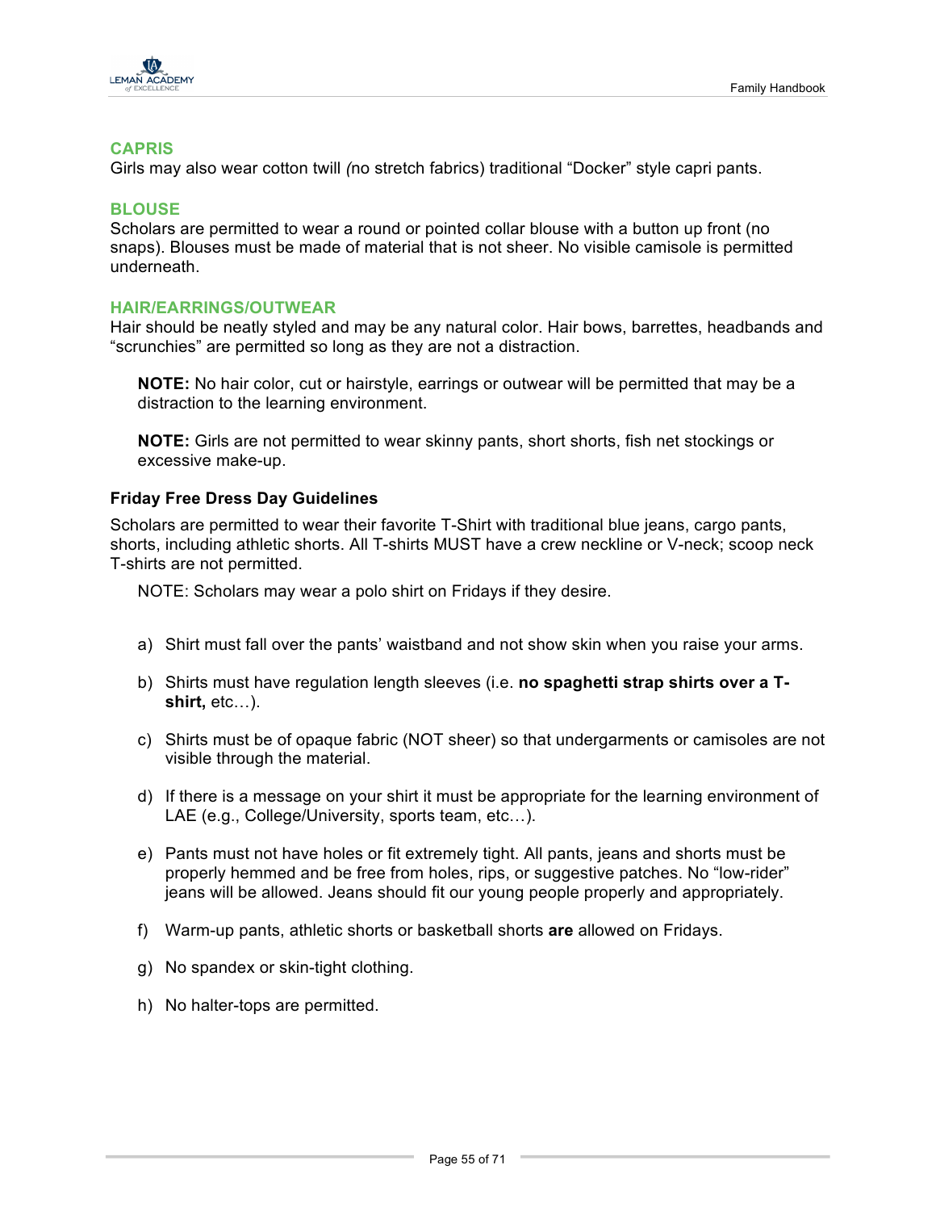### CAPRIS

Girls may also wear cotton twill *(*no stretch fabrics) traditional "Docker" style capri pants.

### BLOUSE

Scholars are permitted to wear a round or pointed collar blouse with a button up front (no snaps). Blouses must be made of material that is not sheer. No visible camisole is permitted underneath.

### HAIR/EARRINGS/OUTWEAR

Hair should be neatly styled and may be any natural color. Hair bows, barrettes, headbands and "scrunchies" are permitted so long as they are not a distraction.

> **NOTE:** No hair color, cut or hairstyle, earrings or outwear will be permitted that may be a distraction to the learning environment.
>
> **NOTE:** Girls are not permitted to wear skinny pants, short shorts, fish net stockings or excessive make-up.

**Friday Free Dress Day Guidelines**

Scholars are permitted to wear their favorite T-Shirt with traditional blue jeans, cargo pants, shorts, including athletic shorts. All T-shirts MUST have a crew neckline or V-neck; scoop neck T-shirts are not permitted.

> NOTE: Scholars may wear a polo shirt on Fridays if they desire.

a) Shirt must fall over the pants' waistband and not show skin when you raise your arms.

b) Shirts must have regulation length sleeves (i.e. **no spaghetti strap shirts over a T-shirt,** etc…).

c) Shirts must be of opaque fabric (NOT sheer) so that undergarments or camisoles are not visible through the material.

d) If there is a message on your shirt it must be appropriate for the learning environment of LAE (e.g., College/University, sports team, etc…).

e) Pants must not have holes or fit extremely tight. All pants, jeans and shorts must be properly hemmed and be free from holes, rips, or suggestive patches. No "low-rider" jeans will be allowed. Jeans should fit our young people properly and appropriately.

f) Warm-up pants, athletic shorts or basketball shorts **are** allowed on Fridays.

g) No spandex or skin-tight clothing.

h) No halter-tops are permitted.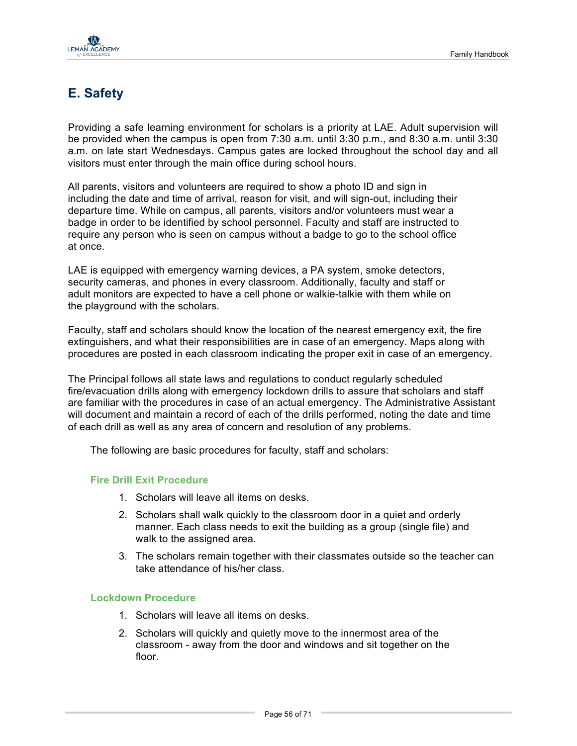## E. Safety

Providing a safe learning environment for scholars is a priority at LAE. Adult supervision will be provided when the campus is open from 7:30 a.m. until 3:30 p.m., and 8:30 a.m. until 3:30 a.m. on late start Wednesdays. Campus gates are locked throughout the school day and all visitors must enter through the main office during school hours.

All parents, visitors and volunteers are required to show a photo ID and sign in including the date and time of arrival, reason for visit, and will sign-out, including their departure time. While on campus, all parents, visitors and/or volunteers must wear a badge in order to be identified by school personnel. Faculty and staff are instructed to require any person who is seen on campus without a badge to go to the school office at once.

LAE is equipped with emergency warning devices, a PA system, smoke detectors, security cameras, and phones in every classroom. Additionally, faculty and staff or adult monitors are expected to have a cell phone or walkie-talkie with them while on the playground with the scholars.

Faculty, staff and scholars should know the location of the nearest emergency exit, the fire extinguishers, and what their responsibilities are in case of an emergency. Maps along with procedures are posted in each classroom indicating the proper exit in case of an emergency.

The Principal follows all state laws and regulations to conduct regularly scheduled fire/evacuation drills along with emergency lockdown drills to assure that scholars and staff are familiar with the procedures in case of an actual emergency. The Administrative Assistant will document and maintain a record of each of the drills performed, noting the date and time of each drill as well as any area of concern and resolution of any problems.

The following are basic procedures for faculty, staff and scholars:

### Fire Drill Exit Procedure

1. Scholars will leave all items on desks.
2. Scholars shall walk quickly to the classroom door in a quiet and orderly manner. Each class needs to exit the building as a group (single file) and walk to the assigned area.
3. The scholars remain together with their classmates outside so the teacher can take attendance of his/her class.

### Lockdown Procedure

1. Scholars will leave all items on desks.
2. Scholars will quickly and quietly move to the innermost area of the classroom - away from the door and windows and sit together on the floor.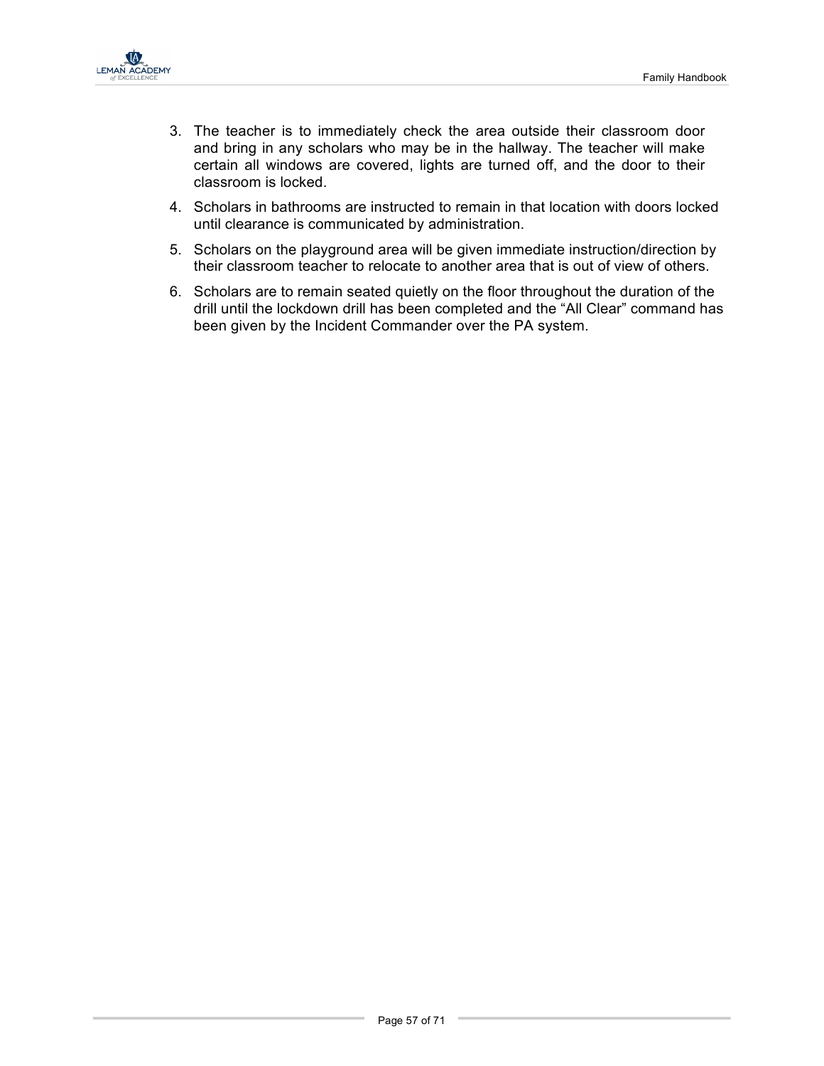3. The teacher is to immediately check the area outside their classroom door and bring in any scholars who may be in the hallway. The teacher will make certain all windows are covered, lights are turned off, and the door to their classroom is locked.
4. Scholars in bathrooms are instructed to remain in that location with doors locked until clearance is communicated by administration.
5. Scholars on the playground area will be given immediate instruction/direction by their classroom teacher to relocate to another area that is out of view of others.
6. Scholars are to remain seated quietly on the floor throughout the duration of the drill until the lockdown drill has been completed and the "All Clear" command has been given by the Incident Commander over the PA system.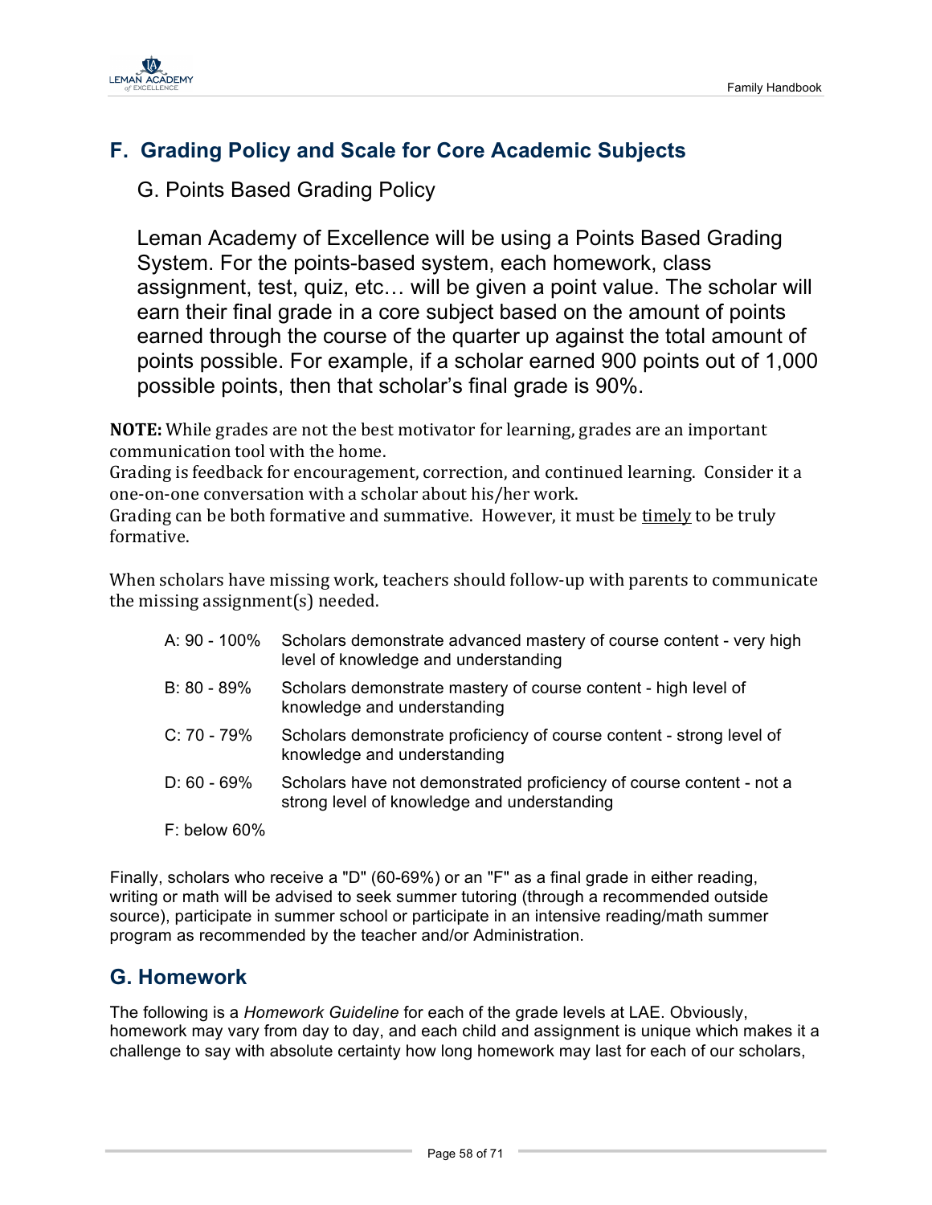## F. Grading Policy and Scale for Core Academic Subjects

### G. Points Based Grading Policy

Leman Academy of Excellence will be using a Points Based Grading System. For the points-based system, each homework, class assignment, test, quiz, etc… will be given a point value. The scholar will earn their final grade in a core subject based on the amount of points earned through the course of the quarter up against the total amount of points possible. For example, if a scholar earned 900 points out of 1,000 possible points, then that scholar's final grade is 90%.

**NOTE:** While grades are not the best motivator for learning, grades are an important communication tool with the home.
Grading is feedback for encouragement, correction, and continued learning. Consider it a one-on-one conversation with a scholar about his/her work.
Grading can be both formative and summative. However, it must be timely to be truly formative.

When scholars have missing work, teachers should follow-up with parents to communicate the missing assignment(s) needed.

| | |
|---|---|
| A: 90 - 100% | Scholars demonstrate advanced mastery of course content - very high level of knowledge and understanding |
| B: 80 - 89% | Scholars demonstrate mastery of course content - high level of knowledge and understanding |
| C: 70 - 79% | Scholars demonstrate proficiency of course content - strong level of knowledge and understanding |
| D: 60 - 69% | Scholars have not demonstrated proficiency of course content - not a strong level of knowledge and understanding |
| F: below 60% | |

Finally, scholars who receive a "D" (60-69%) or an "F" as a final grade in either reading, writing or math will be advised to seek summer tutoring (through a recommended outside source), participate in summer school or participate in an intensive reading/math summer program as recommended by the teacher and/or Administration.

## G. Homework

The following is a *Homework Guideline* for each of the grade levels at LAE. Obviously, homework may vary from day to day, and each child and assignment is unique which makes it a challenge to say with absolute certainty how long homework may last for each of our scholars,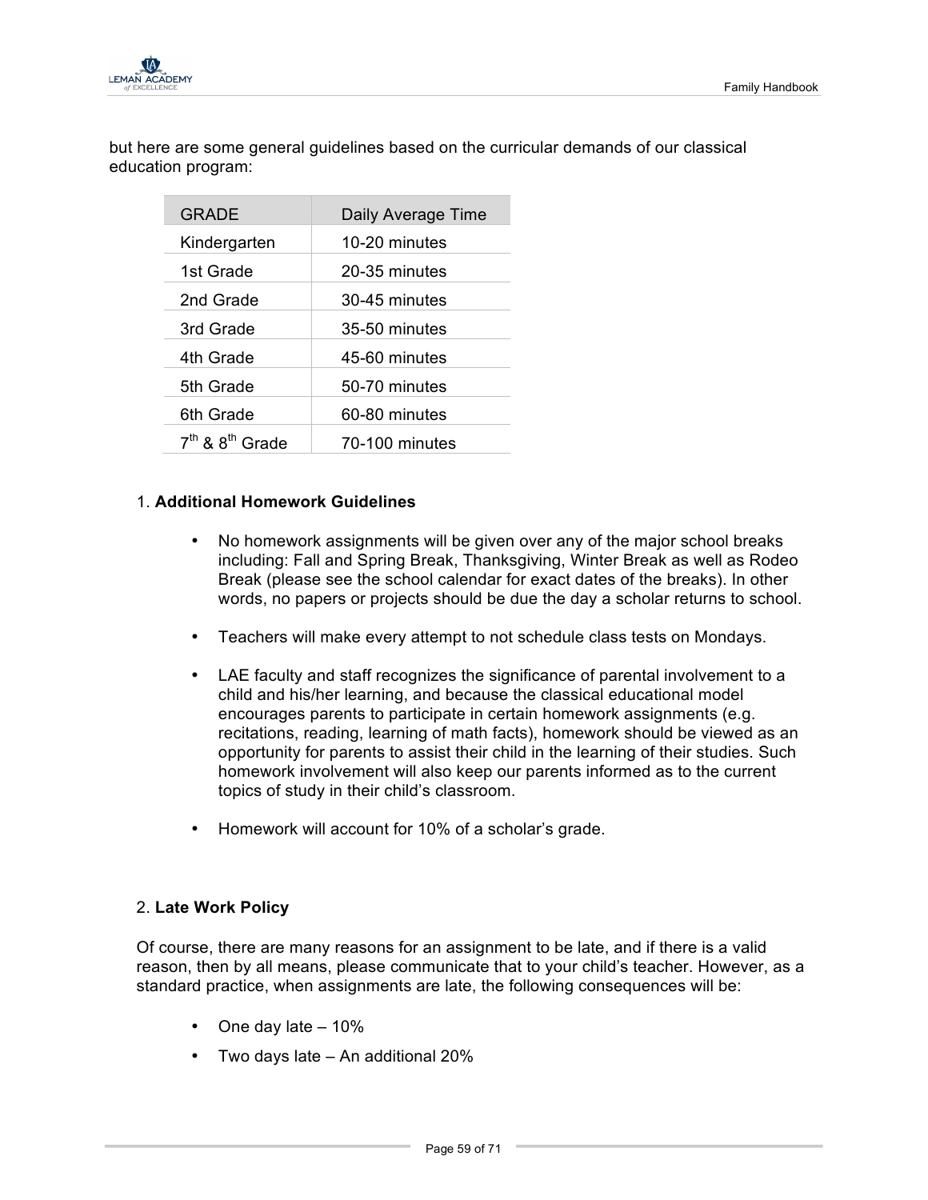but here are some general guidelines based on the curricular demands of our classical education program:

| GRADE | Daily Average Time |
|---|---|
| Kindergarten | 10-20 minutes |
| 1st Grade | 20-35 minutes |
| 2nd Grade | 30-45 minutes |
| 3rd Grade | 35-50 minutes |
| 4th Grade | 45-60 minutes |
| 5th Grade | 50-70 minutes |
| 6th Grade | 60-80 minutes |
| 7th & 8th Grade | 70-100 minutes |

1. **Additional Homework Guidelines**

- No homework assignments will be given over any of the major school breaks including: Fall and Spring Break, Thanksgiving, Winter Break as well as Rodeo Break (please see the school calendar for exact dates of the breaks). In other words, no papers or projects should be due the day a scholar returns to school.
- Teachers will make every attempt to not schedule class tests on Mondays.
- LAE faculty and staff recognizes the significance of parental involvement to a child and his/her learning, and because the classical educational model encourages parents to participate in certain homework assignments (e.g. recitations, reading, learning of math facts), homework should be viewed as an opportunity for parents to assist their child in the learning of their studies. Such homework involvement will also keep our parents informed as to the current topics of study in their child's classroom.
- Homework will account for 10% of a scholar's grade.

2. **Late Work Policy**

Of course, there are many reasons for an assignment to be late, and if there is a valid reason, then by all means, please communicate that to your child's teacher. However, as a standard practice, when assignments are late, the following consequences will be:

- One day late – 10%
- Two days late – An additional 20%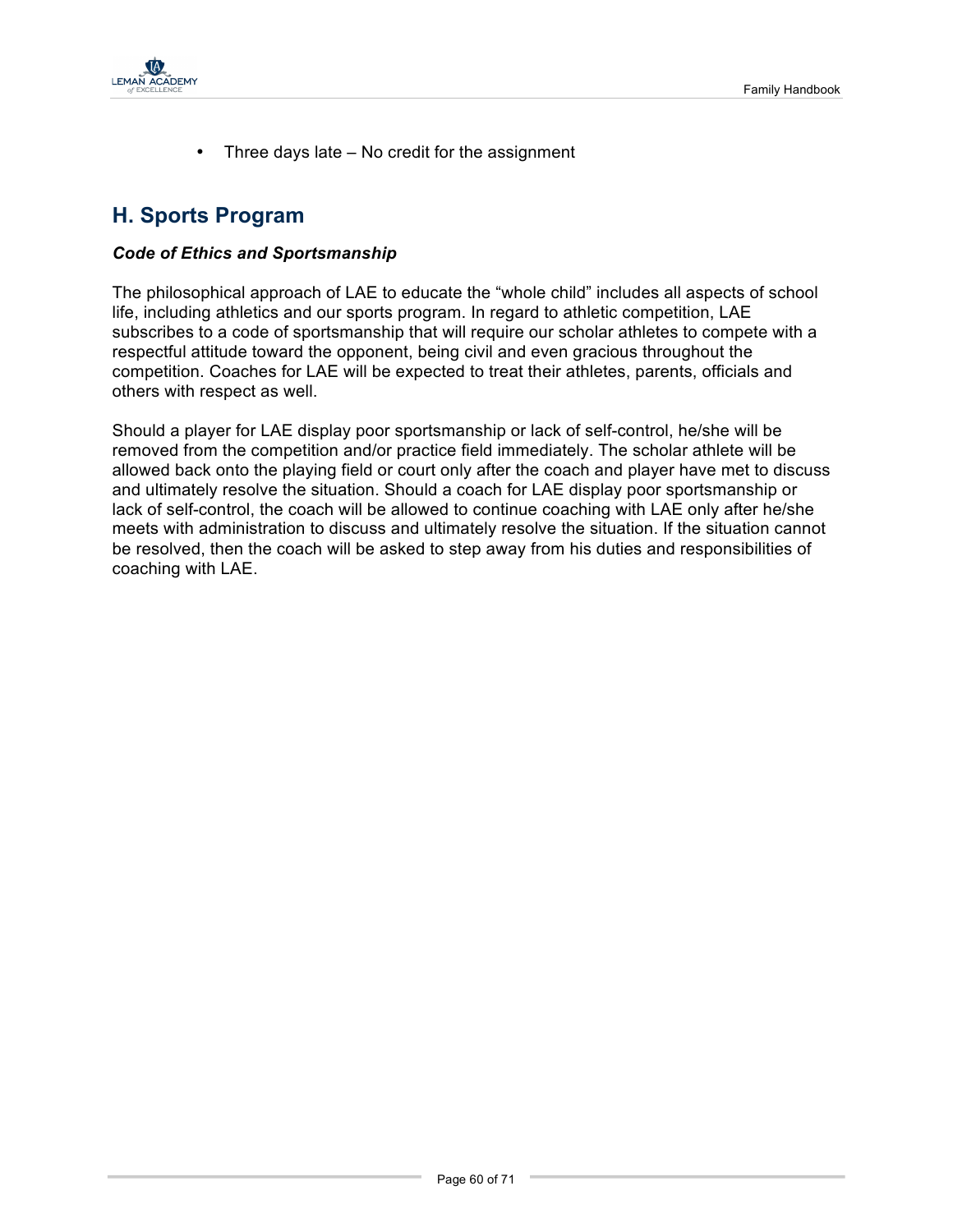- Three days late – No credit for the assignment

## H. Sports Program

***Code of Ethics and Sportsmanship***

The philosophical approach of LAE to educate the "whole child" includes all aspects of school life, including athletics and our sports program. In regard to athletic competition, LAE subscribes to a code of sportsmanship that will require our scholar athletes to compete with a respectful attitude toward the opponent, being civil and even gracious throughout the competition. Coaches for LAE will be expected to treat their athletes, parents, officials and others with respect as well.

Should a player for LAE display poor sportsmanship or lack of self-control, he/she will be removed from the competition and/or practice field immediately. The scholar athlete will be allowed back onto the playing field or court only after the coach and player have met to discuss and ultimately resolve the situation. Should a coach for LAE display poor sportsmanship or lack of self-control, the coach will be allowed to continue coaching with LAE only after he/she meets with administration to discuss and ultimately resolve the situation. If the situation cannot be resolved, then the coach will be asked to step away from his duties and responsibilities of coaching with LAE.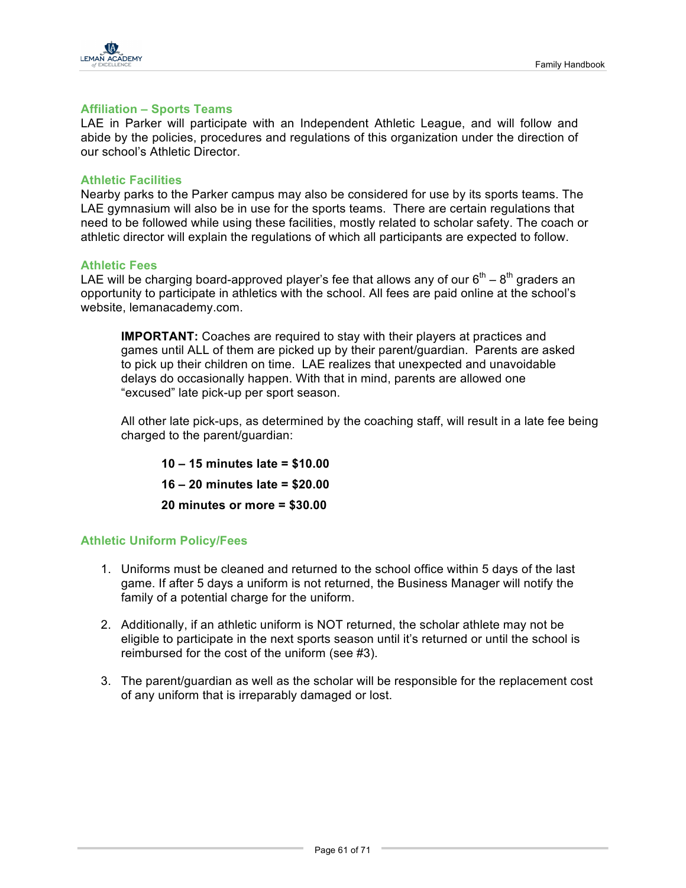## Affiliation – Sports Teams

LAE in Parker will participate with an Independent Athletic League, and will follow and abide by the policies, procedures and regulations of this organization under the direction of our school's Athletic Director.

## Athletic Facilities

Nearby parks to the Parker campus may also be considered for use by its sports teams. The LAE gymnasium will also be in use for the sports teams. There are certain regulations that need to be followed while using these facilities, mostly related to scholar safety. The coach or athletic director will explain the regulations of which all participants are expected to follow.

## Athletic Fees

LAE will be charging board-approved player's fee that allows any of our 6th – 8th graders an opportunity to participate in athletics with the school. All fees are paid online at the school's website, lemanacademy.com.

> **IMPORTANT:** Coaches are required to stay with their players at practices and games until ALL of them are picked up by their parent/guardian. Parents are asked to pick up their children on time. LAE realizes that unexpected and unavoidable delays do occasionally happen. With that in mind, parents are allowed one "excused" late pick-up per sport season.
>
> All other late pick-ups, as determined by the coaching staff, will result in a late fee being charged to the parent/guardian:
>
> **10 – 15 minutes late = $10.00**
>
> **16 – 20 minutes late = $20.00**
>
> **20 minutes or more = $30.00**

## Athletic Uniform Policy/Fees

1. Uniforms must be cleaned and returned to the school office within 5 days of the last game. If after 5 days a uniform is not returned, the Business Manager will notify the family of a potential charge for the uniform.

2. Additionally, if an athletic uniform is NOT returned, the scholar athlete may not be eligible to participate in the next sports season until it's returned or until the school is reimbursed for the cost of the uniform (see #3).

3. The parent/guardian as well as the scholar will be responsible for the replacement cost of any uniform that is irreparably damaged or lost.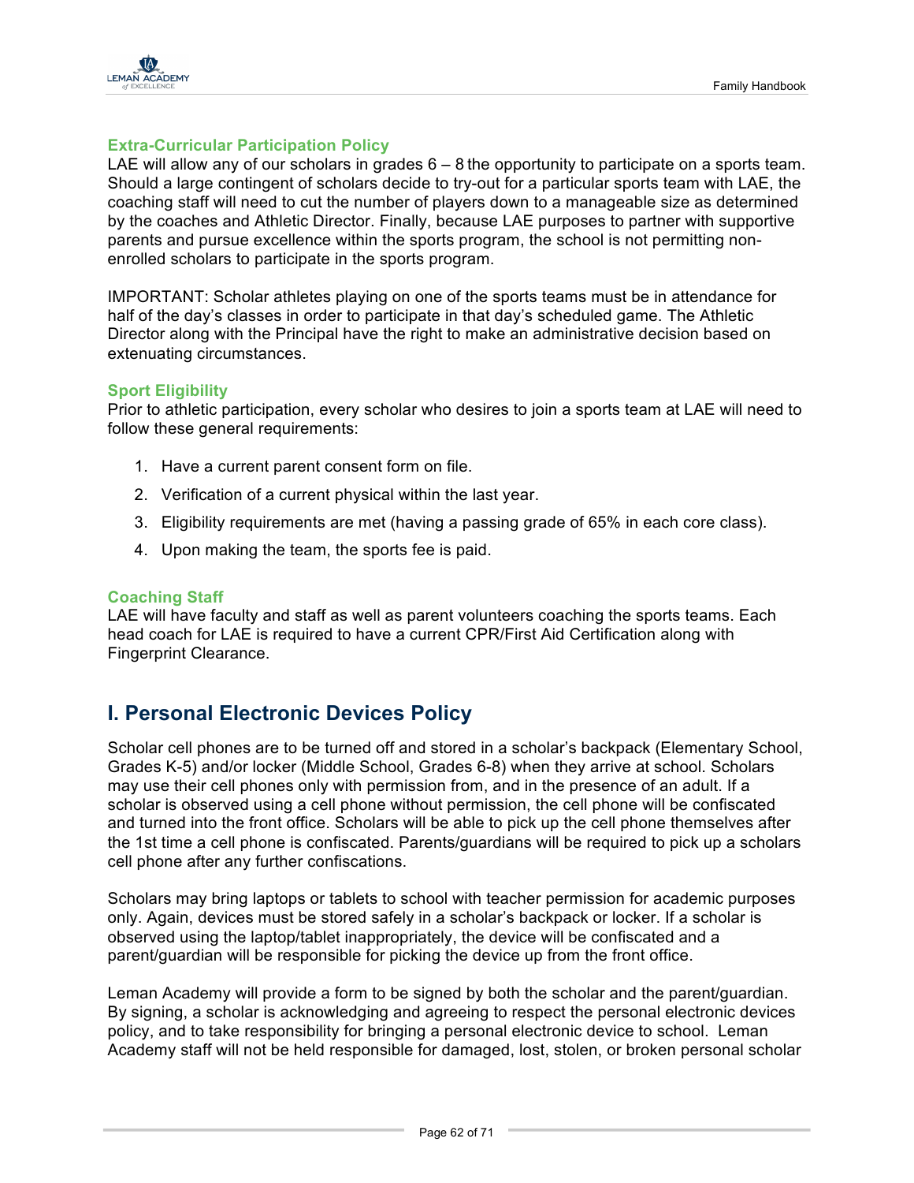### Extra-Curricular Participation Policy

LAE will allow any of our scholars in grades 6 – 8 the opportunity to participate on a sports team. Should a large contingent of scholars decide to try-out for a particular sports team with LAE, the coaching staff will need to cut the number of players down to a manageable size as determined by the coaches and Athletic Director. Finally, because LAE purposes to partner with supportive parents and pursue excellence within the sports program, the school is not permitting non-enrolled scholars to participate in the sports program.

IMPORTANT: Scholar athletes playing on one of the sports teams must be in attendance for half of the day's classes in order to participate in that day's scheduled game. The Athletic Director along with the Principal have the right to make an administrative decision based on extenuating circumstances.

### Sport Eligibility

Prior to athletic participation, every scholar who desires to join a sports team at LAE will need to follow these general requirements:

1. Have a current parent consent form on file.
2. Verification of a current physical within the last year.
3. Eligibility requirements are met (having a passing grade of 65% in each core class).
4. Upon making the team, the sports fee is paid.

### Coaching Staff

LAE will have faculty and staff as well as parent volunteers coaching the sports teams. Each head coach for LAE is required to have a current CPR/First Aid Certification along with Fingerprint Clearance.

## I. Personal Electronic Devices Policy

Scholar cell phones are to be turned off and stored in a scholar's backpack (Elementary School, Grades K-5) and/or locker (Middle School, Grades 6-8) when they arrive at school. Scholars may use their cell phones only with permission from, and in the presence of an adult. If a scholar is observed using a cell phone without permission, the cell phone will be confiscated and turned into the front office. Scholars will be able to pick up the cell phone themselves after the 1st time a cell phone is confiscated. Parents/guardians will be required to pick up a scholars cell phone after any further confiscations.

Scholars may bring laptops or tablets to school with teacher permission for academic purposes only. Again, devices must be stored safely in a scholar's backpack or locker. If a scholar is observed using the laptop/tablet inappropriately, the device will be confiscated and a parent/guardian will be responsible for picking the device up from the front office.

Leman Academy will provide a form to be signed by both the scholar and the parent/guardian. By signing, a scholar is acknowledging and agreeing to respect the personal electronic devices policy, and to take responsibility for bringing a personal electronic device to school. Leman Academy staff will not be held responsible for damaged, lost, stolen, or broken personal scholar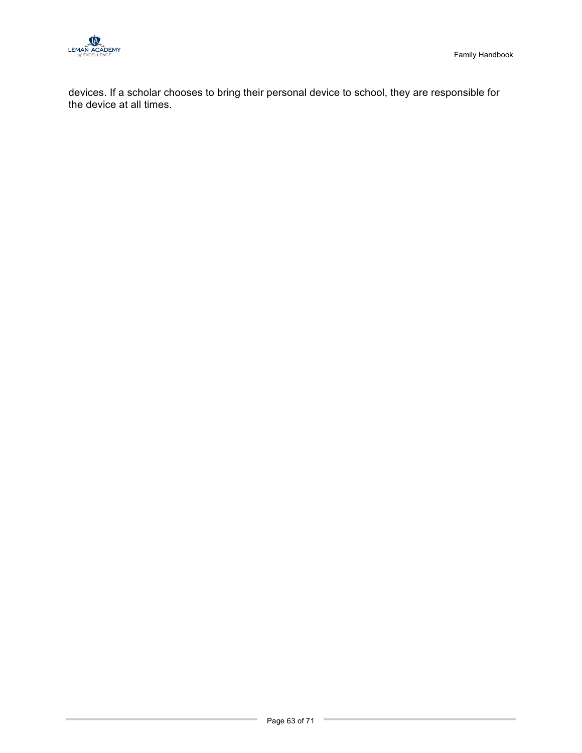devices. If a scholar chooses to bring their personal device to school, they are responsible for the device at all times.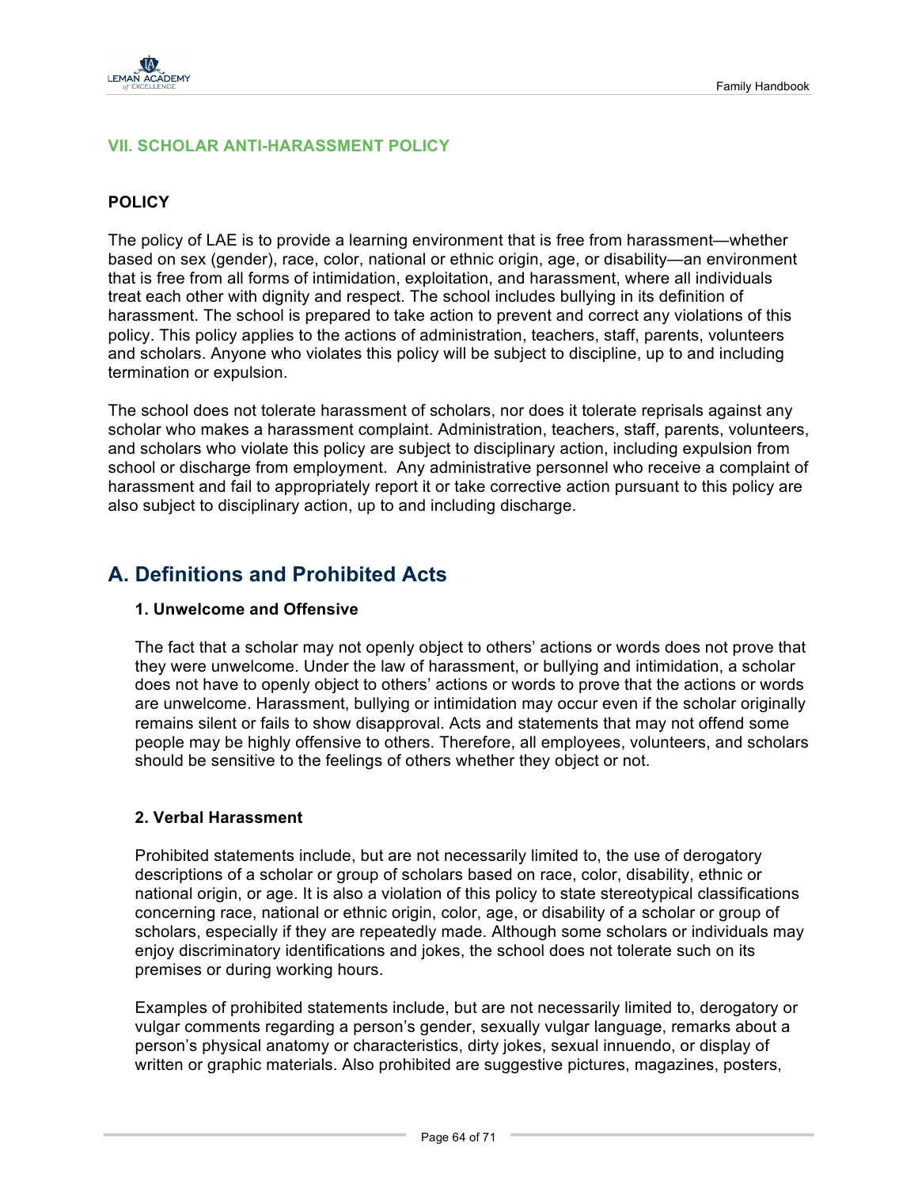## VII. SCHOLAR ANTI-HARASSMENT POLICY

### POLICY

The policy of LAE is to provide a learning environment that is free from harassment—whether based on sex (gender), race, color, national or ethnic origin, age, or disability—an environment that is free from all forms of intimidation, exploitation, and harassment, where all individuals treat each other with dignity and respect. The school includes bullying in its definition of harassment. The school is prepared to take action to prevent and correct any violations of this policy. This policy applies to the actions of administration, teachers, staff, parents, volunteers and scholars. Anyone who violates this policy will be subject to discipline, up to and including termination or expulsion.

The school does not tolerate harassment of scholars, nor does it tolerate reprisals against any scholar who makes a harassment complaint. Administration, teachers, staff, parents, volunteers, and scholars who violate this policy are subject to disciplinary action, including expulsion from school or discharge from employment. Any administrative personnel who receive a complaint of harassment and fail to appropriately report it or take corrective action pursuant to this policy are also subject to disciplinary action, up to and including discharge.

## A. Definitions and Prohibited Acts

### 1. Unwelcome and Offensive

The fact that a scholar may not openly object to others' actions or words does not prove that they were unwelcome. Under the law of harassment, or bullying and intimidation, a scholar does not have to openly object to others' actions or words to prove that the actions or words are unwelcome. Harassment, bullying or intimidation may occur even if the scholar originally remains silent or fails to show disapproval. Acts and statements that may not offend some people may be highly offensive to others. Therefore, all employees, volunteers, and scholars should be sensitive to the feelings of others whether they object or not.

### 2. Verbal Harassment

Prohibited statements include, but are not necessarily limited to, the use of derogatory descriptions of a scholar or group of scholars based on race, color, disability, ethnic or national origin, or age. It is also a violation of this policy to state stereotypical classifications concerning race, national or ethnic origin, color, age, or disability of a scholar or group of scholars, especially if they are repeatedly made. Although some scholars or individuals may enjoy discriminatory identifications and jokes, the school does not tolerate such on its premises or during working hours.

Examples of prohibited statements include, but are not necessarily limited to, derogatory or vulgar comments regarding a person's gender, sexually vulgar language, remarks about a person's physical anatomy or characteristics, dirty jokes, sexual innuendo, or display of written or graphic materials. Also prohibited are suggestive pictures, magazines, posters,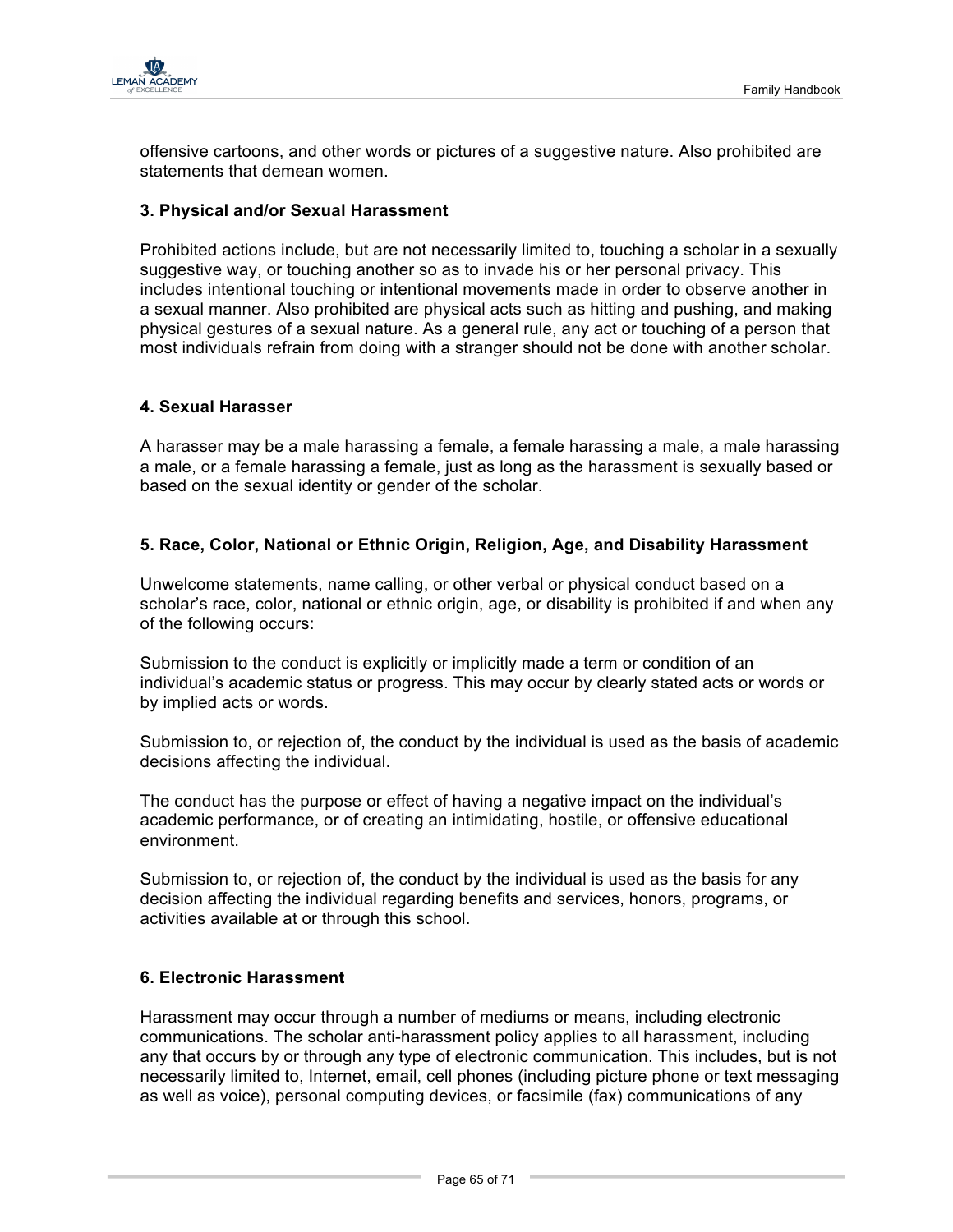offensive cartoons, and other words or pictures of a suggestive nature. Also prohibited are statements that demean women.

**3. Physical and/or Sexual Harassment**

Prohibited actions include, but are not necessarily limited to, touching a scholar in a sexually suggestive way, or touching another so as to invade his or her personal privacy. This includes intentional touching or intentional movements made in order to observe another in a sexual manner. Also prohibited are physical acts such as hitting and pushing, and making physical gestures of a sexual nature. As a general rule, any act or touching of a person that most individuals refrain from doing with a stranger should not be done with another scholar.

**4. Sexual Harasser**

A harasser may be a male harassing a female, a female harassing a male, a male harassing a male, or a female harassing a female, just as long as the harassment is sexually based or based on the sexual identity or gender of the scholar.

**5. Race, Color, National or Ethnic Origin, Religion, Age, and Disability Harassment**

Unwelcome statements, name calling, or other verbal or physical conduct based on a scholar's race, color, national or ethnic origin, age, or disability is prohibited if and when any of the following occurs:

Submission to the conduct is explicitly or implicitly made a term or condition of an individual's academic status or progress. This may occur by clearly stated acts or words or by implied acts or words.

Submission to, or rejection of, the conduct by the individual is used as the basis of academic decisions affecting the individual.

The conduct has the purpose or effect of having a negative impact on the individual's academic performance, or of creating an intimidating, hostile, or offensive educational environment.

Submission to, or rejection of, the conduct by the individual is used as the basis for any decision affecting the individual regarding benefits and services, honors, programs, or activities available at or through this school.

**6. Electronic Harassment**

Harassment may occur through a number of mediums or means, including electronic communications. The scholar anti-harassment policy applies to all harassment, including any that occurs by or through any type of electronic communication. This includes, but is not necessarily limited to, Internet, email, cell phones (including picture phone or text messaging as well as voice), personal computing devices, or facsimile (fax) communications of any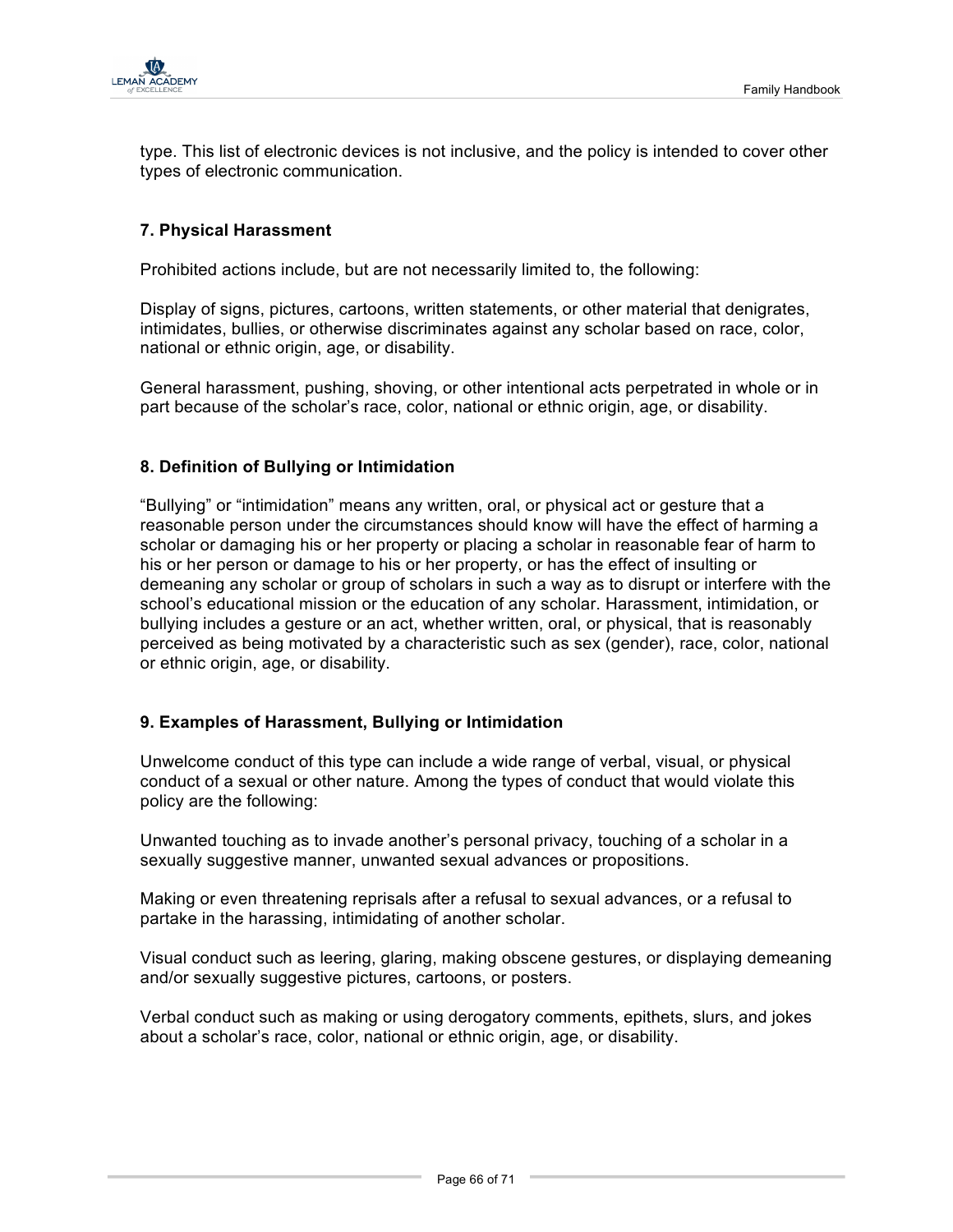type. This list of electronic devices is not inclusive, and the policy is intended to cover other types of electronic communication.

### 7. Physical Harassment

Prohibited actions include, but are not necessarily limited to, the following:

Display of signs, pictures, cartoons, written statements, or other material that denigrates, intimidates, bullies, or otherwise discriminates against any scholar based on race, color, national or ethnic origin, age, or disability.

General harassment, pushing, shoving, or other intentional acts perpetrated in whole or in part because of the scholar's race, color, national or ethnic origin, age, or disability.

### 8. Definition of Bullying or Intimidation

"Bullying" or "intimidation" means any written, oral, or physical act or gesture that a reasonable person under the circumstances should know will have the effect of harming a scholar or damaging his or her property or placing a scholar in reasonable fear of harm to his or her person or damage to his or her property, or has the effect of insulting or demeaning any scholar or group of scholars in such a way as to disrupt or interfere with the school's educational mission or the education of any scholar. Harassment, intimidation, or bullying includes a gesture or an act, whether written, oral, or physical, that is reasonably perceived as being motivated by a characteristic such as sex (gender), race, color, national or ethnic origin, age, or disability.

### 9. Examples of Harassment, Bullying or Intimidation

Unwelcome conduct of this type can include a wide range of verbal, visual, or physical conduct of a sexual or other nature. Among the types of conduct that would violate this policy are the following:

Unwanted touching as to invade another's personal privacy, touching of a scholar in a sexually suggestive manner, unwanted sexual advances or propositions.

Making or even threatening reprisals after a refusal to sexual advances, or a refusal to partake in the harassing, intimidating of another scholar.

Visual conduct such as leering, glaring, making obscene gestures, or displaying demeaning and/or sexually suggestive pictures, cartoons, or posters.

Verbal conduct such as making or using derogatory comments, epithets, slurs, and jokes about a scholar's race, color, national or ethnic origin, age, or disability.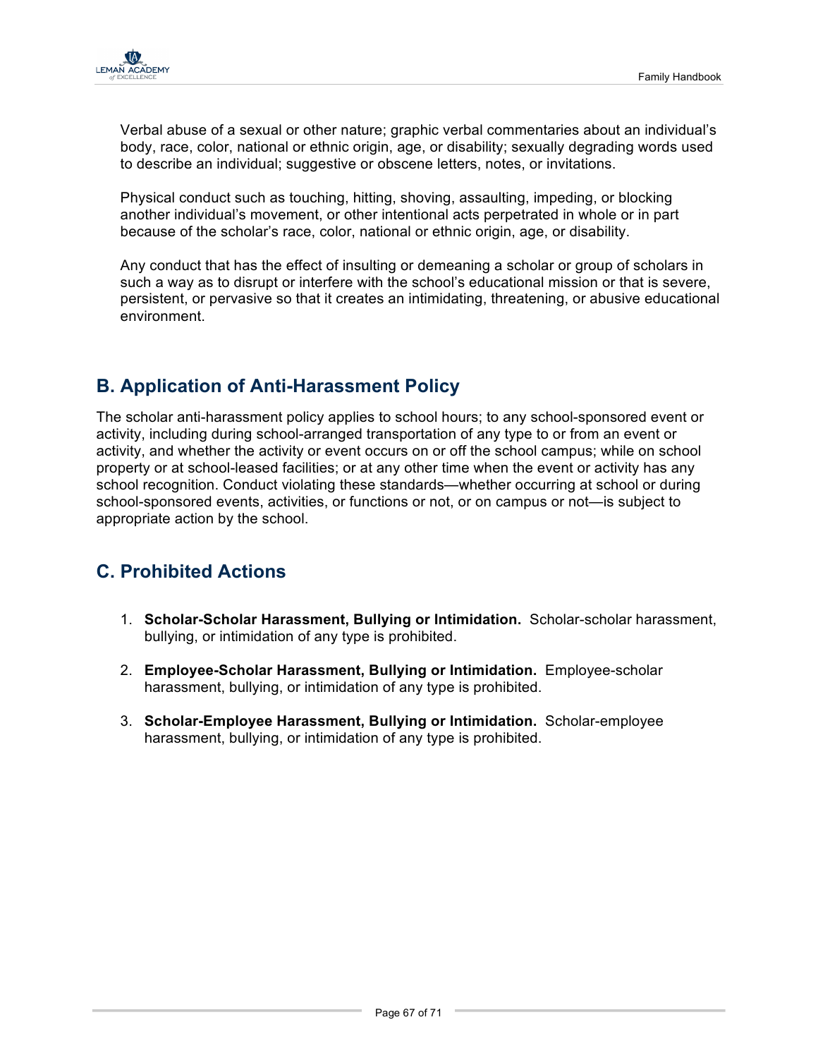Verbal abuse of a sexual or other nature; graphic verbal commentaries about an individual's body, race, color, national or ethnic origin, age, or disability; sexually degrading words used to describe an individual; suggestive or obscene letters, notes, or invitations.

Physical conduct such as touching, hitting, shoving, assaulting, impeding, or blocking another individual's movement, or other intentional acts perpetrated in whole or in part because of the scholar's race, color, national or ethnic origin, age, or disability.

Any conduct that has the effect of insulting or demeaning a scholar or group of scholars in such a way as to disrupt or interfere with the school's educational mission or that is severe, persistent, or pervasive so that it creates an intimidating, threatening, or abusive educational environment.

## B. Application of Anti-Harassment Policy

The scholar anti-harassment policy applies to school hours; to any school-sponsored event or activity, including during school-arranged transportation of any type to or from an event or activity, and whether the activity or event occurs on or off the school campus; while on school property or at school-leased facilities; or at any other time when the event or activity has any school recognition. Conduct violating these standards—whether occurring at school or during school-sponsored events, activities, or functions or not, or on campus or not—is subject to appropriate action by the school.

## C. Prohibited Actions

1. **Scholar-Scholar Harassment, Bullying or Intimidation.** Scholar-scholar harassment, bullying, or intimidation of any type is prohibited.

2. **Employee-Scholar Harassment, Bullying or Intimidation.** Employee-scholar harassment, bullying, or intimidation of any type is prohibited.

3. **Scholar-Employee Harassment, Bullying or Intimidation.** Scholar-employee harassment, bullying, or intimidation of any type is prohibited.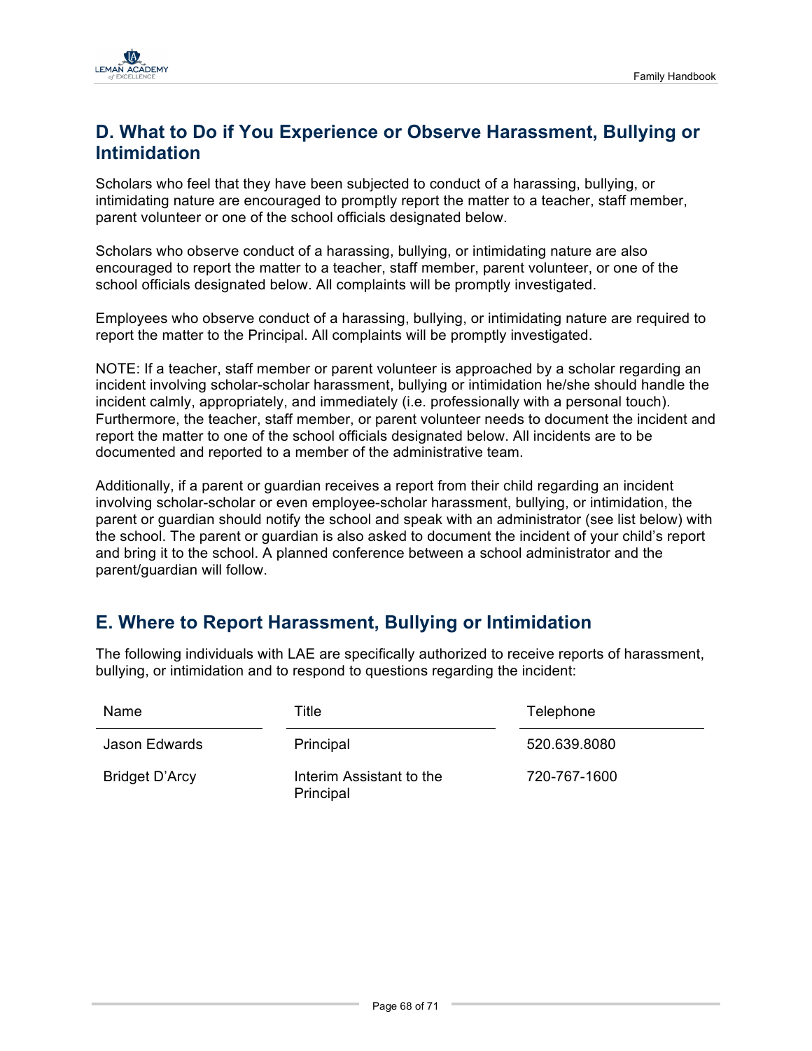## D. What to Do if You Experience or Observe Harassment, Bullying or Intimidation

Scholars who feel that they have been subjected to conduct of a harassing, bullying, or intimidating nature are encouraged to promptly report the matter to a teacher, staff member, parent volunteer or one of the school officials designated below.

Scholars who observe conduct of a harassing, bullying, or intimidating nature are also encouraged to report the matter to a teacher, staff member, parent volunteer, or one of the school officials designated below. All complaints will be promptly investigated.

Employees who observe conduct of a harassing, bullying, or intimidating nature are required to report the matter to the Principal. All complaints will be promptly investigated.

NOTE: If a teacher, staff member or parent volunteer is approached by a scholar regarding an incident involving scholar-scholar harassment, bullying or intimidation he/she should handle the incident calmly, appropriately, and immediately (i.e. professionally with a personal touch). Furthermore, the teacher, staff member, or parent volunteer needs to document the incident and report the matter to one of the school officials designated below. All incidents are to be documented and reported to a member of the administrative team.

Additionally, if a parent or guardian receives a report from their child regarding an incident involving scholar-scholar or even employee-scholar harassment, bullying, or intimidation, the parent or guardian should notify the school and speak with an administrator (see list below) with the school. The parent or guardian is also asked to document the incident of your child's report and bring it to the school. A planned conference between a school administrator and the parent/guardian will follow.

## E. Where to Report Harassment, Bullying or Intimidation

The following individuals with LAE are specifically authorized to receive reports of harassment, bullying, or intimidation and to respond to questions regarding the incident:

| Name | Title | Telephone |
|---|---|---|
| Jason Edwards | Principal | 520.639.8080 |
| Bridget D'Arcy | Interim Assistant to the Principal | 720-767-1600 |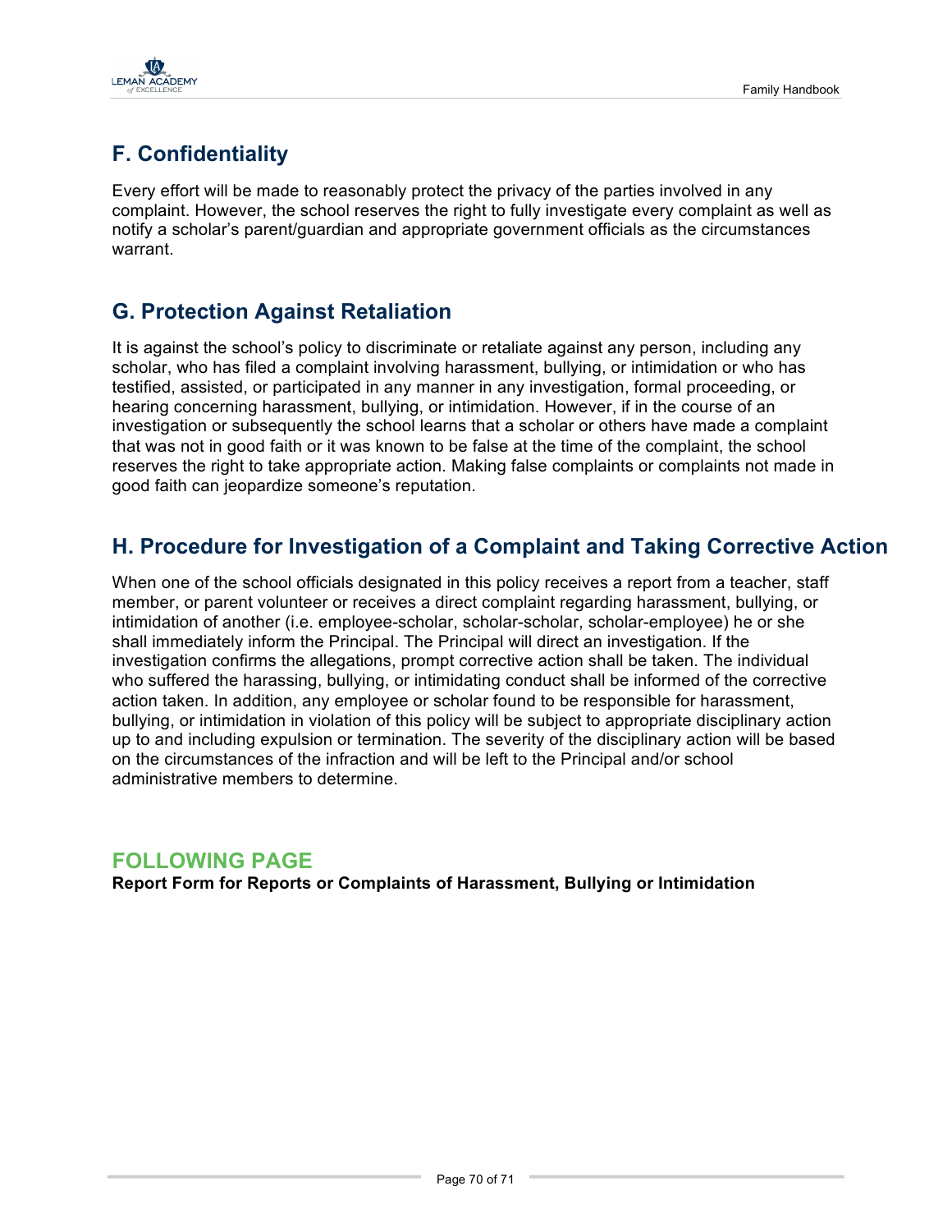## F. Confidentiality

Every effort will be made to reasonably protect the privacy of the parties involved in any complaint. However, the school reserves the right to fully investigate every complaint as well as notify a scholar's parent/guardian and appropriate government officials as the circumstances warrant.

## G. Protection Against Retaliation

It is against the school's policy to discriminate or retaliate against any person, including any scholar, who has filed a complaint involving harassment, bullying, or intimidation or who has testified, assisted, or participated in any manner in any investigation, formal proceeding, or hearing concerning harassment, bullying, or intimidation. However, if in the course of an investigation or subsequently the school learns that a scholar or others have made a complaint that was not in good faith or it was known to be false at the time of the complaint, the school reserves the right to take appropriate action. Making false complaints or complaints not made in good faith can jeopardize someone's reputation.

## H. Procedure for Investigation of a Complaint and Taking Corrective Action

When one of the school officials designated in this policy receives a report from a teacher, staff member, or parent volunteer or receives a direct complaint regarding harassment, bullying, or intimidation of another (i.e. employee-scholar, scholar-scholar, scholar-employee) he or she shall immediately inform the Principal. The Principal will direct an investigation. If the investigation confirms the allegations, prompt corrective action shall be taken. The individual who suffered the harassing, bullying, or intimidating conduct shall be informed of the corrective action taken. In addition, any employee or scholar found to be responsible for harassment, bullying, or intimidation in violation of this policy will be subject to appropriate disciplinary action up to and including expulsion or termination. The severity of the disciplinary action will be based on the circumstances of the infraction and will be left to the Principal and/or school administrative members to determine.

## FOLLOWING PAGE

**Report Form for Reports or Complaints of Harassment, Bullying or Intimidation**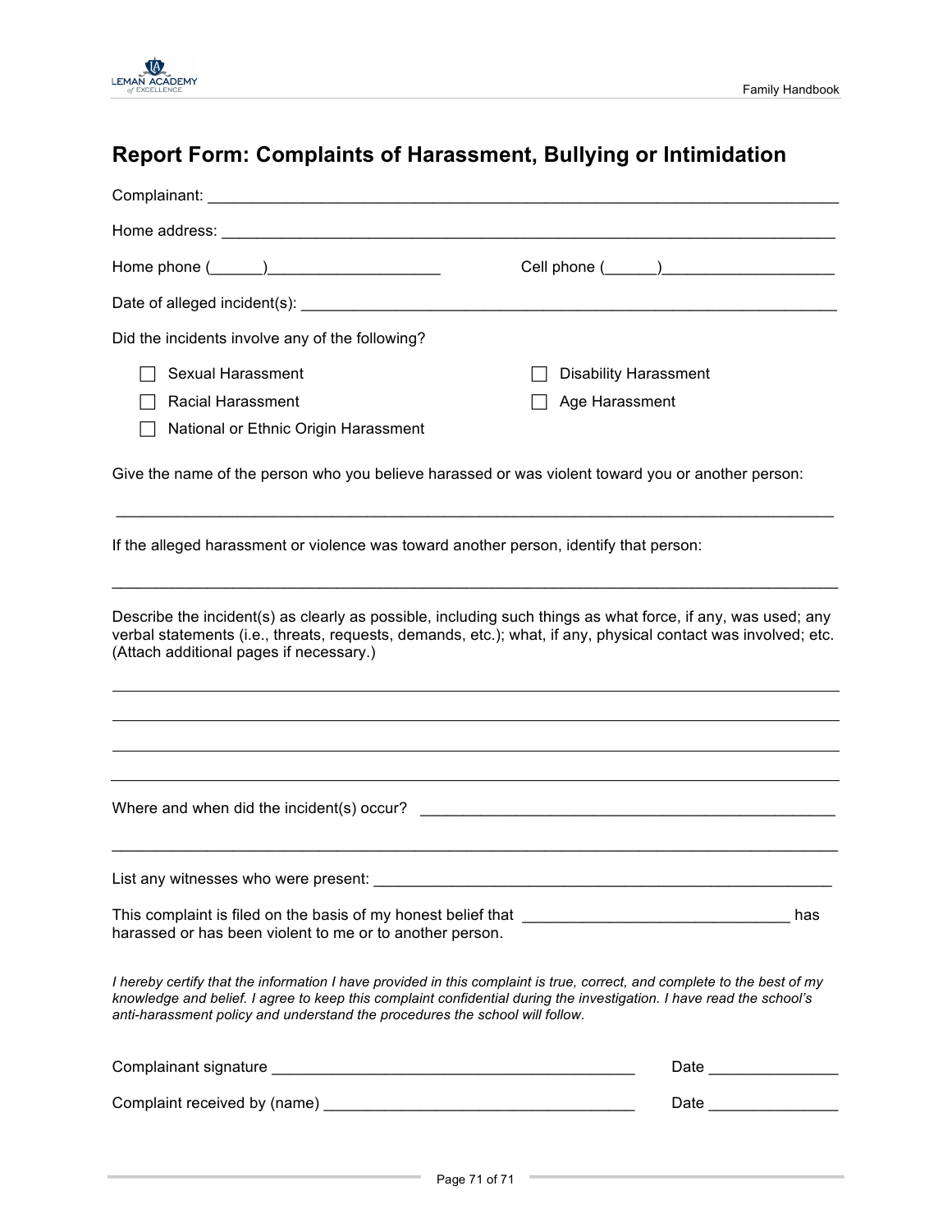# Report Form: Complaints of Harassment, Bullying or Intimidation

Complainant: ___________________________________________________________________________

Home address: _________________________________________________________________________

Home phone (______)____________________ Cell phone (______)____________________

Date of alleged incident(s): _______________________________________________________________

Did the incidents involve any of the following?

- ☐ Sexual Harassment
- ☐ Disability Harassment
- ☐ Racial Harassment
- ☐ Age Harassment
- ☐ National or Ethnic Origin Harassment

Give the name of the person who you believe harassed or was violent toward you or another person:

_____________________________________________________________________________________

If the alleged harassment or violence was toward another person, identify that person:

_____________________________________________________________________________________

Describe the incident(s) as clearly as possible, including such things as what force, if any, was used; any verbal statements (i.e., threats, requests, demands, etc.); what, if any, physical contact was involved; etc. (Attach additional pages if necessary.)

_____________________________________________________________________________________

_____________________________________________________________________________________

_____________________________________________________________________________________

_____________________________________________________________________________________

Where and when did the incident(s) occur? __________________________________________________

_____________________________________________________________________________________

List any witnesses who were present: _______________________________________________________

This complaint is filed on the basis of my honest belief that _______________________________ has harassed or has been violent to me or to another person.

*I hereby certify that the information I have provided in this complaint is true, correct, and complete to the best of my knowledge and belief. I agree to keep this complaint confidential during the investigation. I have read the school's anti-harassment policy and understand the procedures the school will follow.*

Complainant signature ___________________________________________ Date _______________

Complaint received by (name) ____________________________________ Date _______________